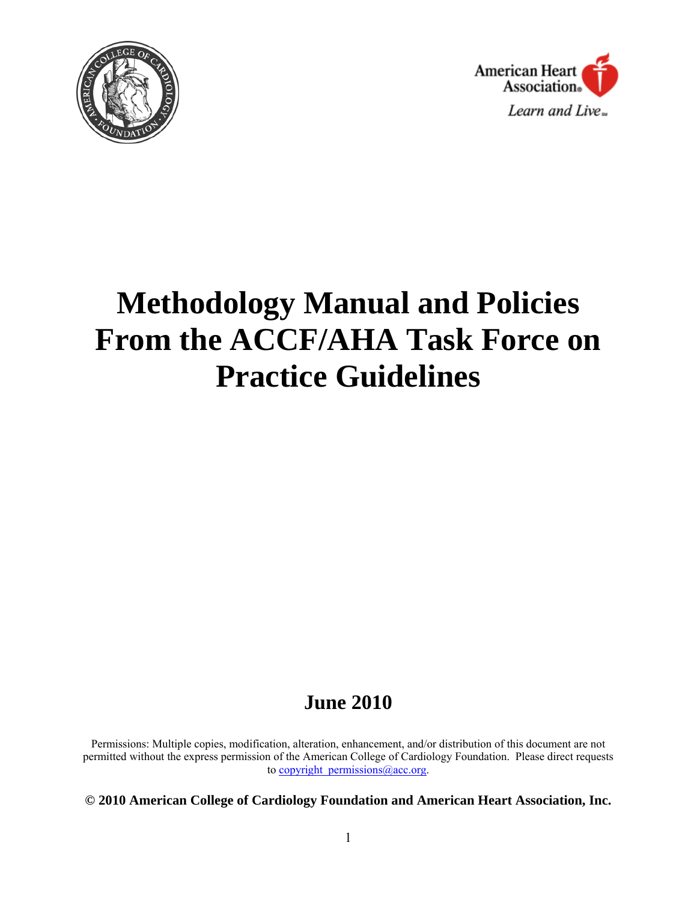# Methodology Manual and Policies From the ACCF/AHA Task Force on Practice Guidelines

**June 2010**

Permissions: Multiple copies, modification, alteration, enhancement, and/or distribution of this document are not permitted without the express permission of the American College of Cardiology Foundation. Please direct requests to copyright_permissions@acc.org.

**© 2010 American College of Cardiology Foundation and American Heart Association, Inc.**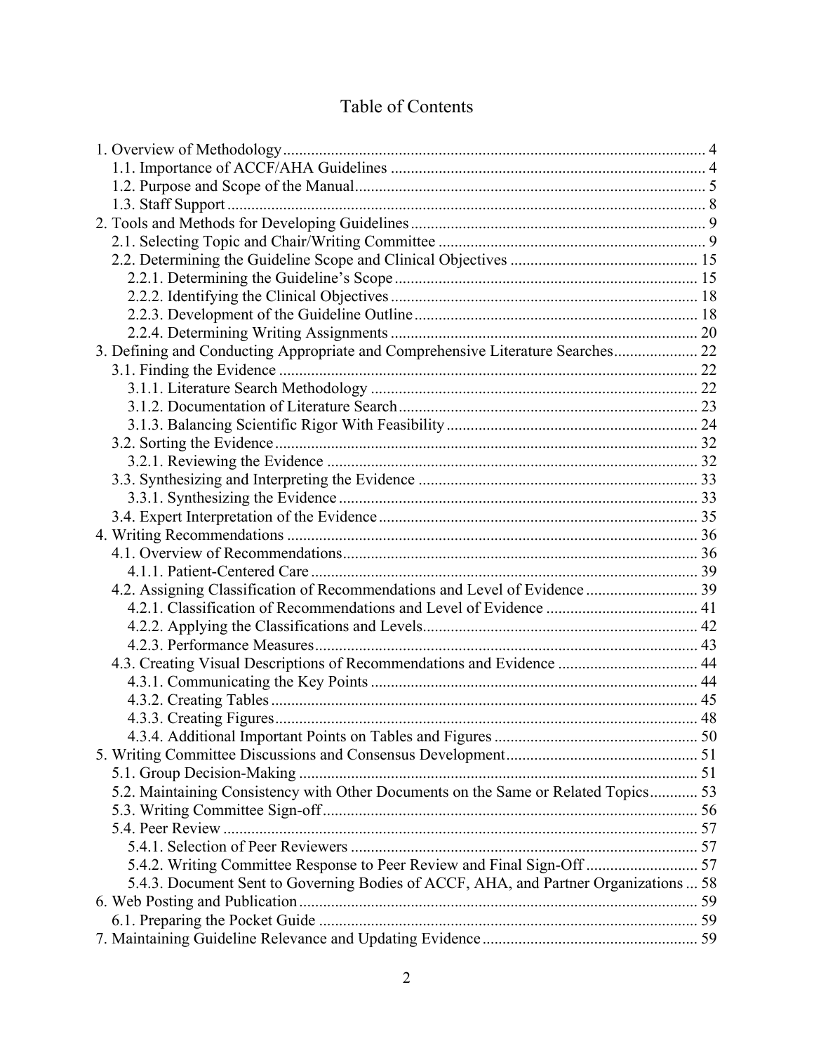# Table of Contents

- 1. Overview of Methodology ... 4
  - 1.1. Importance of ACCF/AHA Guidelines ... 4
  - 1.2. Purpose and Scope of the Manual ... 5
  - 1.3. Staff Support ... 8
- 2. Tools and Methods for Developing Guidelines ... 9
  - 2.1. Selecting Topic and Chair/Writing Committee ... 9
  - 2.2. Determining the Guideline Scope and Clinical Objectives ... 15
    - 2.2.1. Determining the Guideline's Scope ... 15
    - 2.2.2. Identifying the Clinical Objectives ... 18
    - 2.2.3. Development of the Guideline Outline ... 18
    - 2.2.4. Determining Writing Assignments ... 20
- 3. Defining and Conducting Appropriate and Comprehensive Literature Searches ... 22
  - 3.1. Finding the Evidence ... 22
    - 3.1.1. Literature Search Methodology ... 22
    - 3.1.2. Documentation of Literature Search ... 23
    - 3.1.3. Balancing Scientific Rigor With Feasibility ... 24
  - 3.2. Sorting the Evidence ... 32
    - 3.2.1. Reviewing the Evidence ... 32
  - 3.3. Synthesizing and Interpreting the Evidence ... 33
    - 3.3.1. Synthesizing the Evidence ... 33
  - 3.4. Expert Interpretation of the Evidence ... 35
- 4. Writing Recommendations ... 36
  - 4.1. Overview of Recommendations ... 36
    - 4.1.1. Patient-Centered Care ... 39
  - 4.2. Assigning Classification of Recommendations and Level of Evidence ... 39
    - 4.2.1. Classification of Recommendations and Level of Evidence ... 41
    - 4.2.2. Applying the Classifications and Levels ... 42
    - 4.2.3. Performance Measures ... 43
  - 4.3. Creating Visual Descriptions of Recommendations and Evidence ... 44
    - 4.3.1. Communicating the Key Points ... 44
    - 4.3.2. Creating Tables ... 45
    - 4.3.3. Creating Figures ... 48
    - 4.3.4. Additional Important Points on Tables and Figures ... 50
- 5. Writing Committee Discussions and Consensus Development ... 51
  - 5.1. Group Decision-Making ... 51
  - 5.2. Maintaining Consistency with Other Documents on the Same or Related Topics ... 53
  - 5.3. Writing Committee Sign-off ... 56
  - 5.4. Peer Review ... 57
    - 5.4.1. Selection of Peer Reviewers ... 57
    - 5.4.2. Writing Committee Response to Peer Review and Final Sign-Off ... 57
    - 5.4.3. Document Sent to Governing Bodies of ACCF, AHA, and Partner Organizations ... 58
- 6. Web Posting and Publication ... 59
  - 6.1. Preparing the Pocket Guide ... 59
- 7. Maintaining Guideline Relevance and Updating Evidence ... 59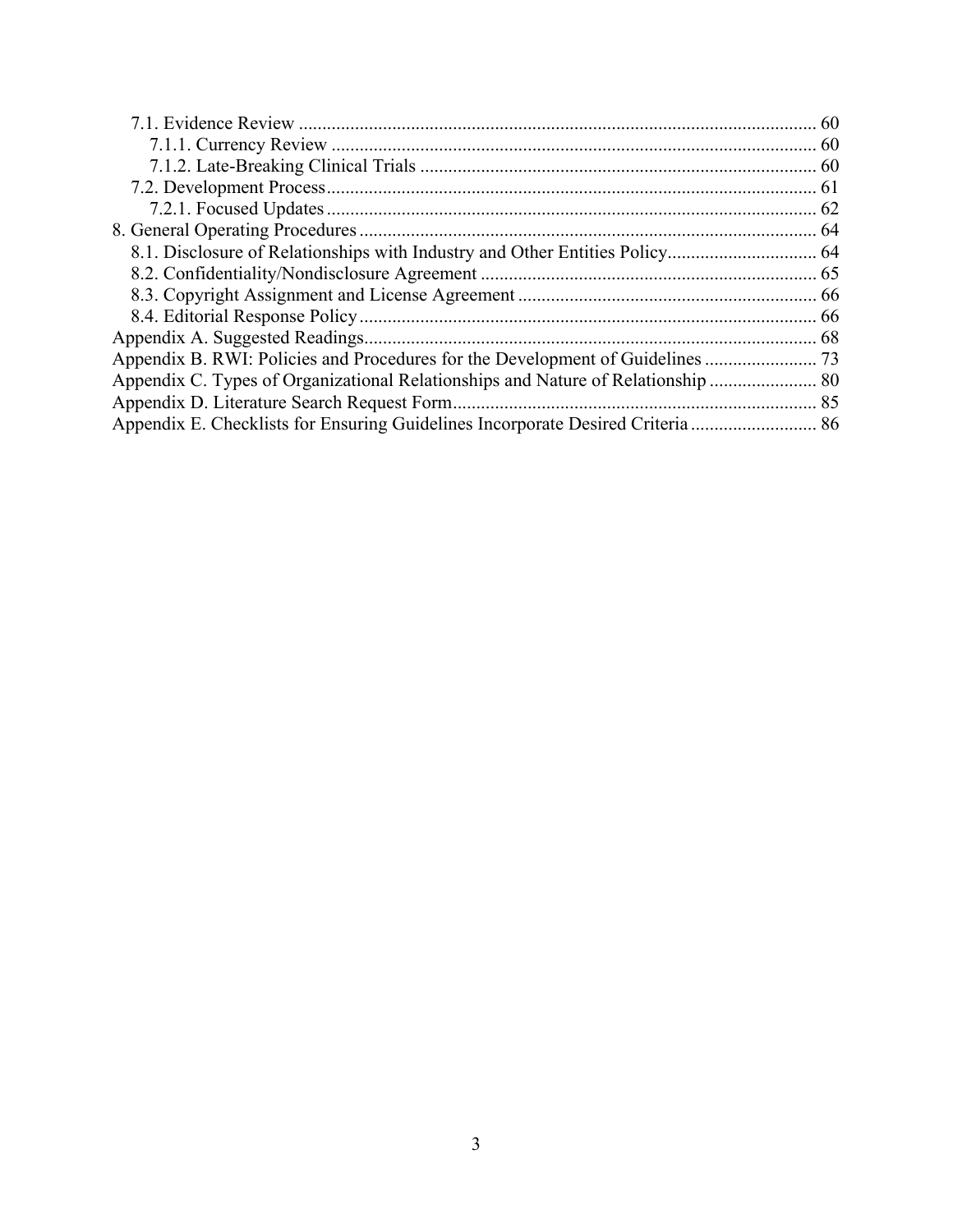- 7.1. Evidence Review ... 60
  - 7.1.1. Currency Review ... 60
  - 7.1.2. Late-Breaking Clinical Trials ... 60
- 7.2. Development Process ... 61
  - 7.2.1. Focused Updates ... 62

8. General Operating Procedures ... 64
- 8.1. Disclosure of Relationships with Industry and Other Entities Policy ... 64
- 8.2. Confidentiality/Nondisclosure Agreement ... 65
- 8.3. Copyright Assignment and License Agreement ... 66
- 8.4. Editorial Response Policy ... 66

Appendix A. Suggested Readings ... 68

Appendix B. RWI: Policies and Procedures for the Development of Guidelines ... 73

Appendix C. Types of Organizational Relationships and Nature of Relationship ... 80

Appendix D. Literature Search Request Form ... 85

Appendix E. Checklists for Ensuring Guidelines Incorporate Desired Criteria ... 86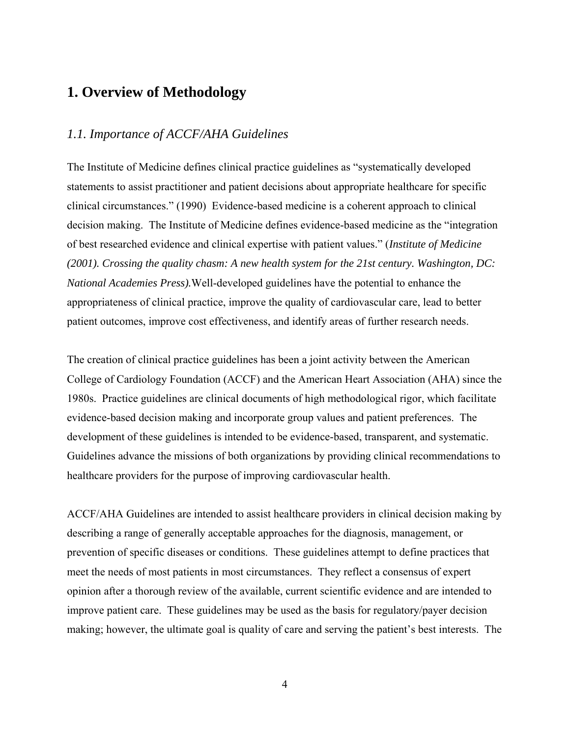# 1. Overview of Methodology

## *1.1. Importance of ACCF/AHA Guidelines*

The Institute of Medicine defines clinical practice guidelines as "systematically developed statements to assist practitioner and patient decisions about appropriate healthcare for specific clinical circumstances." (1990) Evidence-based medicine is a coherent approach to clinical decision making. The Institute of Medicine defines evidence-based medicine as the "integration of best researched evidence and clinical expertise with patient values." (*Institute of Medicine (2001). Crossing the quality chasm: A new health system for the 21st century. Washington, DC: National Academies Press).*Well-developed guidelines have the potential to enhance the appropriateness of clinical practice, improve the quality of cardiovascular care, lead to better patient outcomes, improve cost effectiveness, and identify areas of further research needs.

The creation of clinical practice guidelines has been a joint activity between the American College of Cardiology Foundation (ACCF) and the American Heart Association (AHA) since the 1980s. Practice guidelines are clinical documents of high methodological rigor, which facilitate evidence-based decision making and incorporate group values and patient preferences. The development of these guidelines is intended to be evidence-based, transparent, and systematic. Guidelines advance the missions of both organizations by providing clinical recommendations to healthcare providers for the purpose of improving cardiovascular health.

ACCF/AHA Guidelines are intended to assist healthcare providers in clinical decision making by describing a range of generally acceptable approaches for the diagnosis, management, or prevention of specific diseases or conditions. These guidelines attempt to define practices that meet the needs of most patients in most circumstances. They reflect a consensus of expert opinion after a thorough review of the available, current scientific evidence and are intended to improve patient care. These guidelines may be used as the basis for regulatory/payer decision making; however, the ultimate goal is quality of care and serving the patient's best interests. The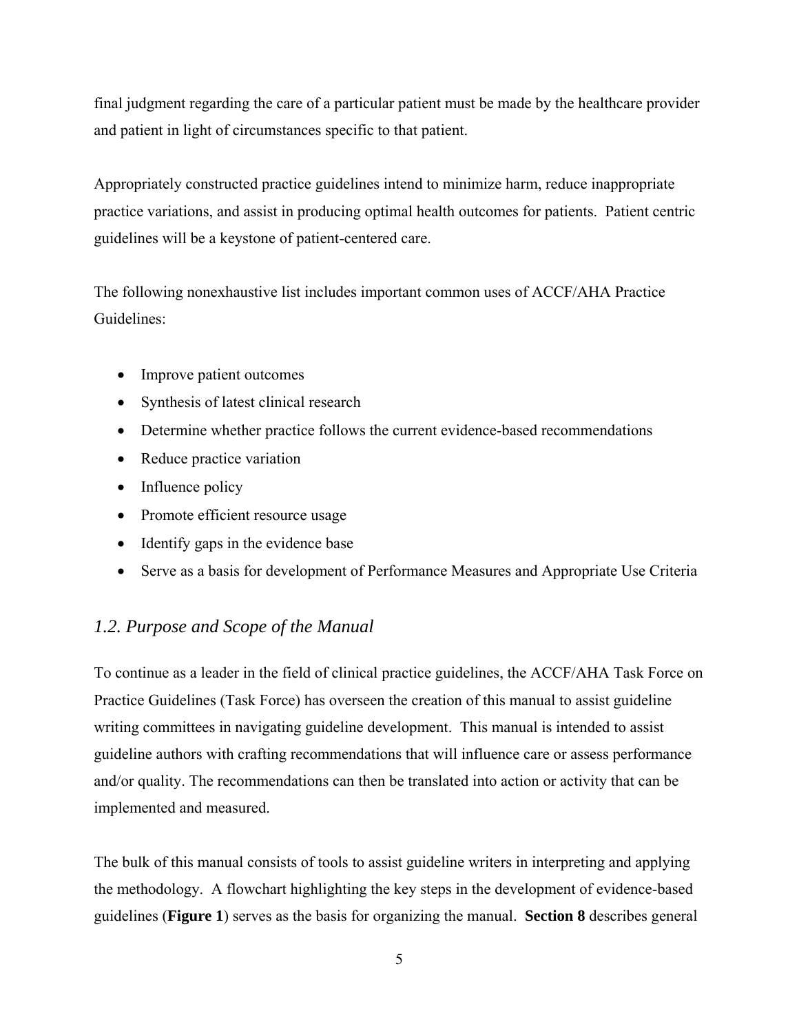final judgment regarding the care of a particular patient must be made by the healthcare provider and patient in light of circumstances specific to that patient.

Appropriately constructed practice guidelines intend to minimize harm, reduce inappropriate practice variations, and assist in producing optimal health outcomes for patients. Patient centric guidelines will be a keystone of patient-centered care.

The following nonexhaustive list includes important common uses of ACCF/AHA Practice Guidelines:

- Improve patient outcomes
- Synthesis of latest clinical research
- Determine whether practice follows the current evidence-based recommendations
- Reduce practice variation
- Influence policy
- Promote efficient resource usage
- Identify gaps in the evidence base
- Serve as a basis for development of Performance Measures and Appropriate Use Criteria

## *1.2. Purpose and Scope of the Manual*

To continue as a leader in the field of clinical practice guidelines, the ACCF/AHA Task Force on Practice Guidelines (Task Force) has overseen the creation of this manual to assist guideline writing committees in navigating guideline development. This manual is intended to assist guideline authors with crafting recommendations that will influence care or assess performance and/or quality. The recommendations can then be translated into action or activity that can be implemented and measured.

The bulk of this manual consists of tools to assist guideline writers in interpreting and applying the methodology. A flowchart highlighting the key steps in the development of evidence-based guidelines (**Figure 1**) serves as the basis for organizing the manual. **Section 8** describes general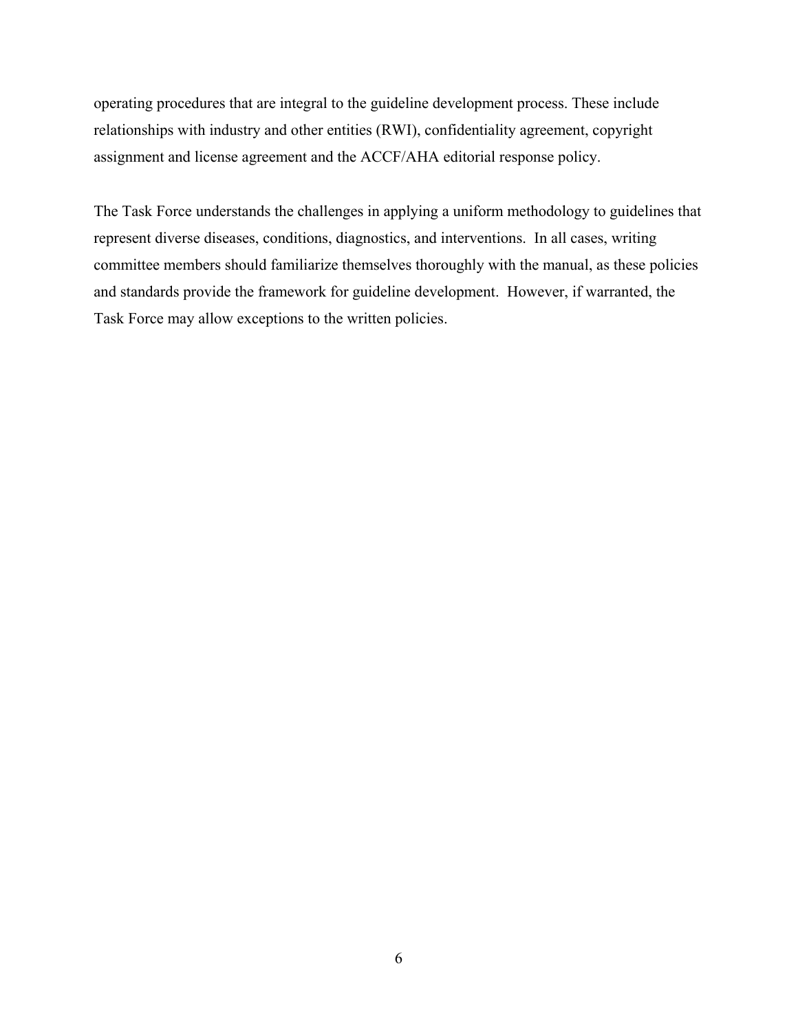operating procedures that are integral to the guideline development process. These include relationships with industry and other entities (RWI), confidentiality agreement, copyright assignment and license agreement and the ACCF/AHA editorial response policy.

The Task Force understands the challenges in applying a uniform methodology to guidelines that represent diverse diseases, conditions, diagnostics, and interventions. In all cases, writing committee members should familiarize themselves thoroughly with the manual, as these policies and standards provide the framework for guideline development. However, if warranted, the Task Force may allow exceptions to the written policies.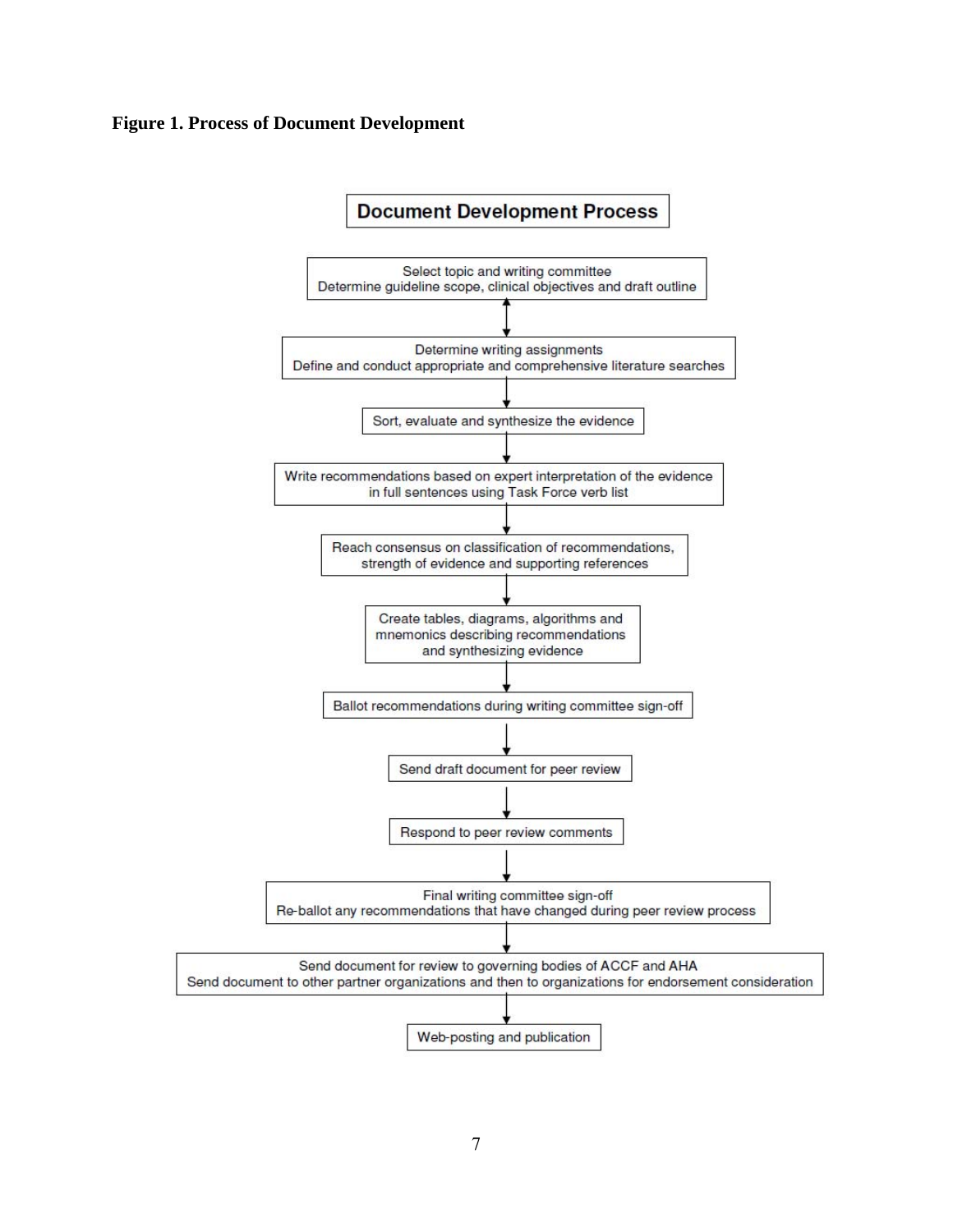**Figure 1. Process of Document Development**

**Document Development Process**

Select topic and writing committee
Determine guideline scope, clinical objectives and draft outline

↕

Determine writing assignments
Define and conduct appropriate and comprehensive literature searches

↓

Sort, evaluate and synthesize the evidence

↓

Write recommendations based on expert interpretation of the evidence in full sentences using Task Force verb list

↓

Reach consensus on classification of recommendations, strength of evidence and supporting references

↓

Create tables, diagrams, algorithms and mnemonics describing recommendations and synthesizing evidence

↓

Ballot recommendations during writing committee sign-off

↓

Send draft document for peer review

↓

Respond to peer review comments

↓

Final writing committee sign-off
Re-ballot any recommendations that have changed during peer review process

↓

Send document for review to governing bodies of ACCF and AHA
Send document to other partner organizations and then to organizations for endorsement consideration

↓

Web-posting and publication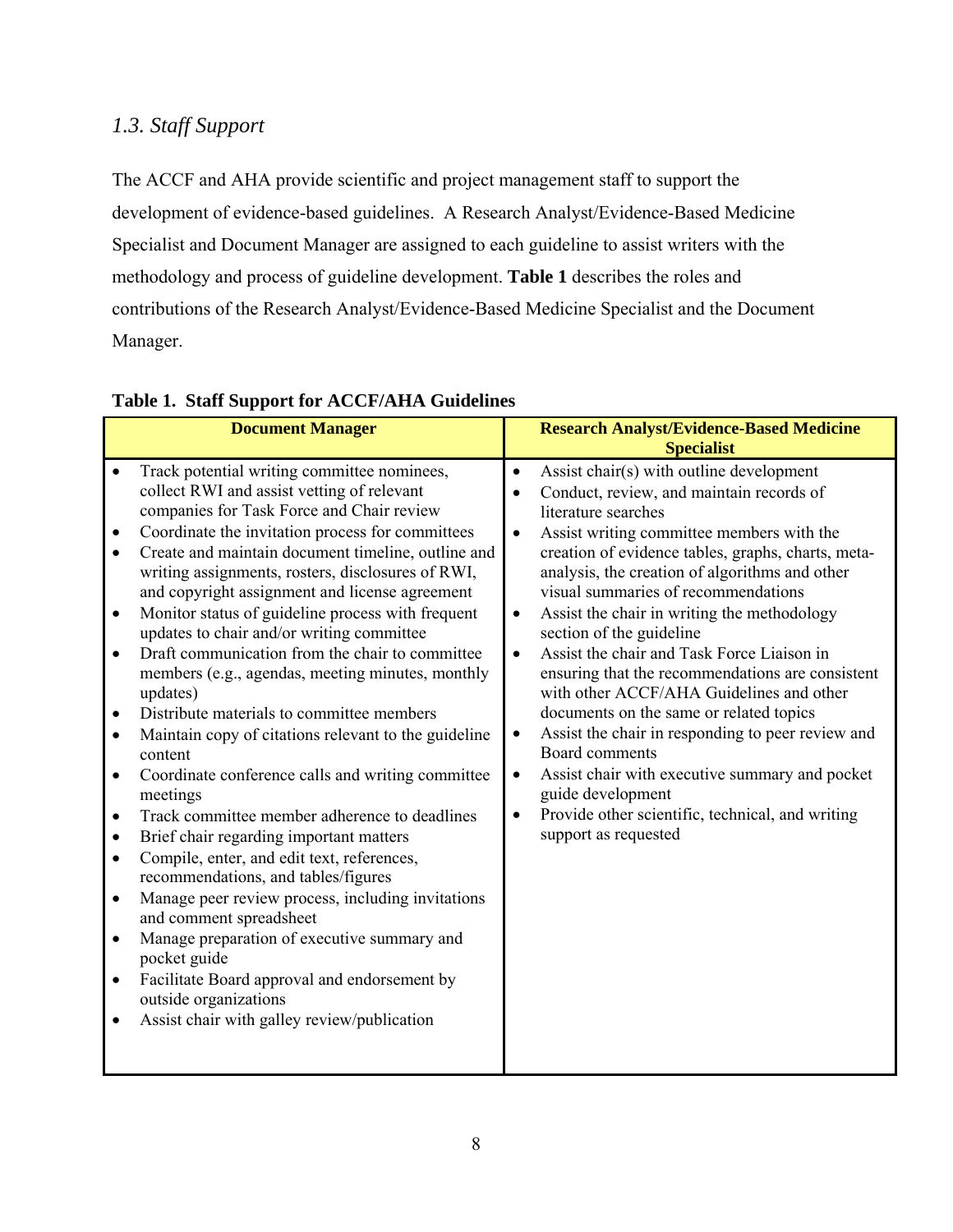## *1.3. Staff Support*

The ACCF and AHA provide scientific and project management staff to support the development of evidence-based guidelines. A Research Analyst/Evidence-Based Medicine Specialist and Document Manager are assigned to each guideline to assist writers with the methodology and process of guideline development. **Table 1** describes the roles and contributions of the Research Analyst/Evidence-Based Medicine Specialist and the Document Manager.

**Table 1. Staff Support for ACCF/AHA Guidelines**

| Document Manager | Research Analyst/Evidence-Based Medicine Specialist |
|---|---|
| • Track potential writing committee nominees, collect RWI and assist vetting of relevant companies for Task Force and Chair review<br>• Coordinate the invitation process for committees<br>• Create and maintain document timeline, outline and writing assignments, rosters, disclosures of RWI, and copyright assignment and license agreement<br>• Monitor status of guideline process with frequent updates to chair and/or writing committee<br>• Draft communication from the chair to committee members (e.g., agendas, meeting minutes, monthly updates)<br>• Distribute materials to committee members<br>• Maintain copy of citations relevant to the guideline content<br>• Coordinate conference calls and writing committee meetings<br>• Track committee member adherence to deadlines<br>• Brief chair regarding important matters<br>• Compile, enter, and edit text, references, recommendations, and tables/figures<br>• Manage peer review process, including invitations and comment spreadsheet<br>• Manage preparation of executive summary and pocket guide<br>• Facilitate Board approval and endorsement by outside organizations<br>• Assist chair with galley review/publication | • Assist chair(s) with outline development<br>• Conduct, review, and maintain records of literature searches<br>• Assist writing committee members with the creation of evidence tables, graphs, charts, meta-analysis, the creation of algorithms and other visual summaries of recommendations<br>• Assist the chair in writing the methodology section of the guideline<br>• Assist the chair and Task Force Liaison in ensuring that the recommendations are consistent with other ACCF/AHA Guidelines and other documents on the same or related topics<br>• Assist the chair in responding to peer review and Board comments<br>• Assist chair with executive summary and pocket guide development<br>• Provide other scientific, technical, and writing support as requested |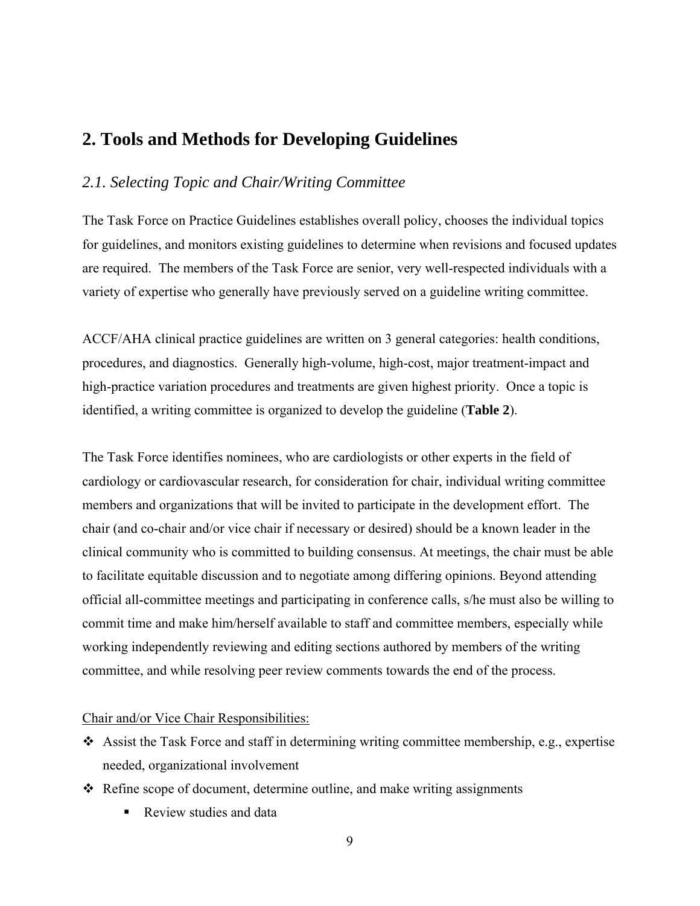## 2. Tools and Methods for Developing Guidelines

### *2.1. Selecting Topic and Chair/Writing Committee*

The Task Force on Practice Guidelines establishes overall policy, chooses the individual topics for guidelines, and monitors existing guidelines to determine when revisions and focused updates are required. The members of the Task Force are senior, very well-respected individuals with a variety of expertise who generally have previously served on a guideline writing committee.

ACCF/AHA clinical practice guidelines are written on 3 general categories: health conditions, procedures, and diagnostics. Generally high-volume, high-cost, major treatment-impact and high-practice variation procedures and treatments are given highest priority. Once a topic is identified, a writing committee is organized to develop the guideline (**Table 2**).

The Task Force identifies nominees, who are cardiologists or other experts in the field of cardiology or cardiovascular research, for consideration for chair, individual writing committee members and organizations that will be invited to participate in the development effort. The chair (and co-chair and/or vice chair if necessary or desired) should be a known leader in the clinical community who is committed to building consensus. At meetings, the chair must be able to facilitate equitable discussion and to negotiate among differing opinions. Beyond attending official all-committee meetings and participating in conference calls, s/he must also be willing to commit time and make him/herself available to staff and committee members, especially while working independently reviewing and editing sections authored by members of the writing committee, and while resolving peer review comments towards the end of the process.

Chair and/or Vice Chair Responsibilities:

- Assist the Task Force and staff in determining writing committee membership, e.g., expertise needed, organizational involvement
- Refine scope of document, determine outline, and make writing assignments
    - Review studies and data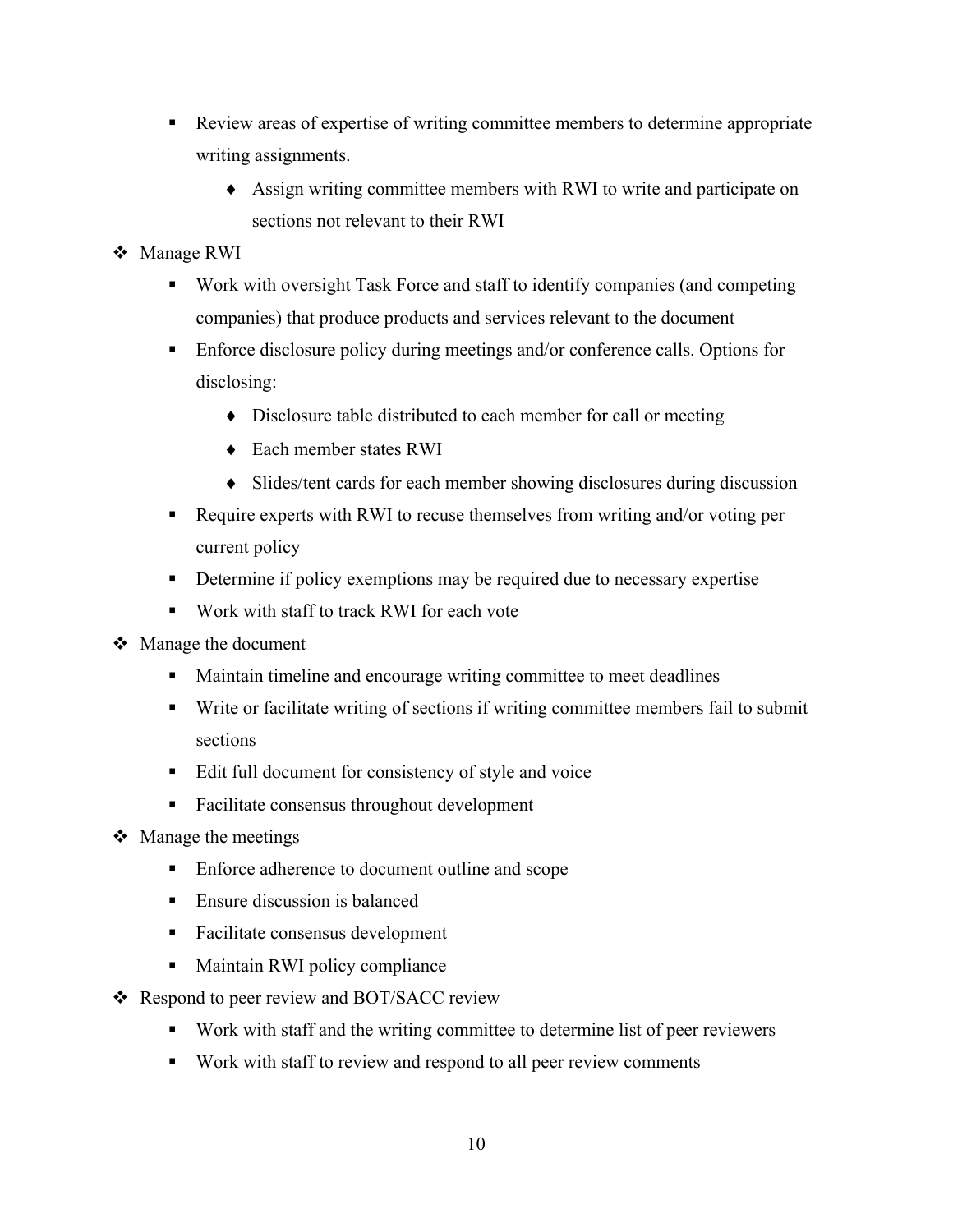- Review areas of expertise of writing committee members to determine appropriate writing assignments.
    - Assign writing committee members with RWI to write and participate on sections not relevant to their RWI
- Manage RWI
  - Work with oversight Task Force and staff to identify companies (and competing companies) that produce products and services relevant to the document
  - Enforce disclosure policy during meetings and/or conference calls. Options for disclosing:
    - Disclosure table distributed to each member for call or meeting
    - Each member states RWI
    - Slides/tent cards for each member showing disclosures during discussion
  - Require experts with RWI to recuse themselves from writing and/or voting per current policy
  - Determine if policy exemptions may be required due to necessary expertise
  - Work with staff to track RWI for each vote
- Manage the document
  - Maintain timeline and encourage writing committee to meet deadlines
  - Write or facilitate writing of sections if writing committee members fail to submit sections
  - Edit full document for consistency of style and voice
  - Facilitate consensus throughout development
- Manage the meetings
  - Enforce adherence to document outline and scope
  - Ensure discussion is balanced
  - Facilitate consensus development
  - Maintain RWI policy compliance
- Respond to peer review and BOT/SACC review
  - Work with staff and the writing committee to determine list of peer reviewers
  - Work with staff to review and respond to all peer review comments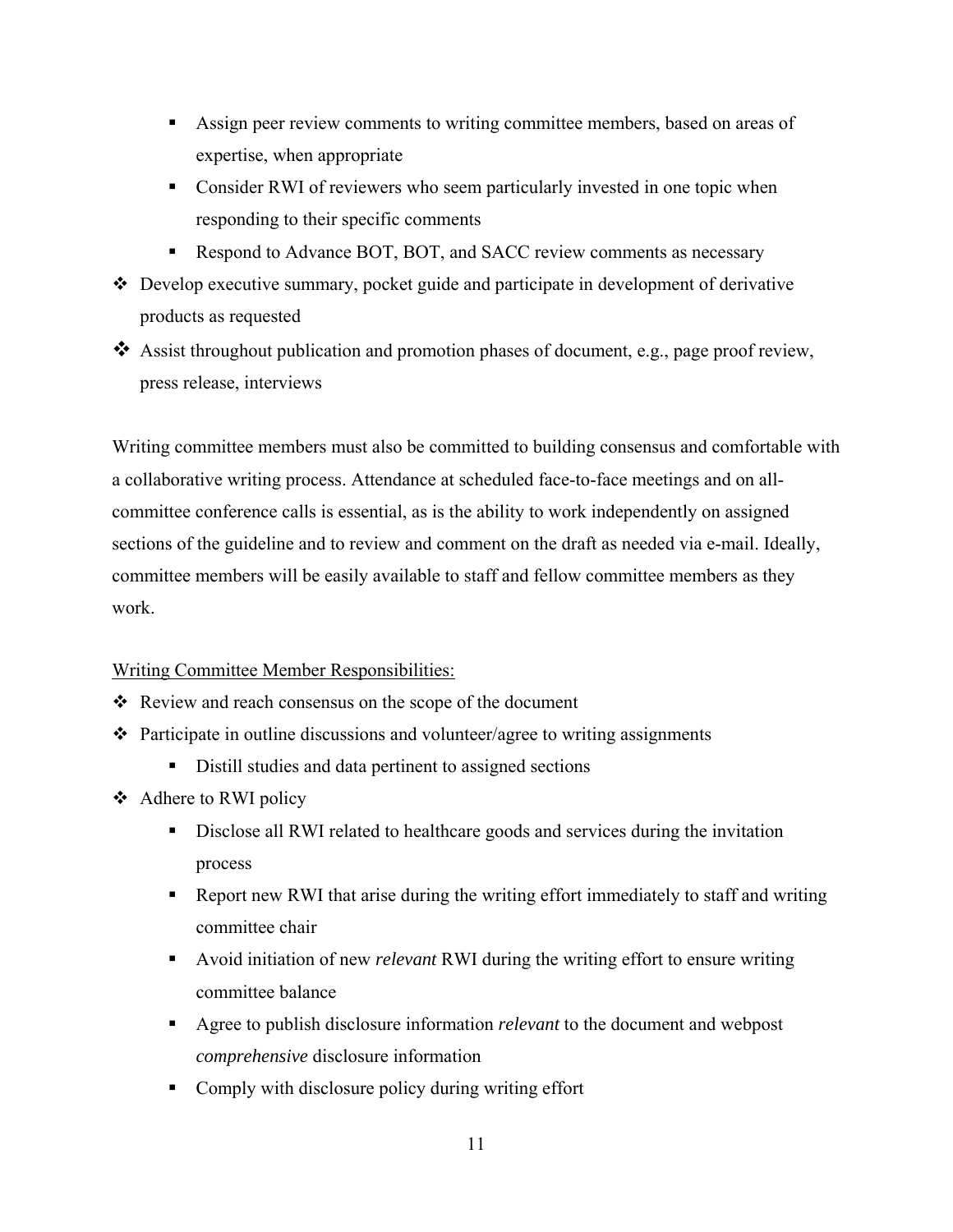- Assign peer review comments to writing committee members, based on areas of expertise, when appropriate
    - Consider RWI of reviewers who seem particularly invested in one topic when responding to their specific comments
    - Respond to Advance BOT, BOT, and SACC review comments as necessary
- Develop executive summary, pocket guide and participate in development of derivative products as requested
- Assist throughout publication and promotion phases of document, e.g., page proof review, press release, interviews

Writing committee members must also be committed to building consensus and comfortable with a collaborative writing process. Attendance at scheduled face-to-face meetings and on all-committee conference calls is essential, as is the ability to work independently on assigned sections of the guideline and to review and comment on the draft as needed via e-mail. Ideally, committee members will be easily available to staff and fellow committee members as they work.

<u>Writing Committee Member Responsibilities:</u>

- Review and reach consensus on the scope of the document
- Participate in outline discussions and volunteer/agree to writing assignments
    - Distill studies and data pertinent to assigned sections
- Adhere to RWI policy
    - Disclose all RWI related to healthcare goods and services during the invitation process
    - Report new RWI that arise during the writing effort immediately to staff and writing committee chair
    - Avoid initiation of new *relevant* RWI during the writing effort to ensure writing committee balance
    - Agree to publish disclosure information *relevant* to the document and webpost *comprehensive* disclosure information
    - Comply with disclosure policy during writing effort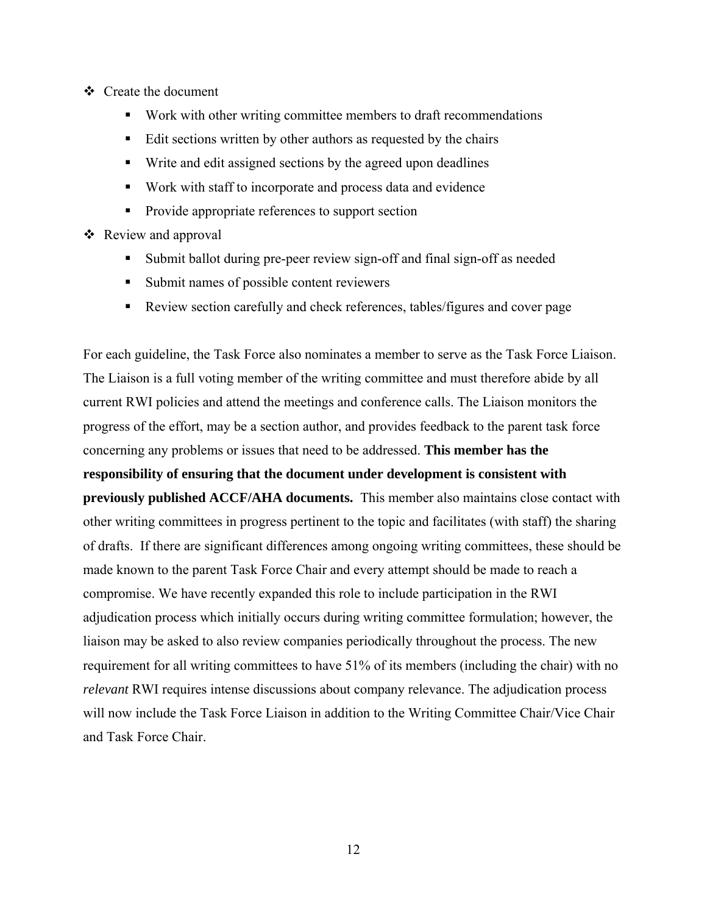- Create the document
  - Work with other writing committee members to draft recommendations
  - Edit sections written by other authors as requested by the chairs
  - Write and edit assigned sections by the agreed upon deadlines
  - Work with staff to incorporate and process data and evidence
  - Provide appropriate references to support section
- Review and approval
  - Submit ballot during pre-peer review sign-off and final sign-off as needed
  - Submit names of possible content reviewers
  - Review section carefully and check references, tables/figures and cover page

For each guideline, the Task Force also nominates a member to serve as the Task Force Liaison. The Liaison is a full voting member of the writing committee and must therefore abide by all current RWI policies and attend the meetings and conference calls. The Liaison monitors the progress of the effort, may be a section author, and provides feedback to the parent task force concerning any problems or issues that need to be addressed. **This member has the responsibility of ensuring that the document under development is consistent with previously published ACCF/AHA documents.** This member also maintains close contact with other writing committees in progress pertinent to the topic and facilitates (with staff) the sharing of drafts. If there are significant differences among ongoing writing committees, these should be made known to the parent Task Force Chair and every attempt should be made to reach a compromise. We have recently expanded this role to include participation in the RWI adjudication process which initially occurs during writing committee formulation; however, the liaison may be asked to also review companies periodically throughout the process. The new requirement for all writing committees to have 51% of its members (including the chair) with no *relevant* RWI requires intense discussions about company relevance. The adjudication process will now include the Task Force Liaison in addition to the Writing Committee Chair/Vice Chair and Task Force Chair.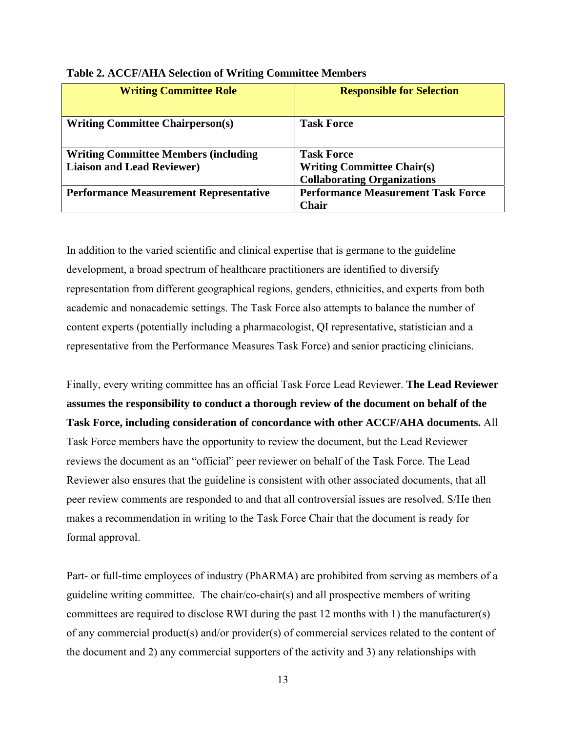**Table 2. ACCF/AHA Selection of Writing Committee Members**

| Writing Committee Role | Responsible for Selection |
|---|---|
| **Writing Committee Chairperson(s)** | **Task Force** |
| **Writing Committee Members (including Liaison and Lead Reviewer)** | **Task Force**<br>**Writing Committee Chair(s)**<br>**Collaborating Organizations** |
| **Performance Measurement Representative** | **Performance Measurement Task Force Chair** |

In addition to the varied scientific and clinical expertise that is germane to the guideline development, a broad spectrum of healthcare practitioners are identified to diversify representation from different geographical regions, genders, ethnicities, and experts from both academic and nonacademic settings. The Task Force also attempts to balance the number of content experts (potentially including a pharmacologist, QI representative, statistician and a representative from the Performance Measures Task Force) and senior practicing clinicians.

Finally, every writing committee has an official Task Force Lead Reviewer. **The Lead Reviewer assumes the responsibility to conduct a thorough review of the document on behalf of the Task Force, including consideration of concordance with other ACCF/AHA documents.** All Task Force members have the opportunity to review the document, but the Lead Reviewer reviews the document as an "official" peer reviewer on behalf of the Task Force. The Lead Reviewer also ensures that the guideline is consistent with other associated documents, that all peer review comments are responded to and that all controversial issues are resolved. S/He then makes a recommendation in writing to the Task Force Chair that the document is ready for formal approval.

Part- or full-time employees of industry (PhARMA) are prohibited from serving as members of a guideline writing committee. The chair/co-chair(s) and all prospective members of writing committees are required to disclose RWI during the past 12 months with 1) the manufacturer(s) of any commercial product(s) and/or provider(s) of commercial services related to the content of the document and 2) any commercial supporters of the activity and 3) any relationships with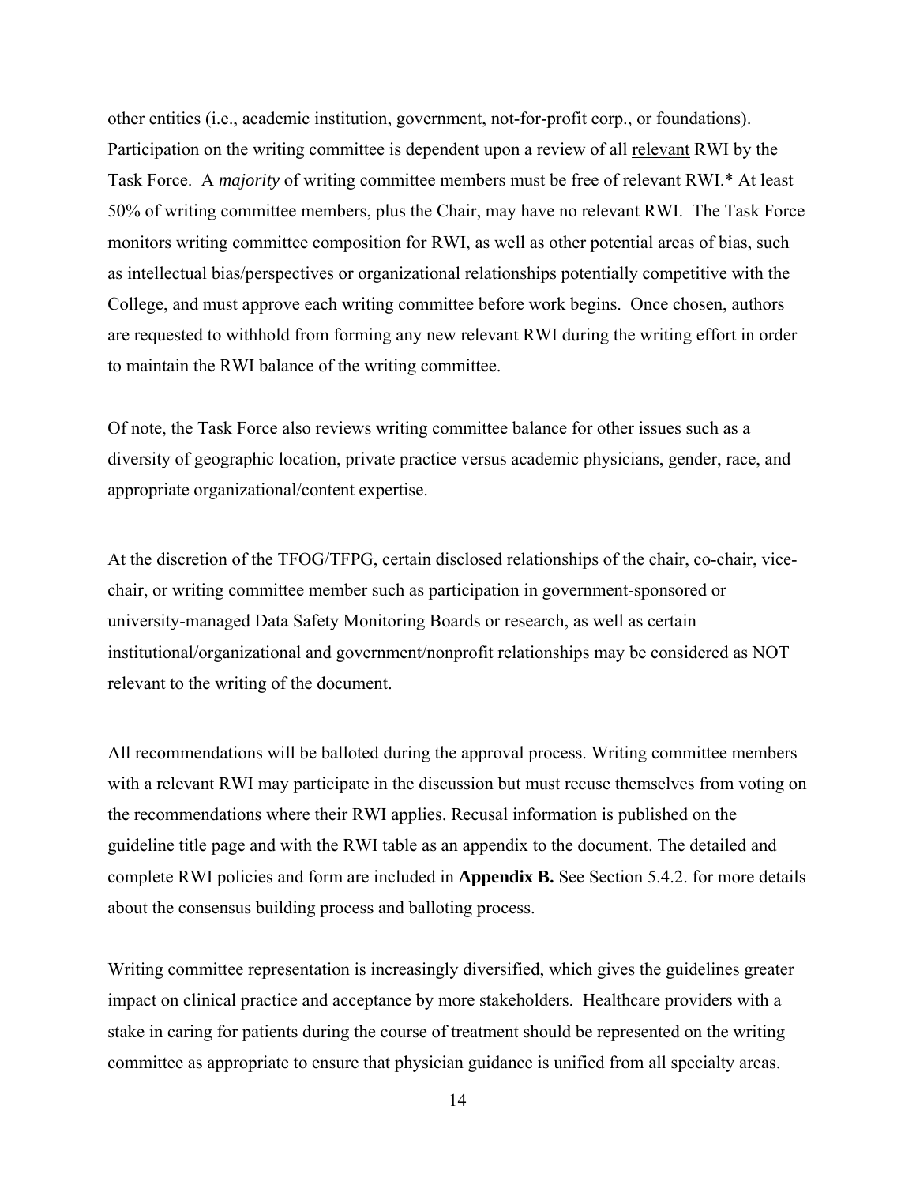other entities (i.e., academic institution, government, not-for-profit corp., or foundations). Participation on the writing committee is dependent upon a review of all <u>relevant</u> RWI by the Task Force. A *majority* of writing committee members must be free of relevant RWI.* At least 50% of writing committee members, plus the Chair, may have no relevant RWI. The Task Force monitors writing committee composition for RWI, as well as other potential areas of bias, such as intellectual bias/perspectives or organizational relationships potentially competitive with the College, and must approve each writing committee before work begins. Once chosen, authors are requested to withhold from forming any new relevant RWI during the writing effort in order to maintain the RWI balance of the writing committee.

Of note, the Task Force also reviews writing committee balance for other issues such as a diversity of geographic location, private practice versus academic physicians, gender, race, and appropriate organizational/content expertise.

At the discretion of the TFOG/TFPG, certain disclosed relationships of the chair, co-chair, vice-chair, or writing committee member such as participation in government-sponsored or university-managed Data Safety Monitoring Boards or research, as well as certain institutional/organizational and government/nonprofit relationships may be considered as NOT relevant to the writing of the document.

All recommendations will be balloted during the approval process. Writing committee members with a relevant RWI may participate in the discussion but must recuse themselves from voting on the recommendations where their RWI applies. Recusal information is published on the guideline title page and with the RWI table as an appendix to the document. The detailed and complete RWI policies and form are included in **Appendix B.** See Section 5.4.2. for more details about the consensus building process and balloting process.

Writing committee representation is increasingly diversified, which gives the guidelines greater impact on clinical practice and acceptance by more stakeholders. Healthcare providers with a stake in caring for patients during the course of treatment should be represented on the writing committee as appropriate to ensure that physician guidance is unified from all specialty areas.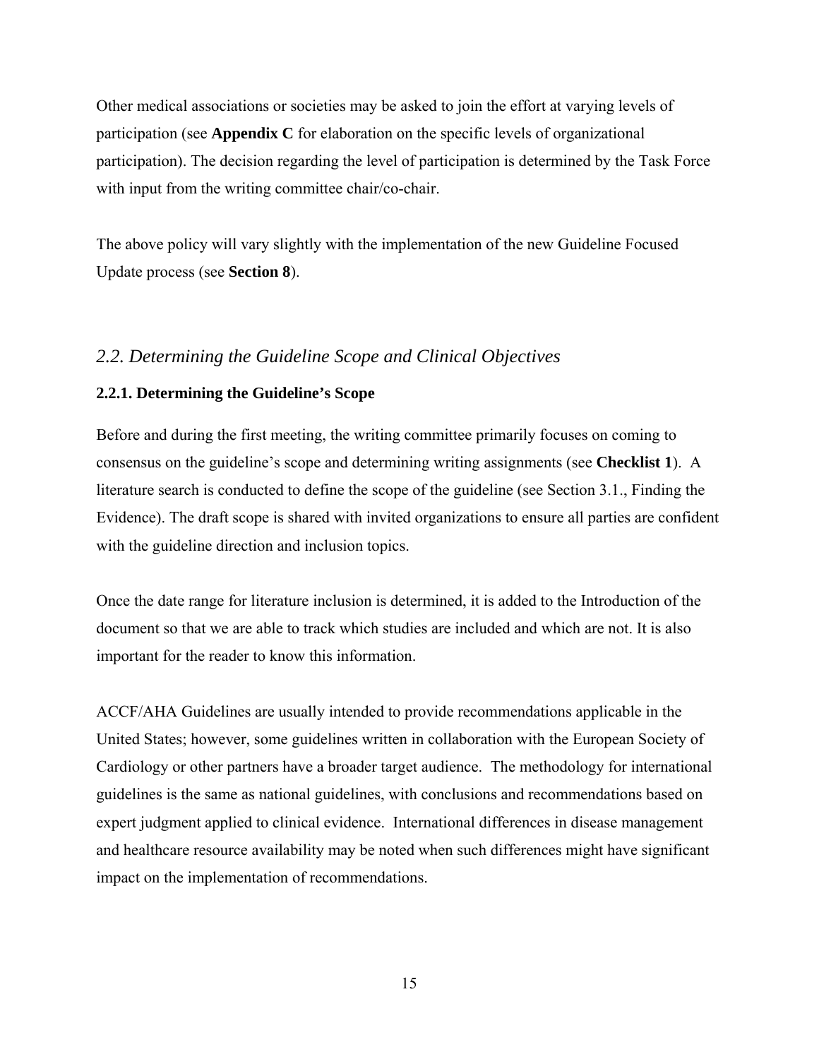Other medical associations or societies may be asked to join the effort at varying levels of participation (see **Appendix C** for elaboration on the specific levels of organizational participation). The decision regarding the level of participation is determined by the Task Force with input from the writing committee chair/co-chair.

The above policy will vary slightly with the implementation of the new Guideline Focused Update process (see **Section 8**).

## *2.2. Determining the Guideline Scope and Clinical Objectives*

### 2.2.1. Determining the Guideline's Scope

Before and during the first meeting, the writing committee primarily focuses on coming to consensus on the guideline's scope and determining writing assignments (see **Checklist 1**). A literature search is conducted to define the scope of the guideline (see Section 3.1., Finding the Evidence). The draft scope is shared with invited organizations to ensure all parties are confident with the guideline direction and inclusion topics.

Once the date range for literature inclusion is determined, it is added to the Introduction of the document so that we are able to track which studies are included and which are not. It is also important for the reader to know this information.

ACCF/AHA Guidelines are usually intended to provide recommendations applicable in the United States; however, some guidelines written in collaboration with the European Society of Cardiology or other partners have a broader target audience. The methodology for international guidelines is the same as national guidelines, with conclusions and recommendations based on expert judgment applied to clinical evidence. International differences in disease management and healthcare resource availability may be noted when such differences might have significant impact on the implementation of recommendations.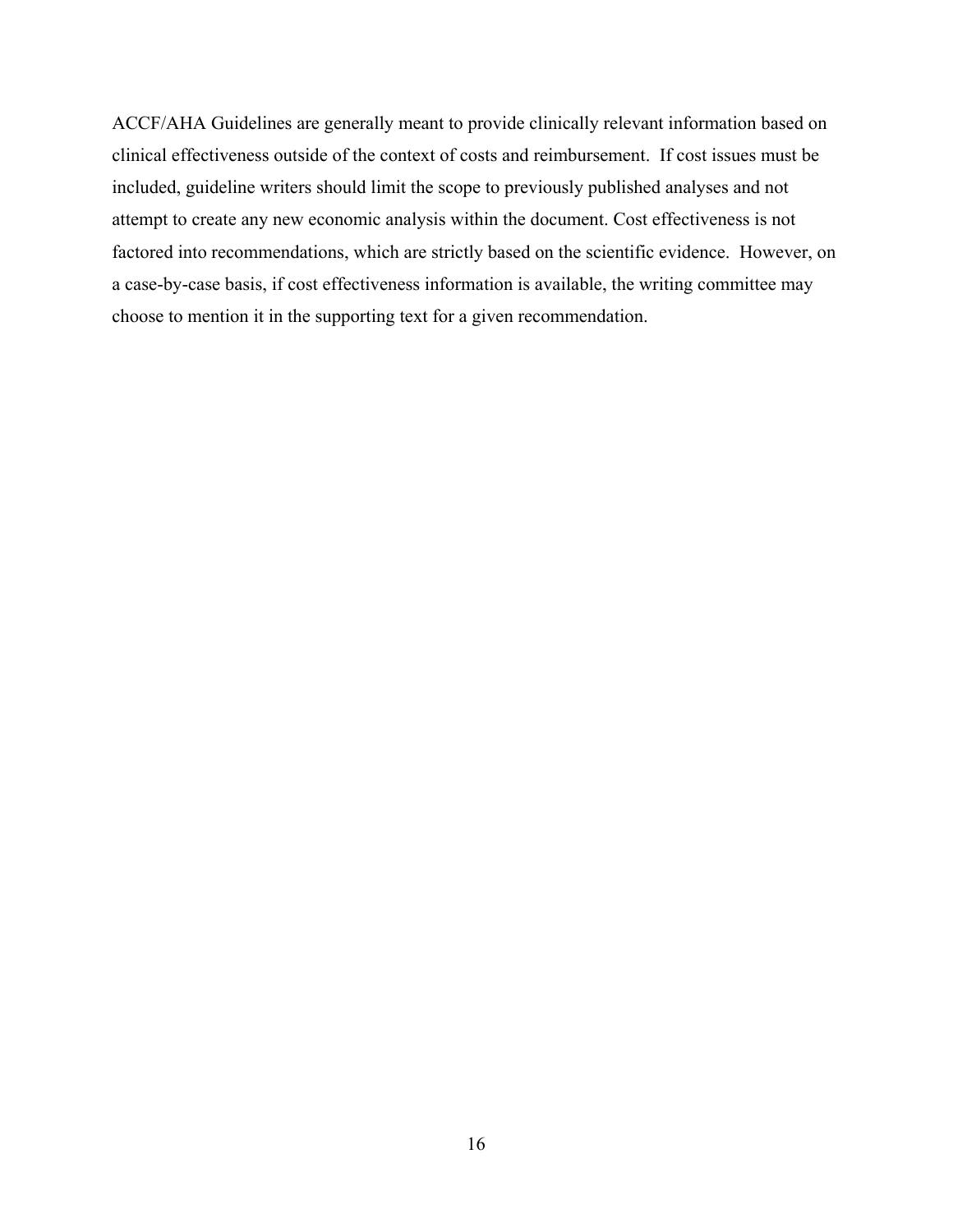ACCF/AHA Guidelines are generally meant to provide clinically relevant information based on clinical effectiveness outside of the context of costs and reimbursement. If cost issues must be included, guideline writers should limit the scope to previously published analyses and not attempt to create any new economic analysis within the document. Cost effectiveness is not factored into recommendations, which are strictly based on the scientific evidence. However, on a case-by-case basis, if cost effectiveness information is available, the writing committee may choose to mention it in the supporting text for a given recommendation.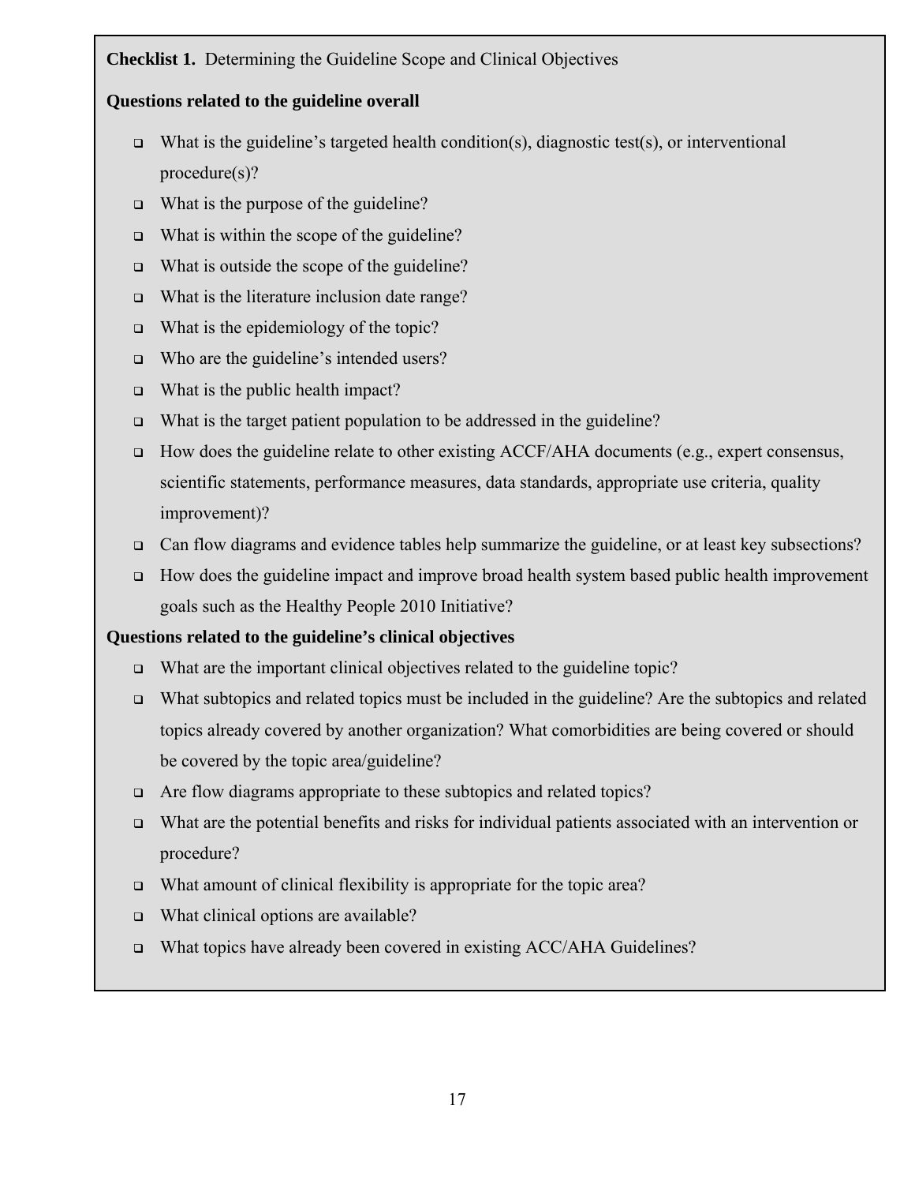**Checklist 1.** Determining the Guideline Scope and Clinical Objectives

**Questions related to the guideline overall**

- What is the guideline's targeted health condition(s), diagnostic test(s), or interventional procedure(s)?
- What is the purpose of the guideline?
- What is within the scope of the guideline?
- What is outside the scope of the guideline?
- What is the literature inclusion date range?
- What is the epidemiology of the topic?
- Who are the guideline's intended users?
- What is the public health impact?
- What is the target patient population to be addressed in the guideline?
- How does the guideline relate to other existing ACCF/AHA documents (e.g., expert consensus, scientific statements, performance measures, data standards, appropriate use criteria, quality improvement)?
- Can flow diagrams and evidence tables help summarize the guideline, or at least key subsections?
- How does the guideline impact and improve broad health system based public health improvement goals such as the Healthy People 2010 Initiative?

**Questions related to the guideline's clinical objectives**

- What are the important clinical objectives related to the guideline topic?
- What subtopics and related topics must be included in the guideline? Are the subtopics and related topics already covered by another organization? What comorbidities are being covered or should be covered by the topic area/guideline?
- Are flow diagrams appropriate to these subtopics and related topics?
- What are the potential benefits and risks for individual patients associated with an intervention or procedure?
- What amount of clinical flexibility is appropriate for the topic area?
- What clinical options are available?
- What topics have already been covered in existing ACC/AHA Guidelines?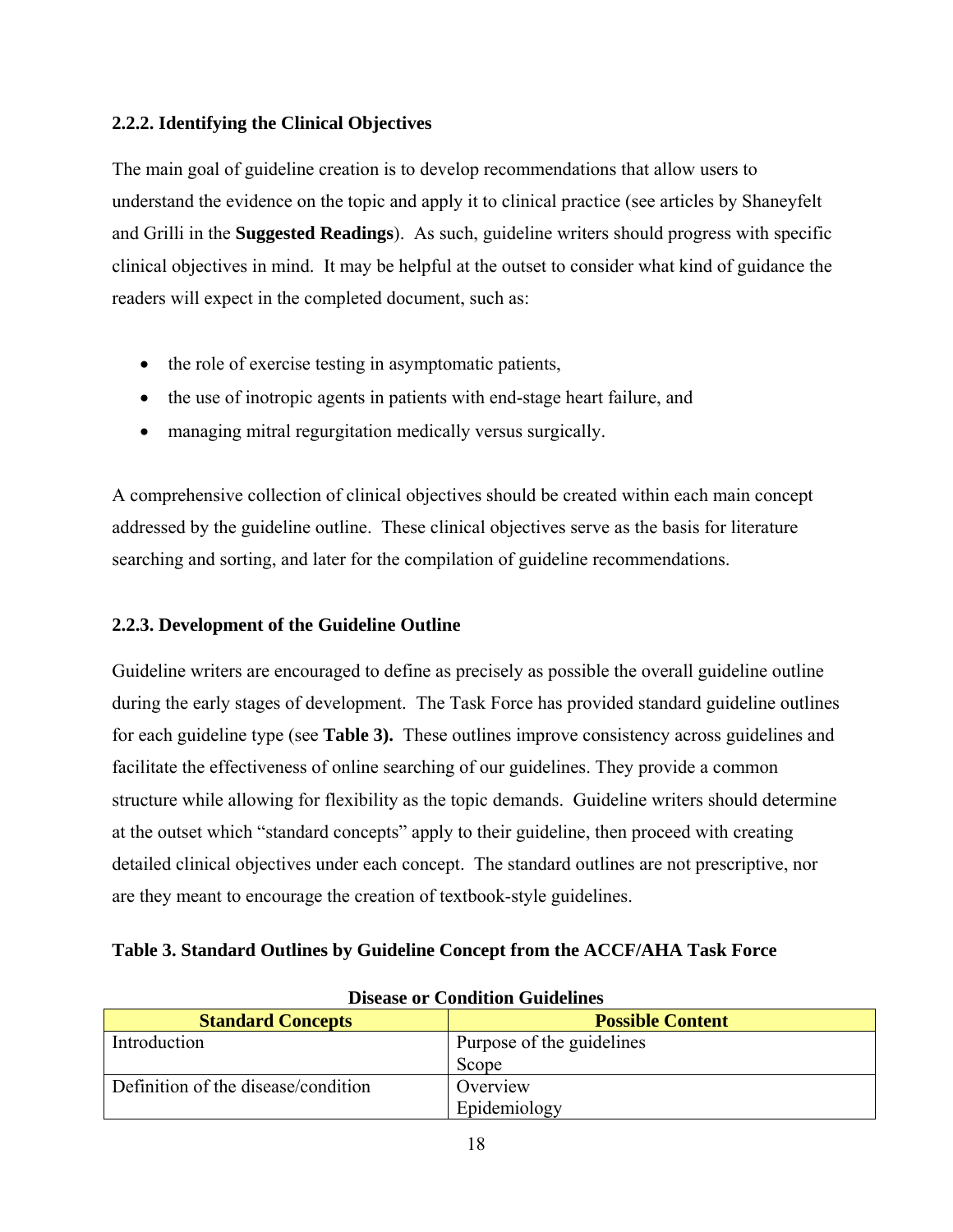### 2.2.2. Identifying the Clinical Objectives

The main goal of guideline creation is to develop recommendations that allow users to understand the evidence on the topic and apply it to clinical practice (see articles by Shaneyfelt and Grilli in the **Suggested Readings**). As such, guideline writers should progress with specific clinical objectives in mind. It may be helpful at the outset to consider what kind of guidance the readers will expect in the completed document, such as:

- the role of exercise testing in asymptomatic patients,
- the use of inotropic agents in patients with end-stage heart failure, and
- managing mitral regurgitation medically versus surgically.

A comprehensive collection of clinical objectives should be created within each main concept addressed by the guideline outline. These clinical objectives serve as the basis for literature searching and sorting, and later for the compilation of guideline recommendations.

### 2.2.3. Development of the Guideline Outline

Guideline writers are encouraged to define as precisely as possible the overall guideline outline during the early stages of development. The Task Force has provided standard guideline outlines for each guideline type (see **Table 3).** These outlines improve consistency across guidelines and facilitate the effectiveness of online searching of our guidelines. They provide a common structure while allowing for flexibility as the topic demands. Guideline writers should determine at the outset which "standard concepts" apply to their guideline, then proceed with creating detailed clinical objectives under each concept. The standard outlines are not prescriptive, nor are they meant to encourage the creation of textbook-style guidelines.

**Table 3. Standard Outlines by Guideline Concept from the ACCF/AHA Task Force**

**Disease or Condition Guidelines**

| Standard Concepts | Possible Content |
| --- | --- |
| Introduction | Purpose of the guidelines<br>Scope |
| Definition of the disease/condition | Overview<br>Epidemiology |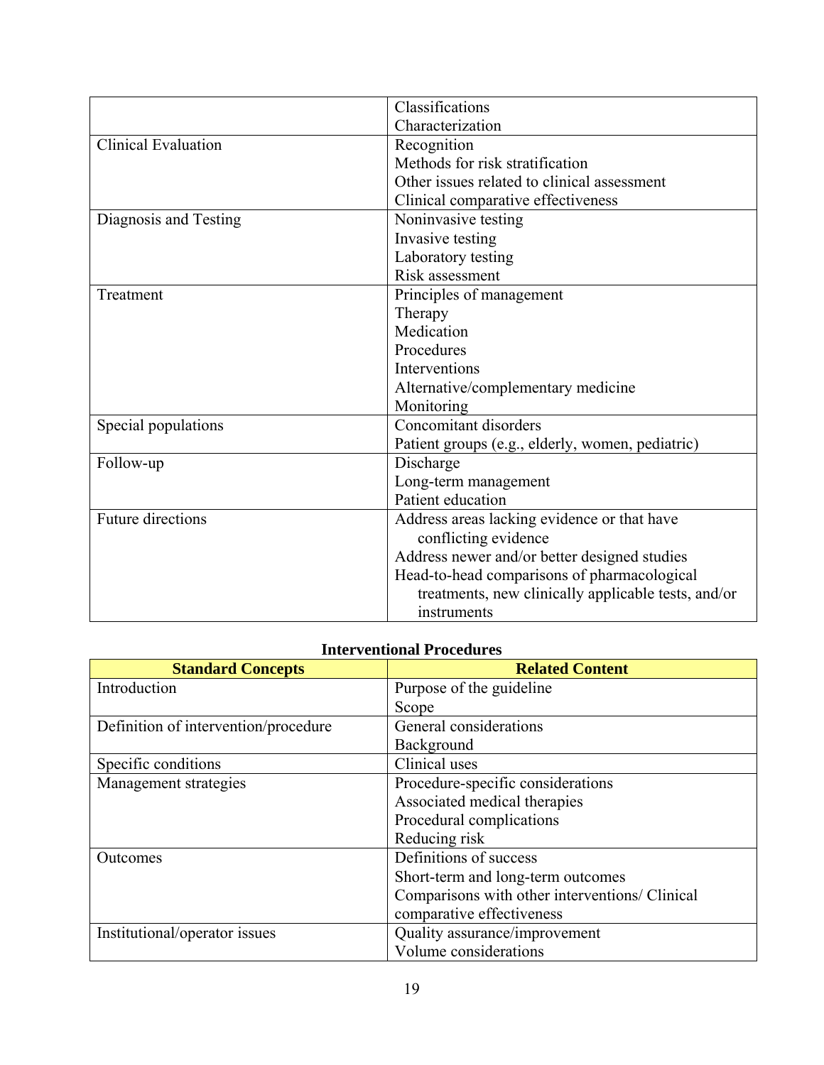| | |
|---|---|
| | Classifications<br>Characterization |
| Clinical Evaluation | Recognition<br>Methods for risk stratification<br>Other issues related to clinical assessment<br>Clinical comparative effectiveness |
| Diagnosis and Testing | Noninvasive testing<br>Invasive testing<br>Laboratory testing<br>Risk assessment |
| Treatment | Principles of management<br>Therapy<br>Medication<br>Procedures<br>Interventions<br>Alternative/complementary medicine<br>Monitoring |
| Special populations | Concomitant disorders<br>Patient groups (e.g., elderly, women, pediatric) |
| Follow-up | Discharge<br>Long-term management<br>Patient education |
| Future directions | Address areas lacking evidence or that have conflicting evidence<br>Address newer and/or better designed studies<br>Head-to-head comparisons of pharmacological treatments, new clinically applicable tests, and/or instruments |

**Interventional Procedures**

| **Standard Concepts** | **Related Content** |
|---|---|
| Introduction | Purpose of the guideline<br>Scope |
| Definition of intervention/procedure | General considerations<br>Background |
| Specific conditions | Clinical uses |
| Management strategies | Procedure-specific considerations<br>Associated medical therapies<br>Procedural complications<br>Reducing risk |
| Outcomes | Definitions of success<br>Short-term and long-term outcomes<br>Comparisons with other interventions/ Clinical comparative effectiveness |
| Institutional/operator issues | Quality assurance/improvement<br>Volume considerations |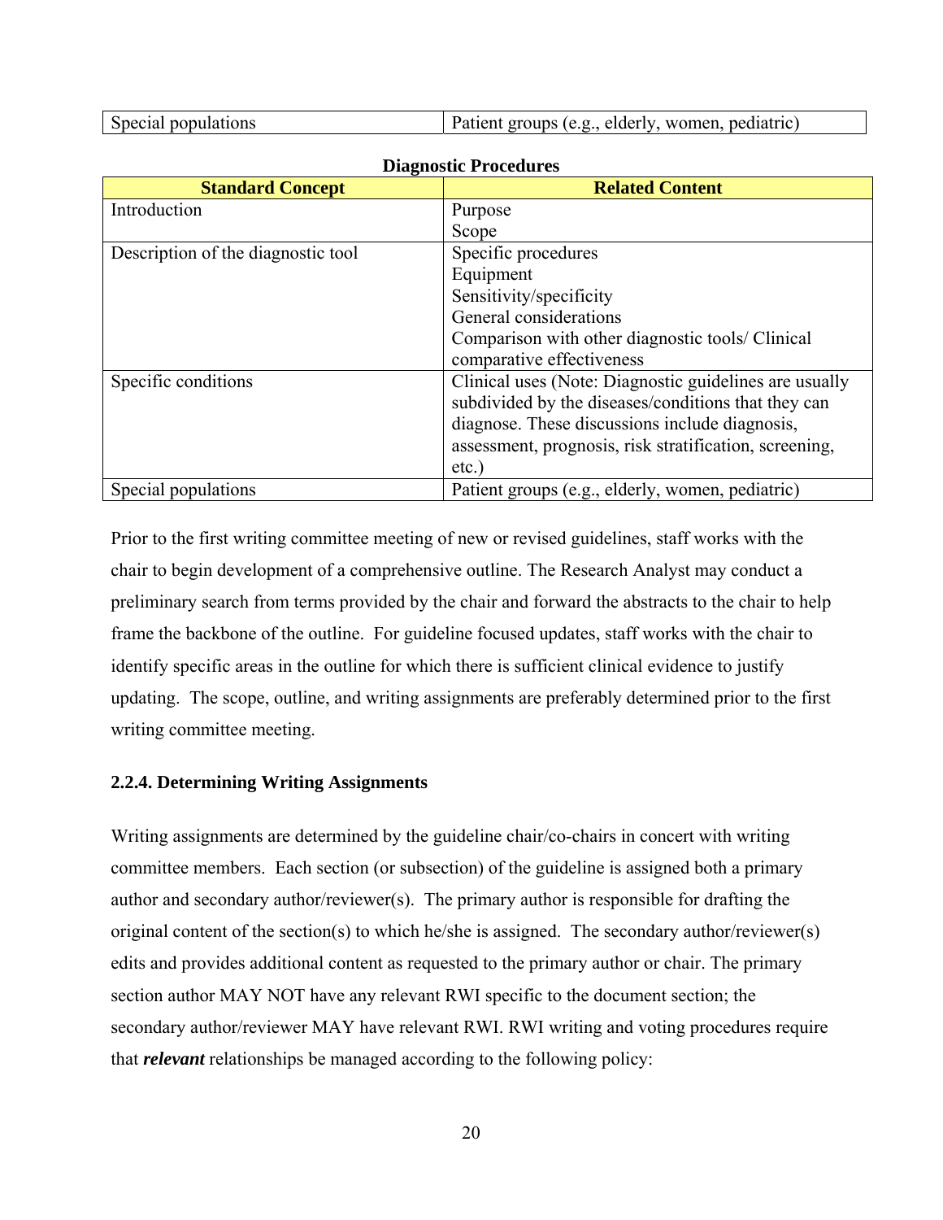| Special populations | Patient groups (e.g., elderly, women, pediatric) |
|---|---|

**Diagnostic Procedures**

| Standard Concept | Related Content |
|---|---|
| Introduction | Purpose<br>Scope |
| Description of the diagnostic tool | Specific procedures<br>Equipment<br>Sensitivity/specificity<br>General considerations<br>Comparison with other diagnostic tools/ Clinical comparative effectiveness |
| Specific conditions | Clinical uses (Note: Diagnostic guidelines are usually subdivided by the diseases/conditions that they can diagnose. These discussions include diagnosis, assessment, prognosis, risk stratification, screening, etc.) |
| Special populations | Patient groups (e.g., elderly, women, pediatric) |

Prior to the first writing committee meeting of new or revised guidelines, staff works with the chair to begin development of a comprehensive outline. The Research Analyst may conduct a preliminary search from terms provided by the chair and forward the abstracts to the chair to help frame the backbone of the outline. For guideline focused updates, staff works with the chair to identify specific areas in the outline for which there is sufficient clinical evidence to justify updating. The scope, outline, and writing assignments are preferably determined prior to the first writing committee meeting.

### 2.2.4. Determining Writing Assignments

Writing assignments are determined by the guideline chair/co-chairs in concert with writing committee members. Each section (or subsection) of the guideline is assigned both a primary author and secondary author/reviewer(s). The primary author is responsible for drafting the original content of the section(s) to which he/she is assigned. The secondary author/reviewer(s) edits and provides additional content as requested to the primary author or chair. The primary section author MAY NOT have any relevant RWI specific to the document section; the secondary author/reviewer MAY have relevant RWI. RWI writing and voting procedures require that ***relevant*** relationships be managed according to the following policy: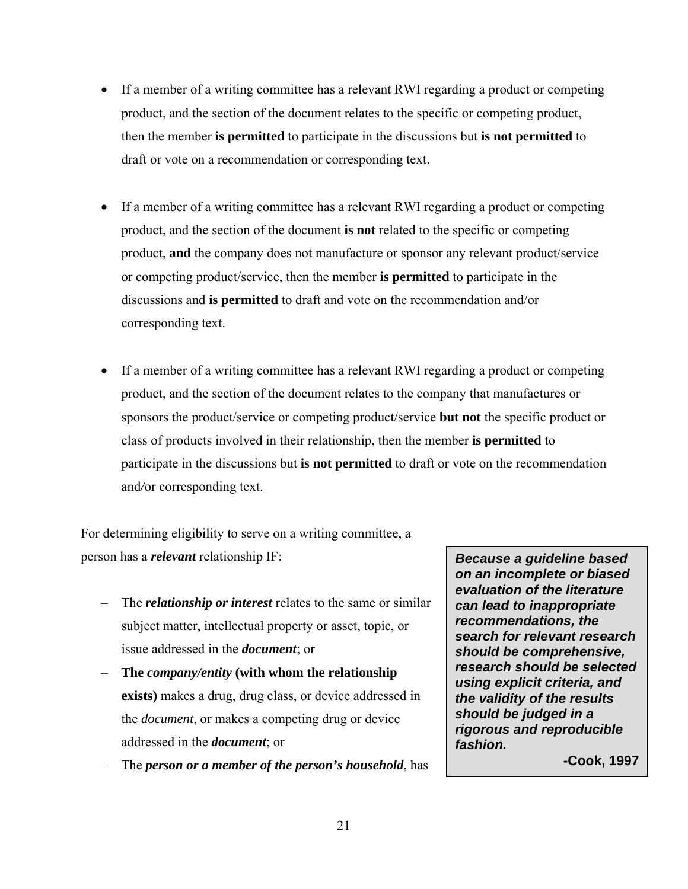- If a member of a writing committee has a relevant RWI regarding a product or competing product, and the section of the document relates to the specific or competing product, then the member **is permitted** to participate in the discussions but **is not permitted** to draft or vote on a recommendation or corresponding text.

- If a member of a writing committee has a relevant RWI regarding a product or competing product, and the section of the document **is not** related to the specific or competing product, **and** the company does not manufacture or sponsor any relevant product/service or competing product/service, then the member **is permitted** to participate in the discussions and **is permitted** to draft and vote on the recommendation and/or corresponding text.

- If a member of a writing committee has a relevant RWI regarding a product or competing product, and the section of the document relates to the company that manufactures or sponsors the product/service or competing product/service **but not** the specific product or class of products involved in their relationship, then the member **is permitted** to participate in the discussions but **is not permitted** to draft or vote on the recommendation and/or corresponding text.

For determining eligibility to serve on a writing committee, a person has a ***relevant*** relationship IF:

- The ***relationship or interest*** relates to the same or similar subject matter, intellectual property or asset, topic, or issue addressed in the ***document***; or
- **The *company/entity* (with whom the relationship exists)** makes a drug, drug class, or device addressed in the *document*, or makes a competing drug or device addressed in the ***document***; or
- The ***person or a member of the person's household***, has

> ***Because a guideline based on an incomplete or biased evaluation of the literature can lead to inappropriate recommendations, the search for relevant research should be comprehensive, research should be selected using explicit criteria, and the validity of the results should be judged in a rigorous and reproducible fashion.***
>
> **-Cook, 1997**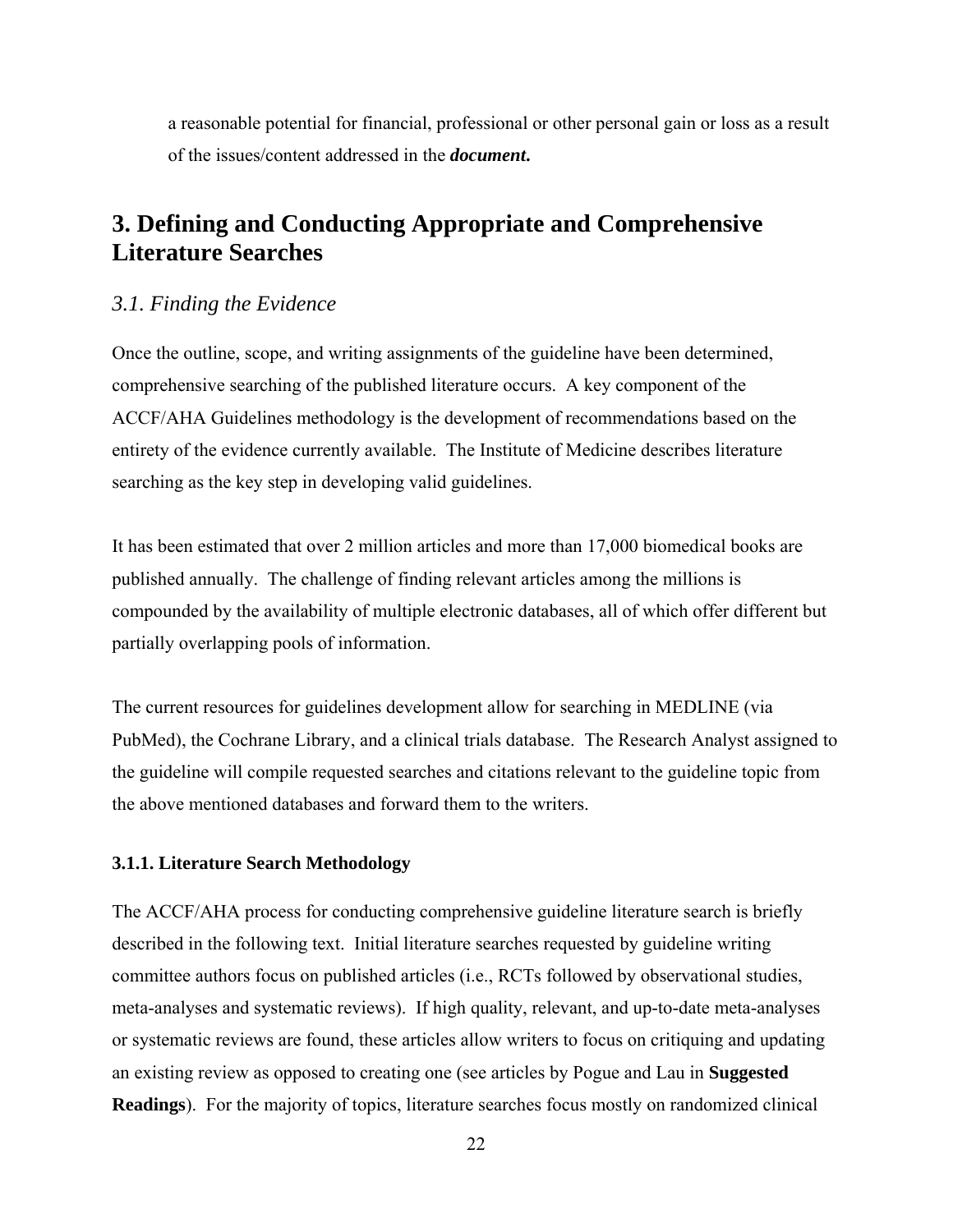a reasonable potential for financial, professional or other personal gain or loss as a result of the issues/content addressed in the ***document.***

## 3. Defining and Conducting Appropriate and Comprehensive Literature Searches

### *3.1. Finding the Evidence*

Once the outline, scope, and writing assignments of the guideline have been determined, comprehensive searching of the published literature occurs. A key component of the ACCF/AHA Guidelines methodology is the development of recommendations based on the entirety of the evidence currently available. The Institute of Medicine describes literature searching as the key step in developing valid guidelines.

It has been estimated that over 2 million articles and more than 17,000 biomedical books are published annually. The challenge of finding relevant articles among the millions is compounded by the availability of multiple electronic databases, all of which offer different but partially overlapping pools of information.

The current resources for guidelines development allow for searching in MEDLINE (via PubMed), the Cochrane Library, and a clinical trials database. The Research Analyst assigned to the guideline will compile requested searches and citations relevant to the guideline topic from the above mentioned databases and forward them to the writers.

#### 3.1.1. Literature Search Methodology

The ACCF/AHA process for conducting comprehensive guideline literature search is briefly described in the following text. Initial literature searches requested by guideline writing committee authors focus on published articles (i.e., RCTs followed by observational studies, meta-analyses and systematic reviews). If high quality, relevant, and up-to-date meta-analyses or systematic reviews are found, these articles allow writers to focus on critiquing and updating an existing review as opposed to creating one (see articles by Pogue and Lau in **Suggested Readings**). For the majority of topics, literature searches focus mostly on randomized clinical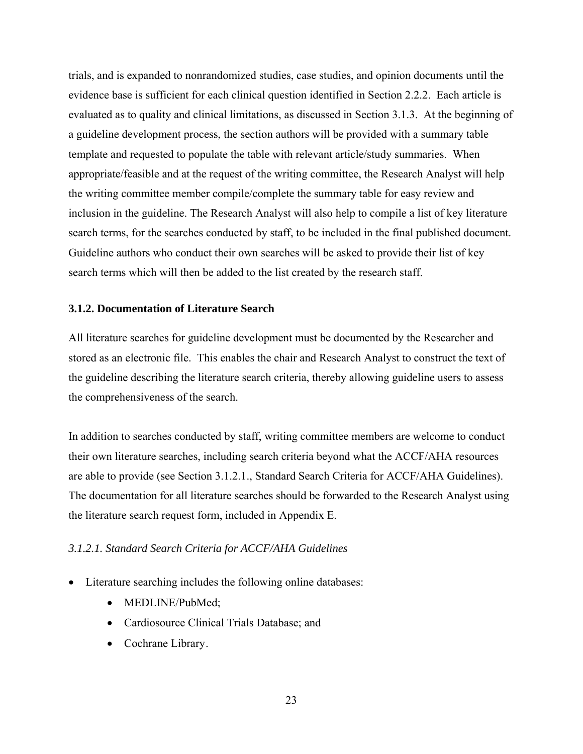trials, and is expanded to nonrandomized studies, case studies, and opinion documents until the evidence base is sufficient for each clinical question identified in Section 2.2.2. Each article is evaluated as to quality and clinical limitations, as discussed in Section 3.1.3. At the beginning of a guideline development process, the section authors will be provided with a summary table template and requested to populate the table with relevant article/study summaries. When appropriate/feasible and at the request of the writing committee, the Research Analyst will help the writing committee member compile/complete the summary table for easy review and inclusion in the guideline. The Research Analyst will also help to compile a list of key literature search terms, for the searches conducted by staff, to be included in the final published document. Guideline authors who conduct their own searches will be asked to provide their list of key search terms which will then be added to the list created by the research staff.

### 3.1.2. Documentation of Literature Search

All literature searches for guideline development must be documented by the Researcher and stored as an electronic file. This enables the chair and Research Analyst to construct the text of the guideline describing the literature search criteria, thereby allowing guideline users to assess the comprehensiveness of the search.

In addition to searches conducted by staff, writing committee members are welcome to conduct their own literature searches, including search criteria beyond what the ACCF/AHA resources are able to provide (see Section 3.1.2.1., Standard Search Criteria for ACCF/AHA Guidelines). The documentation for all literature searches should be forwarded to the Research Analyst using the literature search request form, included in Appendix E.

#### *3.1.2.1. Standard Search Criteria for ACCF/AHA Guidelines*

- Literature searching includes the following online databases:
    - MEDLINE/PubMed;
    - Cardiosource Clinical Trials Database; and
    - Cochrane Library.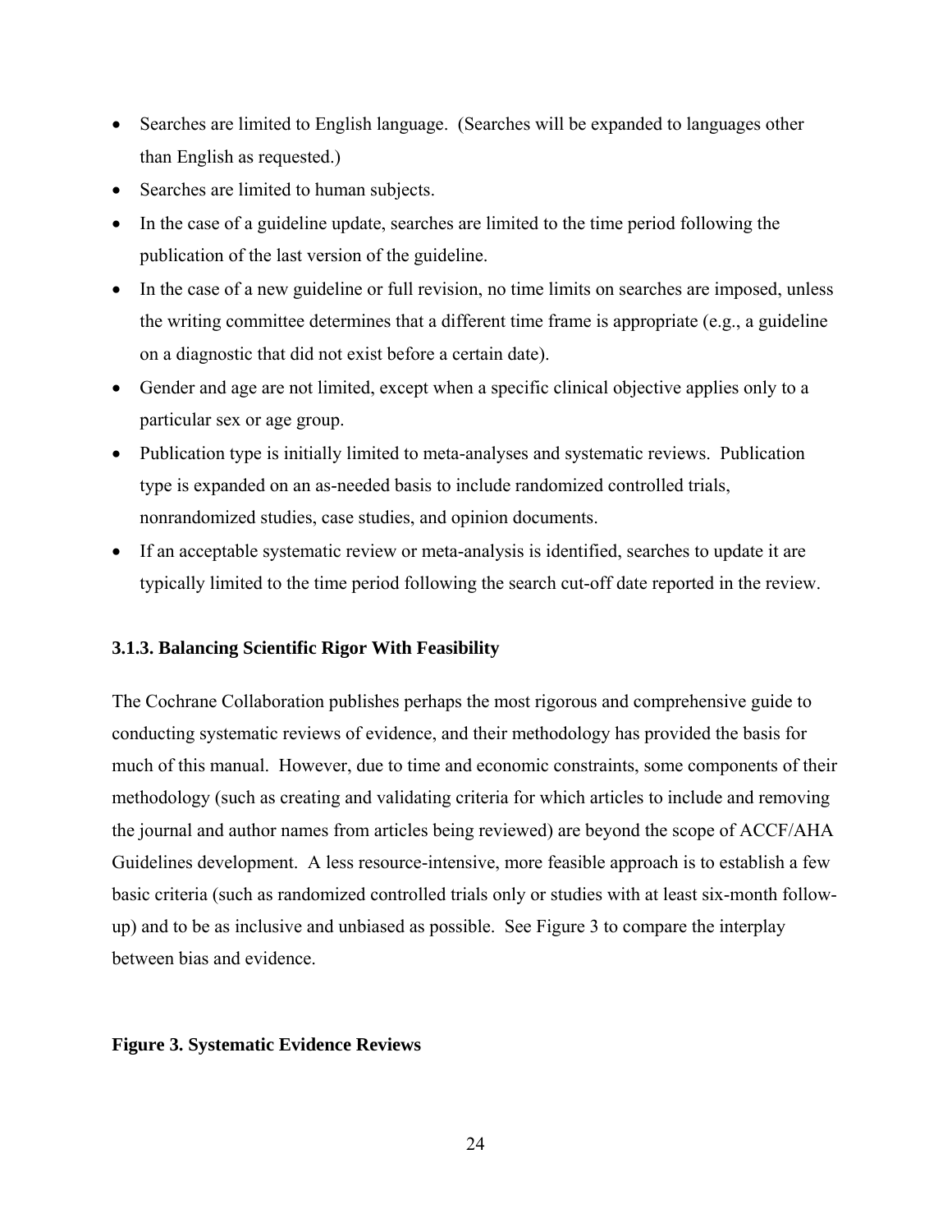- Searches are limited to English language. (Searches will be expanded to languages other than English as requested.)
- Searches are limited to human subjects.
- In the case of a guideline update, searches are limited to the time period following the publication of the last version of the guideline.
- In the case of a new guideline or full revision, no time limits on searches are imposed, unless the writing committee determines that a different time frame is appropriate (e.g., a guideline on a diagnostic that did not exist before a certain date).
- Gender and age are not limited, except when a specific clinical objective applies only to a particular sex or age group.
- Publication type is initially limited to meta-analyses and systematic reviews. Publication type is expanded on an as-needed basis to include randomized controlled trials, nonrandomized studies, case studies, and opinion documents.
- If an acceptable systematic review or meta-analysis is identified, searches to update it are typically limited to the time period following the search cut-off date reported in the review.

### 3.1.3. Balancing Scientific Rigor With Feasibility

The Cochrane Collaboration publishes perhaps the most rigorous and comprehensive guide to conducting systematic reviews of evidence, and their methodology has provided the basis for much of this manual. However, due to time and economic constraints, some components of their methodology (such as creating and validating criteria for which articles to include and removing the journal and author names from articles being reviewed) are beyond the scope of ACCF/AHA Guidelines development. A less resource-intensive, more feasible approach is to establish a few basic criteria (such as randomized controlled trials only or studies with at least six-month follow-up) and to be as inclusive and unbiased as possible. See Figure 3 to compare the interplay between bias and evidence.

**Figure 3. Systematic Evidence Reviews**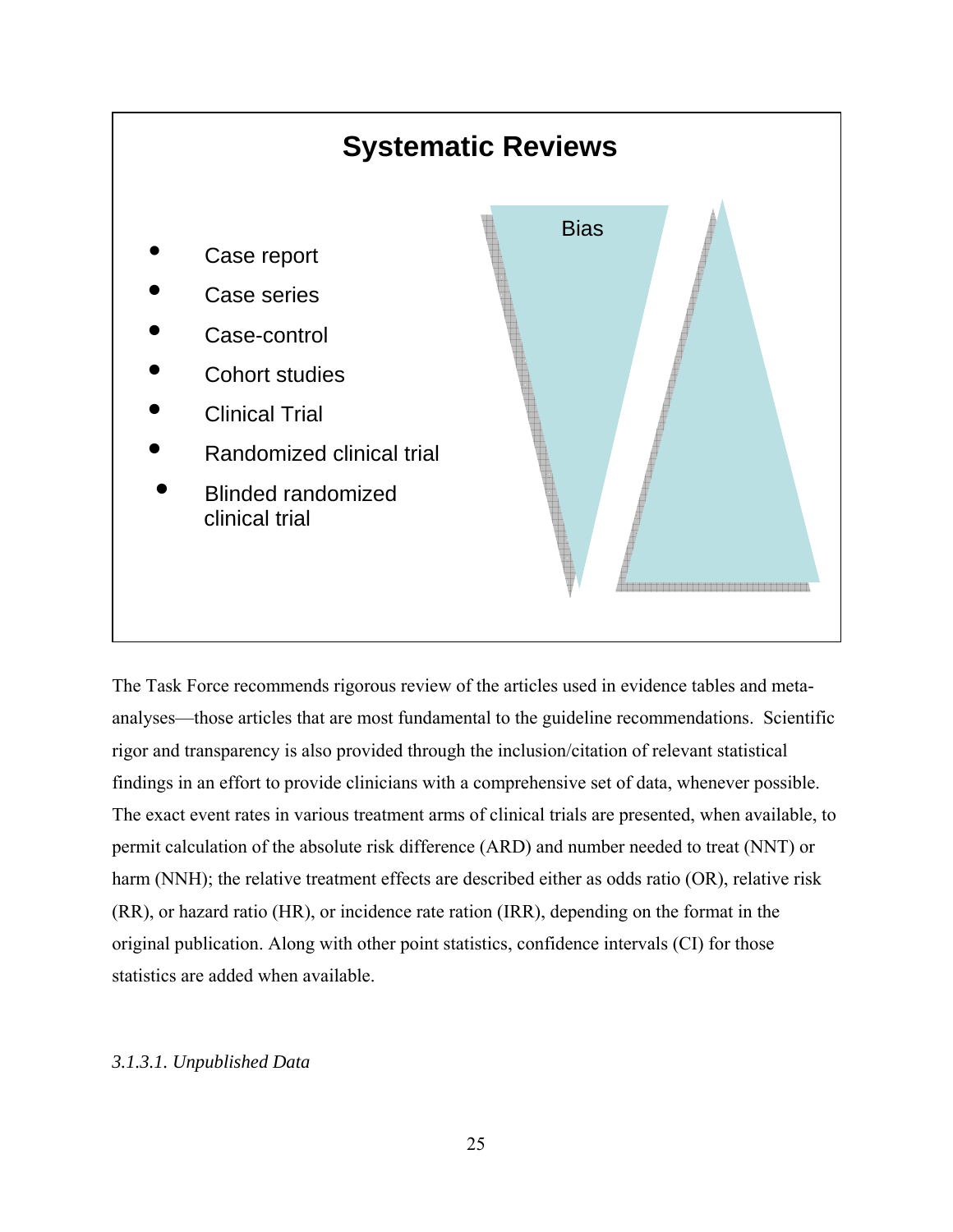**Systematic Reviews**

- Case report
- Case series
- Case-control
- Cohort studies
- Clinical Trial
- Randomized clinical trial
- Blinded randomized clinical trial

Bias

The Task Force recommends rigorous review of the articles used in evidence tables and meta-analyses—those articles that are most fundamental to the guideline recommendations. Scientific rigor and transparency is also provided through the inclusion/citation of relevant statistical findings in an effort to provide clinicians with a comprehensive set of data, whenever possible. The exact event rates in various treatment arms of clinical trials are presented, when available, to permit calculation of the absolute risk difference (ARD) and number needed to treat (NNT) or harm (NNH); the relative treatment effects are described either as odds ratio (OR), relative risk (RR), or hazard ratio (HR), or incidence rate ration (IRR), depending on the format in the original publication. Along with other point statistics, confidence intervals (CI) for those statistics are added when available.

*3.1.3.1. Unpublished Data*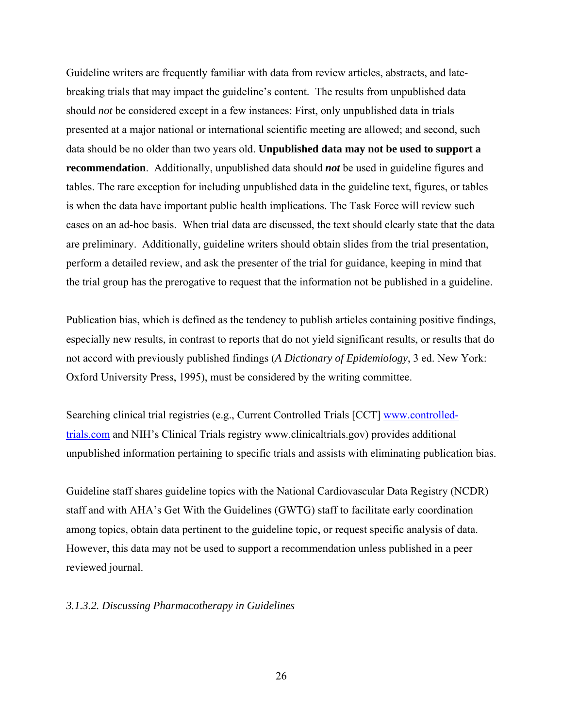Guideline writers are frequently familiar with data from review articles, abstracts, and late-breaking trials that may impact the guideline's content. The results from unpublished data should *not* be considered except in a few instances: First, only unpublished data in trials presented at a major national or international scientific meeting are allowed; and second, such data should be no older than two years old. **Unpublished data may not be used to support a recommendation**. Additionally, unpublished data should ***not*** be used in guideline figures and tables. The rare exception for including unpublished data in the guideline text, figures, or tables is when the data have important public health implications. The Task Force will review such cases on an ad-hoc basis. When trial data are discussed, the text should clearly state that the data are preliminary. Additionally, guideline writers should obtain slides from the trial presentation, perform a detailed review, and ask the presenter of the trial for guidance, keeping in mind that the trial group has the prerogative to request that the information not be published in a guideline.

Publication bias, which is defined as the tendency to publish articles containing positive findings, especially new results, in contrast to reports that do not yield significant results, or results that do not accord with previously published findings (*A Dictionary of Epidemiology*, 3 ed. New York: Oxford University Press, 1995), must be considered by the writing committee.

Searching clinical trial registries (e.g., Current Controlled Trials [CCT] [www.controlled-trials.com](http://www.controlled-trials.com) and NIH's Clinical Trials registry www.clinicaltrials.gov) provides additional unpublished information pertaining to specific trials and assists with eliminating publication bias.

Guideline staff shares guideline topics with the National Cardiovascular Data Registry (NCDR) staff and with AHA's Get With the Guidelines (GWTG) staff to facilitate early coordination among topics, obtain data pertinent to the guideline topic, or request specific analysis of data. However, this data may not be used to support a recommendation unless published in a peer reviewed journal.

*3.1.3.2. Discussing Pharmacotherapy in Guidelines*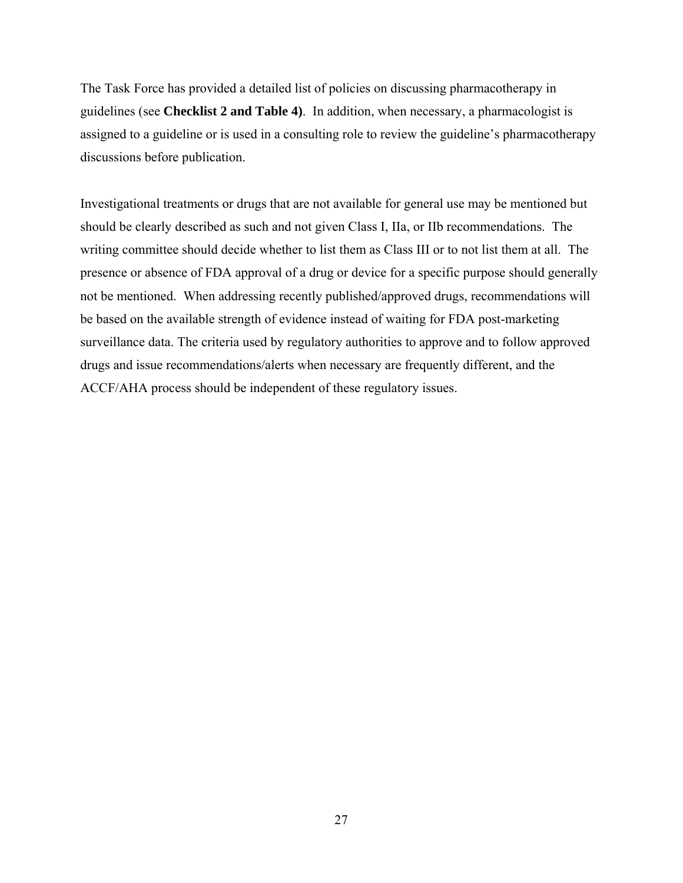The Task Force has provided a detailed list of policies on discussing pharmacotherapy in guidelines (see **Checklist 2 and Table 4)**. In addition, when necessary, a pharmacologist is assigned to a guideline or is used in a consulting role to review the guideline's pharmacotherapy discussions before publication.

Investigational treatments or drugs that are not available for general use may be mentioned but should be clearly described as such and not given Class I, IIa, or IIb recommendations. The writing committee should decide whether to list them as Class III or to not list them at all. The presence or absence of FDA approval of a drug or device for a specific purpose should generally not be mentioned. When addressing recently published/approved drugs, recommendations will be based on the available strength of evidence instead of waiting for FDA post-marketing surveillance data. The criteria used by regulatory authorities to approve and to follow approved drugs and issue recommendations/alerts when necessary are frequently different, and the ACCF/AHA process should be independent of these regulatory issues.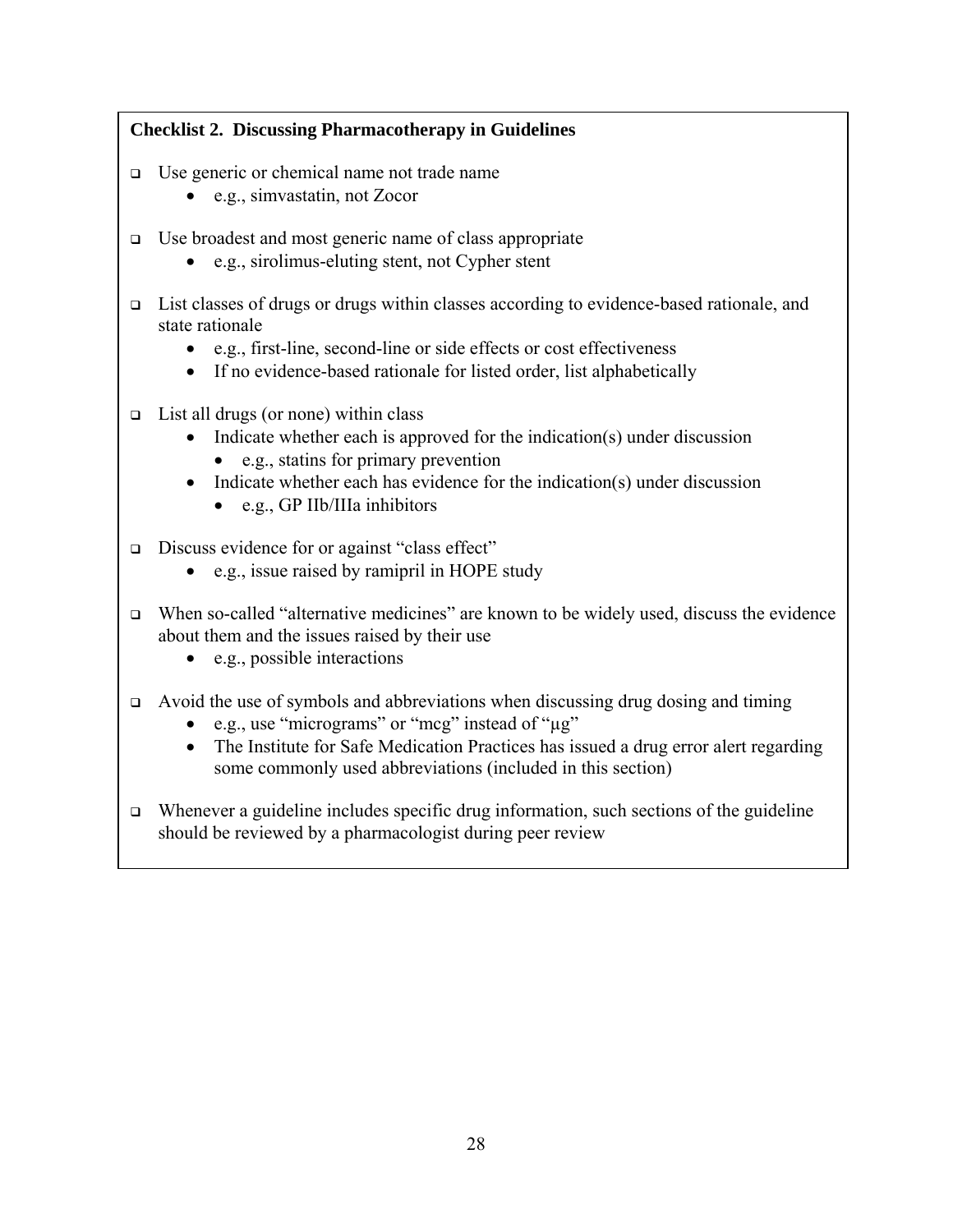**Checklist 2. Discussing Pharmacotherapy in Guidelines**

- Use generic or chemical name not trade name
    - e.g., simvastatin, not Zocor
- Use broadest and most generic name of class appropriate
    - e.g., sirolimus-eluting stent, not Cypher stent
- List classes of drugs or drugs within classes according to evidence-based rationale, and state rationale
    - e.g., first-line, second-line or side effects or cost effectiveness
    - If no evidence-based rationale for listed order, list alphabetically
- List all drugs (or none) within class
    - Indicate whether each is approved for the indication(s) under discussion
        - e.g., statins for primary prevention
    - Indicate whether each has evidence for the indication(s) under discussion
        - e.g., GP IIb/IIIa inhibitors
- Discuss evidence for or against "class effect"
    - e.g., issue raised by ramipril in HOPE study
- When so-called "alternative medicines" are known to be widely used, discuss the evidence about them and the issues raised by their use
    - e.g., possible interactions
- Avoid the use of symbols and abbreviations when discussing drug dosing and timing
    - e.g., use "micrograms" or "mcg" instead of "µg"
    - The Institute for Safe Medication Practices has issued a drug error alert regarding some commonly used abbreviations (included in this section)
- Whenever a guideline includes specific drug information, such sections of the guideline should be reviewed by a pharmacologist during peer review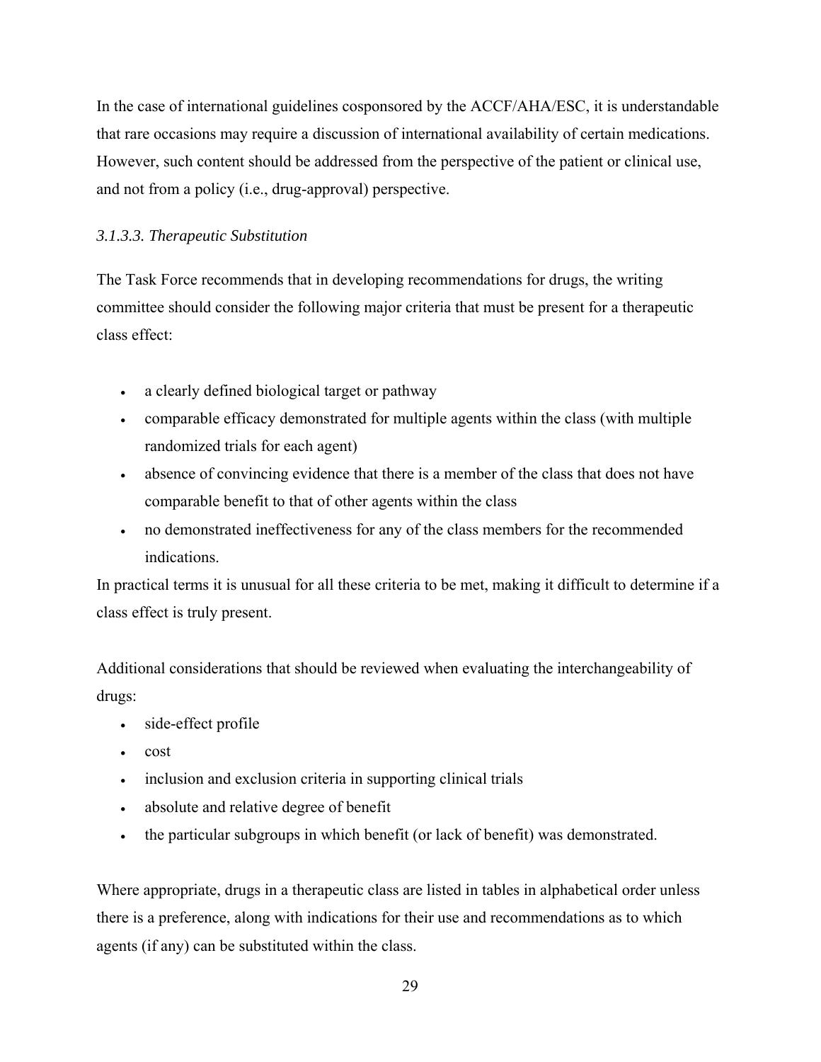In the case of international guidelines cosponsored by the ACCF/AHA/ESC, it is understandable that rare occasions may require a discussion of international availability of certain medications. However, such content should be addressed from the perspective of the patient or clinical use, and not from a policy (i.e., drug-approval) perspective.

#### *3.1.3.3. Therapeutic Substitution*

The Task Force recommends that in developing recommendations for drugs, the writing committee should consider the following major criteria that must be present for a therapeutic class effect:

- a clearly defined biological target or pathway
- comparable efficacy demonstrated for multiple agents within the class (with multiple randomized trials for each agent)
- absence of convincing evidence that there is a member of the class that does not have comparable benefit to that of other agents within the class
- no demonstrated ineffectiveness for any of the class members for the recommended indications.

In practical terms it is unusual for all these criteria to be met, making it difficult to determine if a class effect is truly present.

Additional considerations that should be reviewed when evaluating the interchangeability of drugs:

- side-effect profile
- cost
- inclusion and exclusion criteria in supporting clinical trials
- absolute and relative degree of benefit
- the particular subgroups in which benefit (or lack of benefit) was demonstrated.

Where appropriate, drugs in a therapeutic class are listed in tables in alphabetical order unless there is a preference, along with indications for their use and recommendations as to which agents (if any) can be substituted within the class.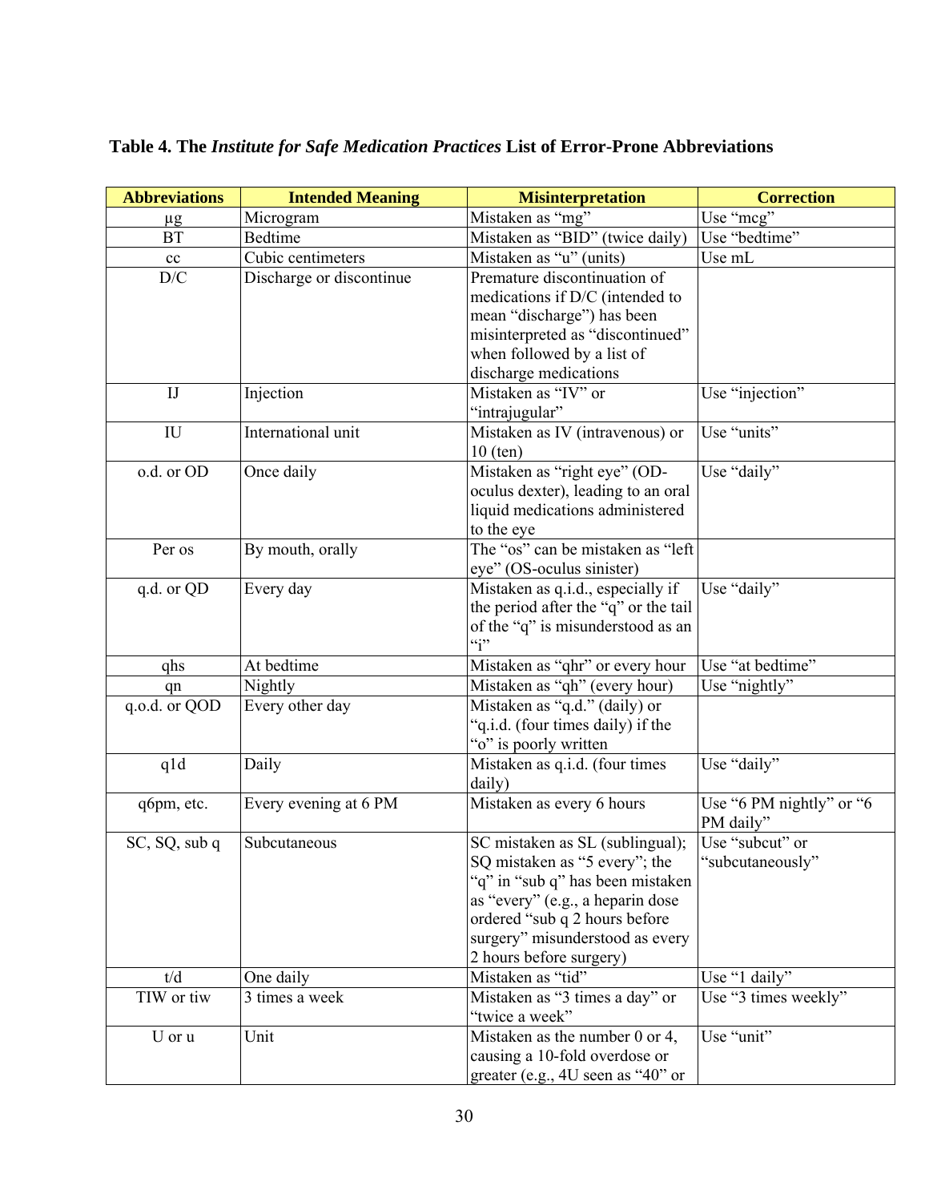**Table 4. The *Institute for Safe Medication Practices* List of Error-Prone Abbreviations**

| Abbreviations | Intended Meaning | Misinterpretation | Correction |
|---|---|---|---|
| µg | Microgram | Mistaken as "mg" | Use "mcg" |
| BT | Bedtime | Mistaken as "BID" (twice daily) | Use "bedtime" |
| cc | Cubic centimeters | Mistaken as "u" (units) | Use mL |
| D/C | Discharge or discontinue | Premature discontinuation of medications if D/C (intended to mean "discharge") has been misinterpreted as "discontinued" when followed by a list of discharge medications | |
| IJ | Injection | Mistaken as "IV" or "intrajugular" | Use "injection" |
| IU | International unit | Mistaken as IV (intravenous) or 10 (ten) | Use "units" |
| o.d. or OD | Once daily | Mistaken as "right eye" (OD-oculus dexter), leading to an oral liquid medications administered to the eye | Use "daily" |
| Per os | By mouth, orally | The "os" can be mistaken as "left eye" (OS-oculus sinister) | |
| q.d. or QD | Every day | Mistaken as q.i.d., especially if the period after the "q" or the tail of the "q" is misunderstood as an "i" | Use "daily" |
| qhs | At bedtime | Mistaken as "qhr" or every hour | Use "at bedtime" |
| qn | Nightly | Mistaken as "qh" (every hour) | Use "nightly" |
| q.o.d. or QOD | Every other day | Mistaken as "q.d." (daily) or "q.i.d. (four times daily) if the "o" is poorly written | |
| q1d | Daily | Mistaken as q.i.d. (four times daily) | Use "daily" |
| q6pm, etc. | Every evening at 6 PM | Mistaken as every 6 hours | Use "6 PM nightly" or "6 PM daily" |
| SC, SQ, sub q | Subcutaneous | SC mistaken as SL (sublingual); SQ mistaken as "5 every"; the "q" in "sub q" has been mistaken as "every" (e.g., a heparin dose ordered "sub q 2 hours before surgery" misunderstood as every 2 hours before surgery) | Use "subcut" or "subcutaneously" |
| t/d | One daily | Mistaken as "tid" | Use "1 daily" |
| TIW or tiw | 3 times a week | Mistaken as "3 times a day" or "twice a week" | Use "3 times weekly" |
| U or u | Unit | Mistaken as the number 0 or 4, causing a 10-fold overdose or greater (e.g., 4U seen as "40" or | Use "unit" |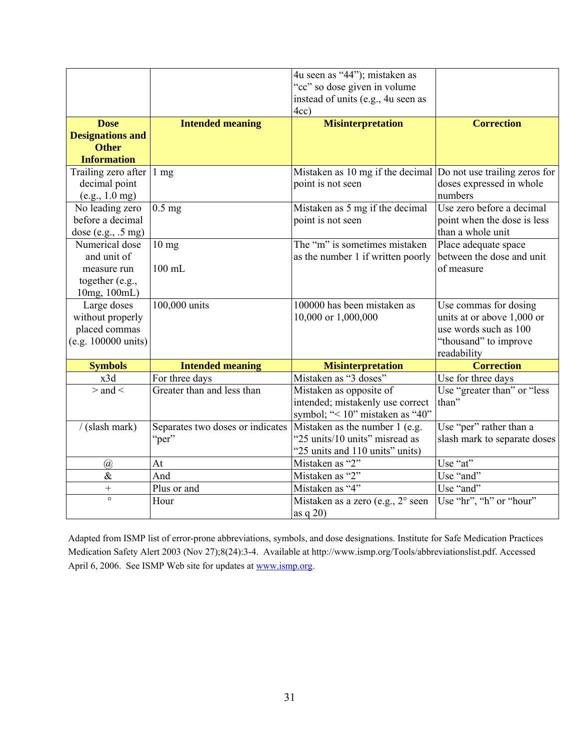| | | 4u seen as "44"); mistaken as "cc" so dose given in volume instead of units (e.g., 4u seen as 4cc) | |
|---|---|---|---|
| **Dose Designations and Other Information** | **Intended meaning** | **Misinterpretation** | **Correction** |
| Trailing zero after decimal point (e.g., 1.0 mg) | 1 mg | Mistaken as 10 mg if the decimal point is not seen | Do not use trailing zeros for doses expressed in whole numbers |
| No leading zero before a decimal dose (e.g., .5 mg) | 0.5 mg | Mistaken as 5 mg if the decimal point is not seen | Use zero before a decimal point when the dose is less than a whole unit |
| Numerical dose and unit of measure run together (e.g., 10mg, 100mL) | 10 mg<br><br>100 mL | The "m" is sometimes mistaken as the number 1 if written poorly | Place adequate space between the dose and unit of measure |
| Large doses without properly placed commas (e.g. 100000 units) | 100,000 units | 100000 has been mistaken as 10,000 or 1,000,000 | Use commas for dosing units at or above 1,000 or use words such as 100 "thousand" to improve readability |
| **Symbols** | **Intended meaning** | **Misinterpretation** | **Correction** |
| x3d | For three days | Mistaken as "3 doses" | Use for three days |
| > and < | Greater than and less than | Mistaken as opposite of intended; mistakenly use correct symbol; "< 10" mistaken as "40" | Use "greater than" or "less than" |
| / (slash mark) | Separates two doses or indicates "per" | Mistaken as the number 1 (e.g. "25 units/10 units" misread as "25 units and 110 units" units) | Use "per" rather than a slash mark to separate doses |
| @ | At | Mistaken as "2" | Use "at" |
| & | And | Mistaken as "2" | Use "and" |
| + | Plus or and | Mistaken as "4" | Use "and" |
| ° | Hour | Mistaken as a zero (e.g., 2° seen as q 20) | Use "hr", "h" or "hour" |

Adapted from ISMP list of error-prone abbreviations, symbols, and dose designations. Institute for Safe Medication Practices Medication Safety Alert 2003 (Nov 27);8(24):3-4. Available at http://www.ismp.org/Tools/abbreviationslist.pdf. Accessed April 6, 2006. See ISMP Web site for updates at www.ismp.org.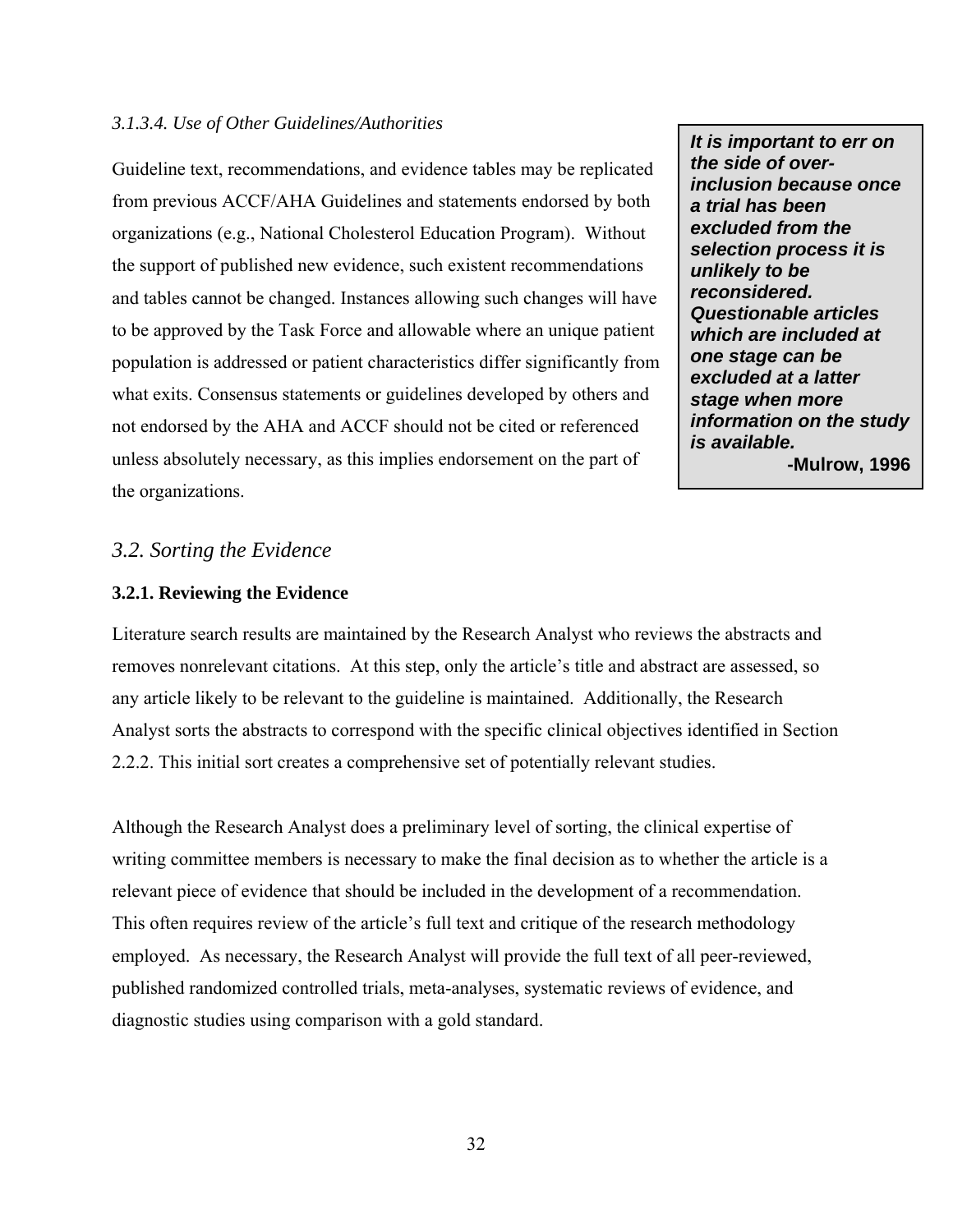#### *3.1.3.4. Use of Other Guidelines/Authorities*

Guideline text, recommendations, and evidence tables may be replicated from previous ACCF/AHA Guidelines and statements endorsed by both organizations (e.g., National Cholesterol Education Program). Without the support of published new evidence, such existent recommendations and tables cannot be changed. Instances allowing such changes will have to be approved by the Task Force and allowable where an unique patient population is addressed or patient characteristics differ significantly from what exits. Consensus statements or guidelines developed by others and not endorsed by the AHA and ACCF should not be cited or referenced unless absolutely necessary, as this implies endorsement on the part of the organizations.

> ***It is important to err on the side of over-inclusion because once a trial has been excluded from the selection process it is unlikely to be reconsidered. Questionable articles which are included at one stage can be excluded at a latter stage when more information on the study is available.***
>
> **-Mulrow, 1996**

## *3.2. Sorting the Evidence*

### **3.2.1. Reviewing the Evidence**

Literature search results are maintained by the Research Analyst who reviews the abstracts and removes nonrelevant citations. At this step, only the article's title and abstract are assessed, so any article likely to be relevant to the guideline is maintained. Additionally, the Research Analyst sorts the abstracts to correspond with the specific clinical objectives identified in Section 2.2.2. This initial sort creates a comprehensive set of potentially relevant studies.

Although the Research Analyst does a preliminary level of sorting, the clinical expertise of writing committee members is necessary to make the final decision as to whether the article is a relevant piece of evidence that should be included in the development of a recommendation. This often requires review of the article's full text and critique of the research methodology employed. As necessary, the Research Analyst will provide the full text of all peer-reviewed, published randomized controlled trials, meta-analyses, systematic reviews of evidence, and diagnostic studies using comparison with a gold standard.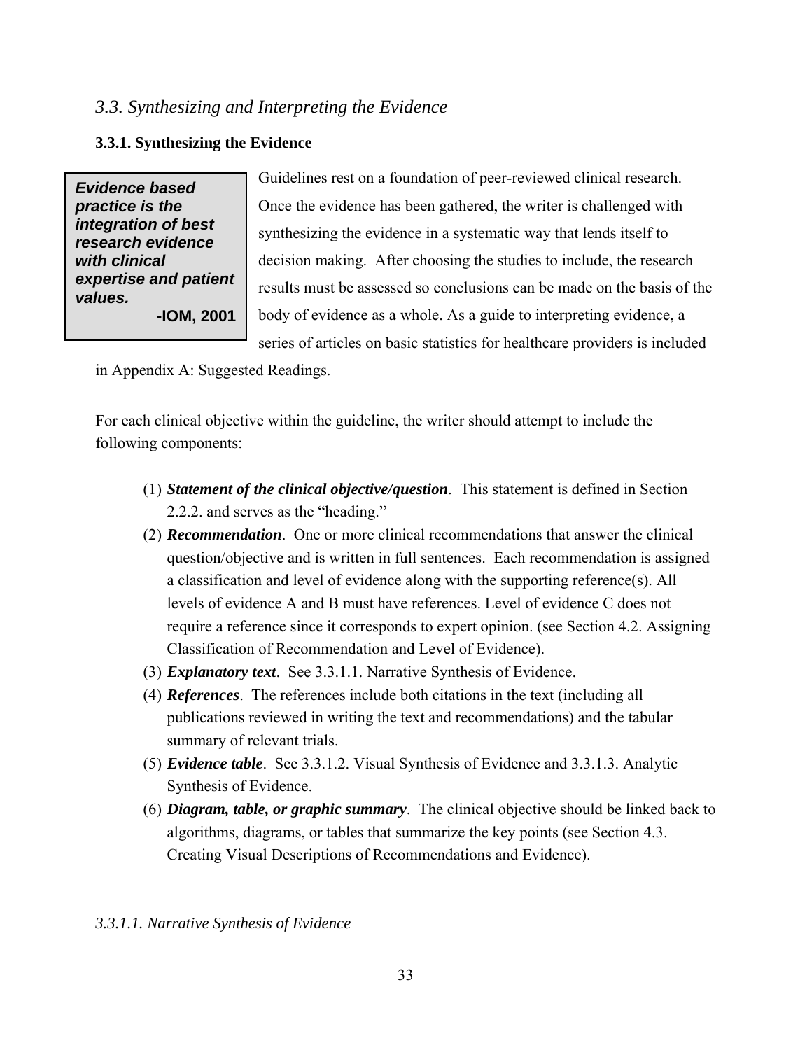## *3.3. Synthesizing and Interpreting the Evidence*

### 3.3.1. Synthesizing the Evidence

> ***Evidence based practice is the integration of best research evidence with clinical expertise and patient values.***
>
> **-IOM, 2001**

Guidelines rest on a foundation of peer-reviewed clinical research. Once the evidence has been gathered, the writer is challenged with synthesizing the evidence in a systematic way that lends itself to decision making. After choosing the studies to include, the research results must be assessed so conclusions can be made on the basis of the body of evidence as a whole. As a guide to interpreting evidence, a series of articles on basic statistics for healthcare providers is included in Appendix A: Suggested Readings.

For each clinical objective within the guideline, the writer should attempt to include the following components:

(1) ***Statement of the clinical objective/question***. This statement is defined in Section 2.2.2. and serves as the "heading."

(2) ***Recommendation***. One or more clinical recommendations that answer the clinical question/objective and is written in full sentences. Each recommendation is assigned a classification and level of evidence along with the supporting reference(s). All levels of evidence A and B must have references. Level of evidence C does not require a reference since it corresponds to expert opinion. (see Section 4.2. Assigning Classification of Recommendation and Level of Evidence).

(3) ***Explanatory text***. See 3.3.1.1. Narrative Synthesis of Evidence.

(4) ***References***. The references include both citations in the text (including all publications reviewed in writing the text and recommendations) and the tabular summary of relevant trials.

(5) ***Evidence table***. See 3.3.1.2. Visual Synthesis of Evidence and 3.3.1.3. Analytic Synthesis of Evidence.

(6) ***Diagram, table, or graphic summary***. The clinical objective should be linked back to algorithms, diagrams, or tables that summarize the key points (see Section 4.3. Creating Visual Descriptions of Recommendations and Evidence).

#### *3.3.1.1. Narrative Synthesis of Evidence*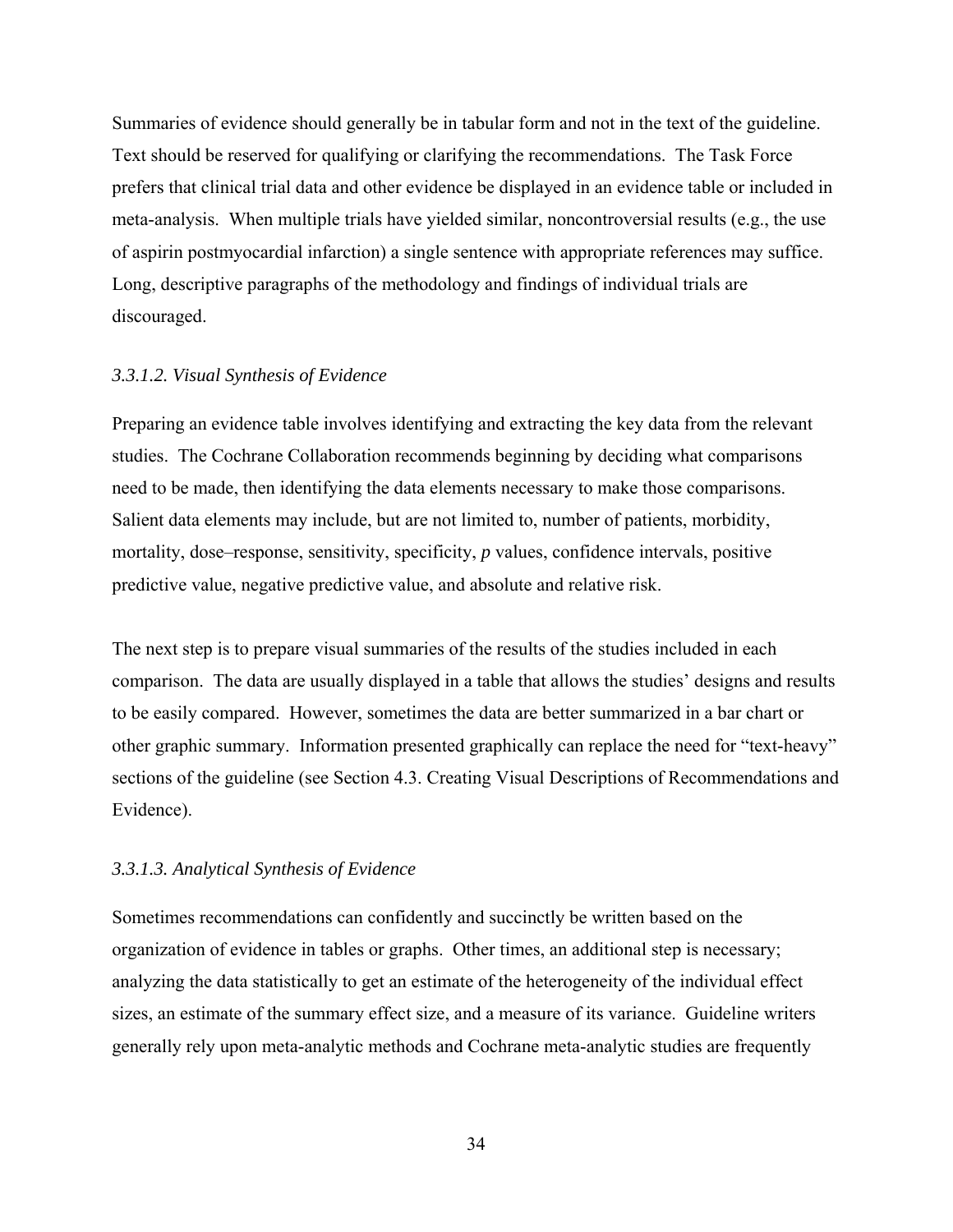Summaries of evidence should generally be in tabular form and not in the text of the guideline. Text should be reserved for qualifying or clarifying the recommendations. The Task Force prefers that clinical trial data and other evidence be displayed in an evidence table or included in meta-analysis. When multiple trials have yielded similar, noncontroversial results (e.g., the use of aspirin postmyocardial infarction) a single sentence with appropriate references may suffice. Long, descriptive paragraphs of the methodology and findings of individual trials are discouraged.

#### *3.3.1.2. Visual Synthesis of Evidence*

Preparing an evidence table involves identifying and extracting the key data from the relevant studies. The Cochrane Collaboration recommends beginning by deciding what comparisons need to be made, then identifying the data elements necessary to make those comparisons. Salient data elements may include, but are not limited to, number of patients, morbidity, mortality, dose–response, sensitivity, specificity, *p* values, confidence intervals, positive predictive value, negative predictive value, and absolute and relative risk.

The next step is to prepare visual summaries of the results of the studies included in each comparison. The data are usually displayed in a table that allows the studies' designs and results to be easily compared. However, sometimes the data are better summarized in a bar chart or other graphic summary. Information presented graphically can replace the need for "text-heavy" sections of the guideline (see Section 4.3. Creating Visual Descriptions of Recommendations and Evidence).

#### *3.3.1.3. Analytical Synthesis of Evidence*

Sometimes recommendations can confidently and succinctly be written based on the organization of evidence in tables or graphs. Other times, an additional step is necessary; analyzing the data statistically to get an estimate of the heterogeneity of the individual effect sizes, an estimate of the summary effect size, and a measure of its variance. Guideline writers generally rely upon meta-analytic methods and Cochrane meta-analytic studies are frequently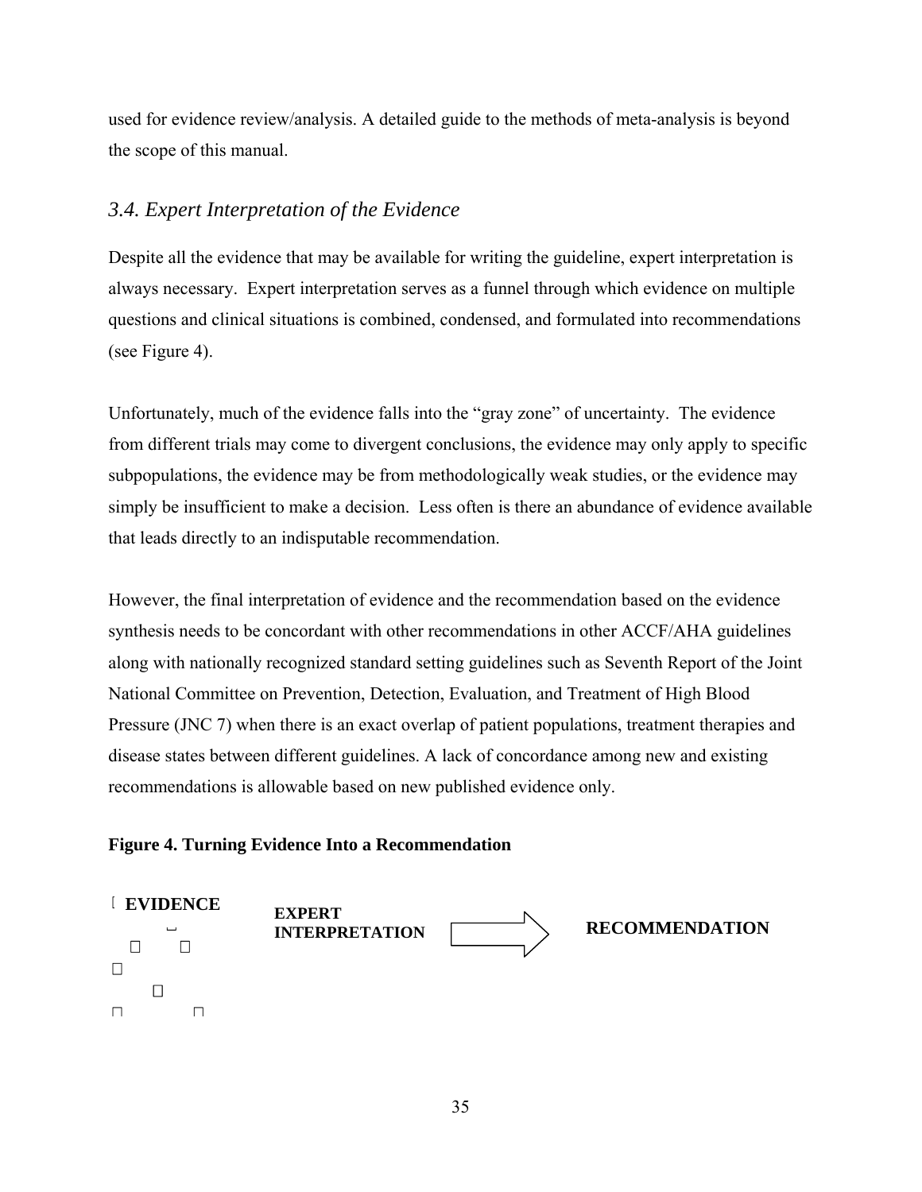used for evidence review/analysis. A detailed guide to the methods of meta-analysis is beyond the scope of this manual.

### *3.4. Expert Interpretation of the Evidence*

Despite all the evidence that may be available for writing the guideline, expert interpretation is always necessary. Expert interpretation serves as a funnel through which evidence on multiple questions and clinical situations is combined, condensed, and formulated into recommendations (see Figure 4).

Unfortunately, much of the evidence falls into the "gray zone" of uncertainty. The evidence from different trials may come to divergent conclusions, the evidence may only apply to specific subpopulations, the evidence may be from methodologically weak studies, or the evidence may simply be insufficient to make a decision. Less often is there an abundance of evidence available that leads directly to an indisputable recommendation.

However, the final interpretation of evidence and the recommendation based on the evidence synthesis needs to be concordant with other recommendations in other ACCF/AHA guidelines along with nationally recognized standard setting guidelines such as Seventh Report of the Joint National Committee on Prevention, Detection, Evaluation, and Treatment of High Blood Pressure (JNC 7) when there is an exact overlap of patient populations, treatment therapies and disease states between different guidelines. A lack of concordance among new and existing recommendations is allowable based on new published evidence only.

**Figure 4. Turning Evidence Into a Recommendation**

**EVIDENCE** **EXPERT INTERPRETATION** → **RECOMMENDATION**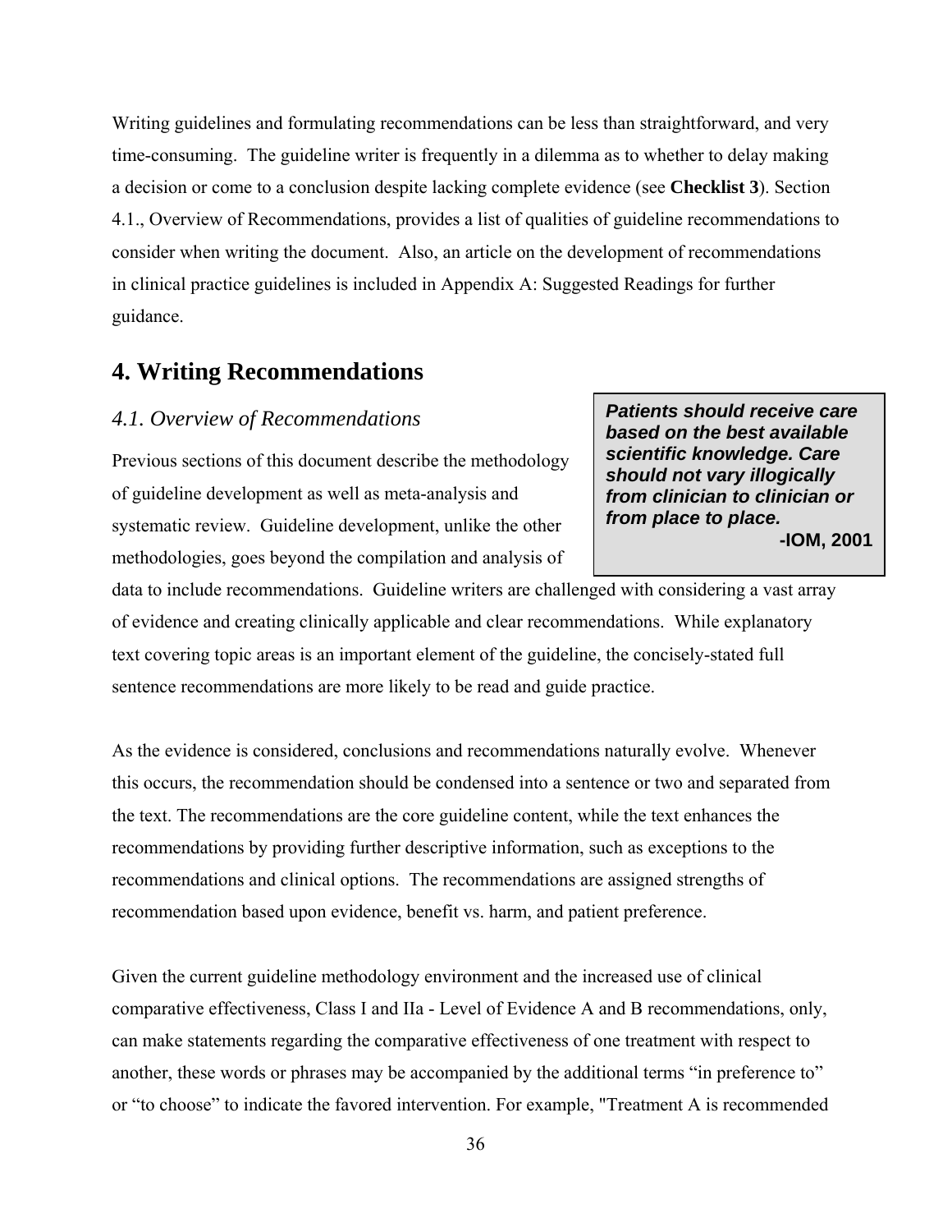Writing guidelines and formulating recommendations can be less than straightforward, and very time-consuming. The guideline writer is frequently in a dilemma as to whether to delay making a decision or come to a conclusion despite lacking complete evidence (see **Checklist 3**). Section 4.1., Overview of Recommendations, provides a list of qualities of guideline recommendations to consider when writing the document. Also, an article on the development of recommendations in clinical practice guidelines is included in Appendix A: Suggested Readings for further guidance.

# 4. Writing Recommendations

## *4.1. Overview of Recommendations*

> ***Patients should receive care based on the best available scientific knowledge. Care should not vary illogically from clinician to clinician or from place to place.***
>
> **-IOM, 2001**

Previous sections of this document describe the methodology of guideline development as well as meta-analysis and systematic review. Guideline development, unlike the other methodologies, goes beyond the compilation and analysis of data to include recommendations. Guideline writers are challenged with considering a vast array of evidence and creating clinically applicable and clear recommendations. While explanatory text covering topic areas is an important element of the guideline, the concisely-stated full sentence recommendations are more likely to be read and guide practice.

As the evidence is considered, conclusions and recommendations naturally evolve. Whenever this occurs, the recommendation should be condensed into a sentence or two and separated from the text. The recommendations are the core guideline content, while the text enhances the recommendations by providing further descriptive information, such as exceptions to the recommendations and clinical options. The recommendations are assigned strengths of recommendation based upon evidence, benefit vs. harm, and patient preference.

Given the current guideline methodology environment and the increased use of clinical comparative effectiveness, Class I and IIa - Level of Evidence A and B recommendations, only, can make statements regarding the comparative effectiveness of one treatment with respect to another, these words or phrases may be accompanied by the additional terms "in preference to" or "to choose" to indicate the favored intervention. For example, "Treatment A is recommended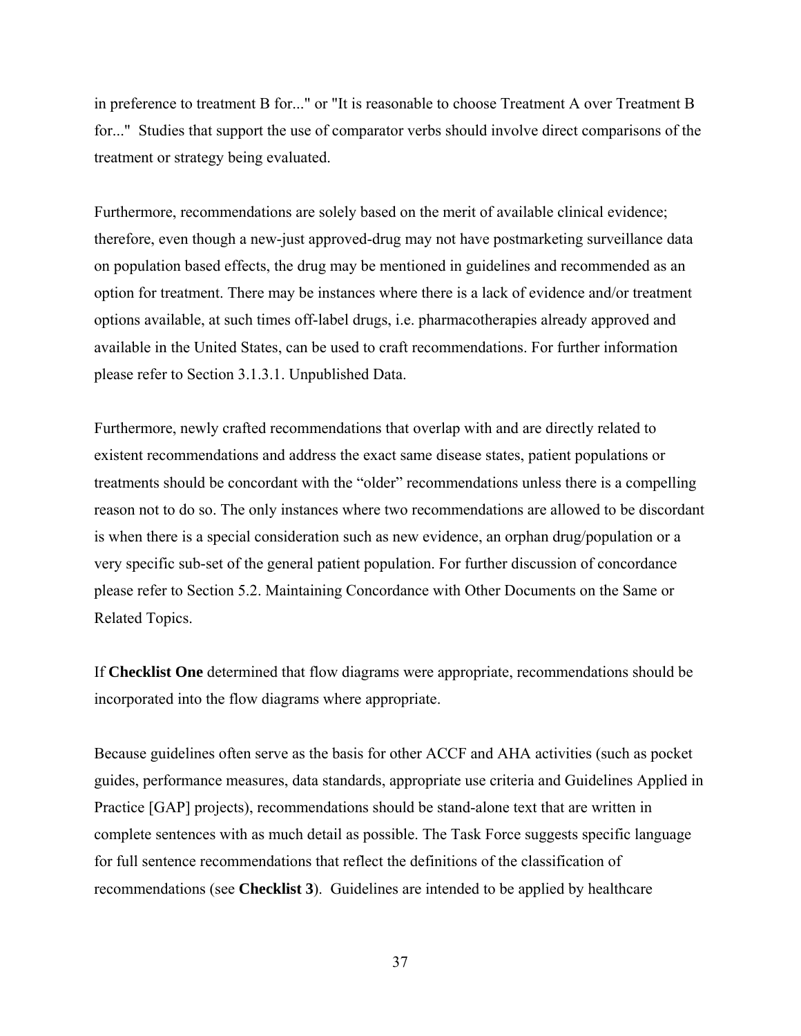in preference to treatment B for..." or "It is reasonable to choose Treatment A over Treatment B for..." Studies that support the use of comparator verbs should involve direct comparisons of the treatment or strategy being evaluated.

Furthermore, recommendations are solely based on the merit of available clinical evidence; therefore, even though a new-just approved-drug may not have postmarketing surveillance data on population based effects, the drug may be mentioned in guidelines and recommended as an option for treatment. There may be instances where there is a lack of evidence and/or treatment options available, at such times off-label drugs, i.e. pharmacotherapies already approved and available in the United States, can be used to craft recommendations. For further information please refer to Section 3.1.3.1. Unpublished Data.

Furthermore, newly crafted recommendations that overlap with and are directly related to existent recommendations and address the exact same disease states, patient populations or treatments should be concordant with the "older" recommendations unless there is a compelling reason not to do so. The only instances where two recommendations are allowed to be discordant is when there is a special consideration such as new evidence, an orphan drug/population or a very specific sub-set of the general patient population. For further discussion of concordance please refer to Section 5.2. Maintaining Concordance with Other Documents on the Same or Related Topics.

If **Checklist One** determined that flow diagrams were appropriate, recommendations should be incorporated into the flow diagrams where appropriate.

Because guidelines often serve as the basis for other ACCF and AHA activities (such as pocket guides, performance measures, data standards, appropriate use criteria and Guidelines Applied in Practice [GAP] projects), recommendations should be stand-alone text that are written in complete sentences with as much detail as possible. The Task Force suggests specific language for full sentence recommendations that reflect the definitions of the classification of recommendations (see **Checklist 3**). Guidelines are intended to be applied by healthcare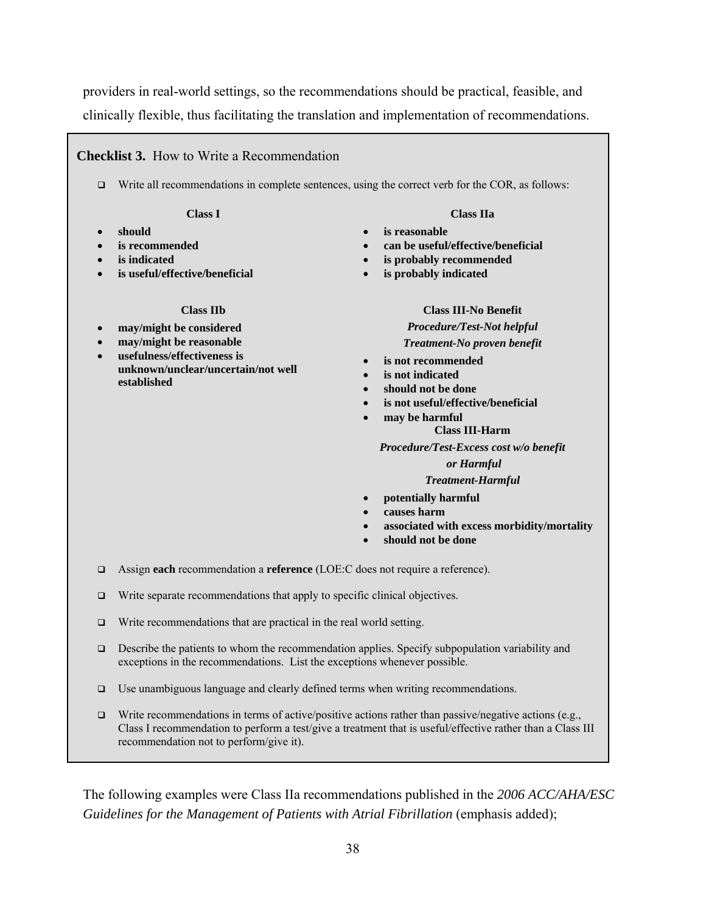providers in real-world settings, so the recommendations should be practical, feasible, and clinically flexible, thus facilitating the translation and implementation of recommendations.

**Checklist 3.** How to Write a Recommendation

- ❑ Write all recommendations in complete sentences, using the correct verb for the COR, as follows:

**Class I**

- **should**
- **is recommended**
- **is indicated**
- **is useful/effective/beneficial**

**Class IIa**

- **is reasonable**
- **can be useful/effective/beneficial**
- **is probably recommended**
- **is probably indicated**

**Class IIb**

- **may/might be considered**
- **may/might be reasonable**
- **usefulness/effectiveness is unknown/unclear/uncertain/not well established**

**Class III-No Benefit**

***Procedure/Test-Not helpful***

***Treatment-No proven benefit***

- **is not recommended**
- **is not indicated**
- **should not be done**
- **is not useful/effective/beneficial**
- **may be harmful**

**Class III-Harm**

***Procedure/Test-Excess cost w/o benefit or Harmful***

***Treatment-Harmful***

- **potentially harmful**
- **causes harm**
- **associated with excess morbidity/mortality**
- **should not be done**

- ❑ Assign **each** recommendation a **reference** (LOE:C does not require a reference).
- ❑ Write separate recommendations that apply to specific clinical objectives.
- ❑ Write recommendations that are practical in the real world setting.
- ❑ Describe the patients to whom the recommendation applies. Specify subpopulation variability and exceptions in the recommendations. List the exceptions whenever possible.
- ❑ Use unambiguous language and clearly defined terms when writing recommendations.
- ❑ Write recommendations in terms of active/positive actions rather than passive/negative actions (e.g., Class I recommendation to perform a test/give a treatment that is useful/effective rather than a Class III recommendation not to perform/give it).

The following examples were Class IIa recommendations published in the *2006 ACC/AHA/ESC Guidelines for the Management of Patients with Atrial Fibrillation* (emphasis added);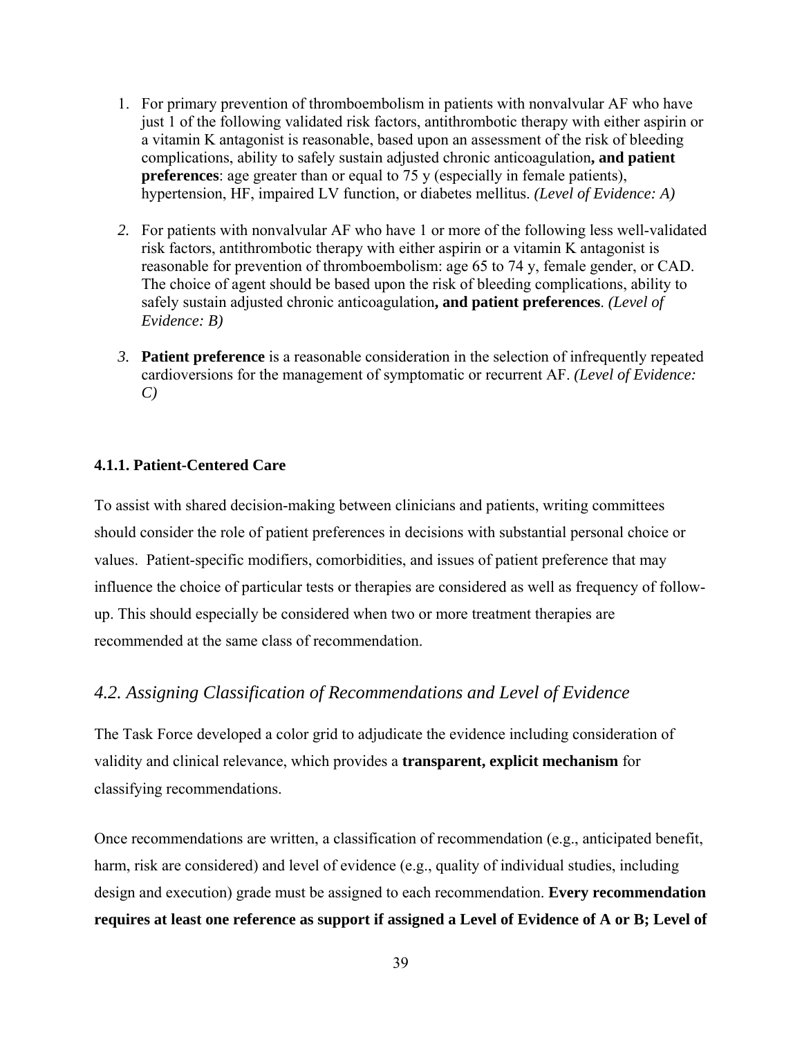1. For primary prevention of thromboembolism in patients with nonvalvular AF who have just 1 of the following validated risk factors, antithrombotic therapy with either aspirin or a vitamin K antagonist is reasonable, based upon an assessment of the risk of bleeding complications, ability to safely sustain adjusted chronic anticoagulation**, and patient preferences**: age greater than or equal to 75 y (especially in female patients), hypertension, HF, impaired LV function, or diabetes mellitus. *(Level of Evidence: A)*

2. For patients with nonvalvular AF who have 1 or more of the following less well-validated risk factors, antithrombotic therapy with either aspirin or a vitamin K antagonist is reasonable for prevention of thromboembolism: age 65 to 74 y, female gender, or CAD. The choice of agent should be based upon the risk of bleeding complications, ability to safely sustain adjusted chronic anticoagulation**, and patient preferences**. *(Level of Evidence: B)*

3. **Patient preference** is a reasonable consideration in the selection of infrequently repeated cardioversions for the management of symptomatic or recurrent AF. *(Level of Evidence: C)*

#### 4.1.1. Patient-Centered Care

To assist with shared decision-making between clinicians and patients, writing committees should consider the role of patient preferences in decisions with substantial personal choice or values. Patient-specific modifiers, comorbidities, and issues of patient preference that may influence the choice of particular tests or therapies are considered as well as frequency of follow-up. This should especially be considered when two or more treatment therapies are recommended at the same class of recommendation.

### *4.2. Assigning Classification of Recommendations and Level of Evidence*

The Task Force developed a color grid to adjudicate the evidence including consideration of validity and clinical relevance, which provides a **transparent, explicit mechanism** for classifying recommendations.

Once recommendations are written, a classification of recommendation (e.g., anticipated benefit, harm, risk are considered) and level of evidence (e.g., quality of individual studies, including design and execution) grade must be assigned to each recommendation. **Every recommendation requires at least one reference as support if assigned a Level of Evidence of A or B; Level of**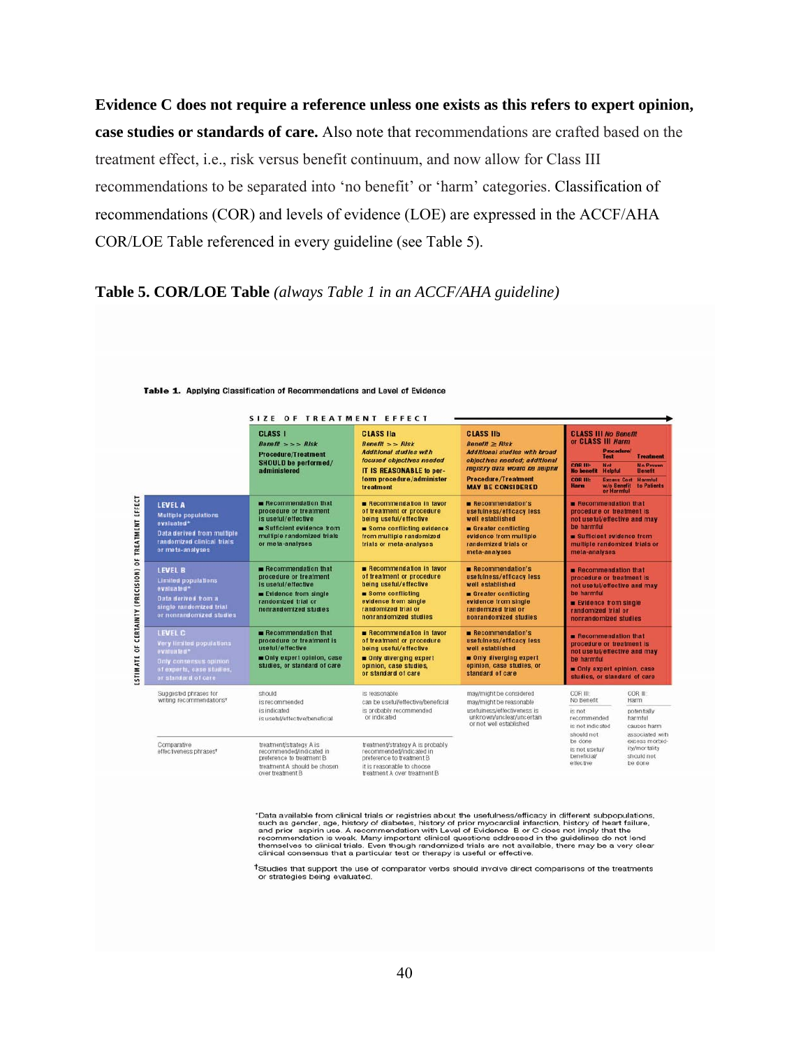**Evidence C does not require a reference unless one exists as this refers to expert opinion, case studies or standards of care.** Also note that recommendations are crafted based on the treatment effect, i.e., risk versus benefit continuum, and now allow for Class III recommendations to be separated into 'no benefit' or 'harm' categories. Classification of recommendations (COR) and levels of evidence (LOE) are expressed in the ACCF/AHA COR/LOE Table referenced in every guideline (see Table 5).

**Table 5. COR/LOE Table** *(always Table 1 in an ACCF/AHA guideline)*

**Table 1.** Applying Classification of Recommendations and Level of Evidence

SIZE OF TREATMENT EFFECT →

ESTIMATE OF CERTAINTY (PRECISION) OF TREATMENT EFFECT

| | CLASS I<br>*Benefit >>> Risk*<br>Procedure/Treatment SHOULD be performed/administered | CLASS IIa<br>*Benefit >> Risk*<br>*Additional studies with focused objectives needed*<br>IT IS REASONABLE to perform procedure/administer treatment | CLASS IIb<br>*Benefit ≥ Risk*<br>*Additional studies with broad objectives needed; additional registry data would be helpful*<br>Procedure/Treatment MAY BE CONSIDERED | CLASS III *No Benefit* or CLASS III *Harm*<br>COR III: No benefit — Procedure/Test: Not Helpful; Treatment: No Proven Benefit<br>COR III: Harm — Procedure/Test: Excess Cost w/o Benefit or Harmful; Treatment: Harmful to Patients |
|---|---|---|---|---|
| **LEVEL A**<br>Multiple populations evaluated*<br>Data derived from multiple randomized clinical trials or meta-analyses | ■ Recommendation that procedure or treatment is useful/effective<br>■ Sufficient evidence from multiple randomized trials or meta-analyses | ■ Recommendation in favor of treatment or procedure being useful/effective<br>■ Some conflicting evidence from multiple randomized trials or meta-analyses | ■ Recommendation's usefulness/efficacy less well established<br>■ Greater conflicting evidence from multiple randomized trials or meta-analyses | ■ Recommendation that procedure or treatment is not useful/effective and may be harmful<br>■ Sufficient evidence from multiple randomized trials or meta-analyses |
| **LEVEL B**<br>Limited populations evaluated*<br>Data derived from a single randomized trial or nonrandomized studies | ■ Recommendation that procedure or treatment is useful/effective<br>■ Evidence from single randomized trial or nonrandomized studies | ■ Recommendation in favor of treatment or procedure being useful/effective<br>■ Some conflicting evidence from single randomized trial or nonrandomized studies | ■ Recommendation's usefulness/efficacy less well established<br>■ Greater conflicting evidence from single randomized trial or nonrandomized studies | ■ Recommendation that procedure or treatment is not useful/effective and may be harmful<br>■ Evidence from single randomized trial or nonrandomized studies |
| **LEVEL C**<br>Very limited populations evaluated*<br>Only consensus opinion of experts, case studies, or standard of care | ■ Recommendation that procedure or treatment is useful/effective<br>■ Only expert opinion, case studies, or standard of care | ■ Recommendation in favor of treatment or procedure being useful/effective<br>■ Only diverging expert opinion, case studies, or standard of care | ■ Recommendation's usefulness/efficacy less well established<br>■ Only diverging expert opinion, case studies, or standard of care | ■ Recommendation that procedure or treatment is not useful/effective and may be harmful<br>■ Only expert opinion, case studies, or standard of care |
| Suggested phrases for writing recommendations† | should<br>is recommended<br>is indicated<br>is useful/effective/beneficial | is reasonable<br>can be useful/effective/beneficial<br>is probably recommended or indicated | may/might be considered<br>may/might be reasonable<br>usefulness/effectiveness is unknown/unclear/uncertain or not well established | COR III: No Benefit — is not recommended; is not indicated; should not be done; is not useful/beneficial/effective<br>COR III: Harm — potentially harmful; causes harm; associated with excess morbidity/mortality; should not be done |
| Comparative effectiveness phrases† | treatment/strategy A is recommended/indicated in preference to treatment B<br>treatment A should be chosen over treatment B | treatment/strategy A is probably recommended/indicated in preference to treatment B<br>it is reasonable to choose treatment A over treatment B | | |

*Data available from clinical trials or registries about the usefulness/efficacy in different subpopulations, such as gender, age, history of diabetes, history of prior myocardial infarction, history of heart failure, and prior aspirin use. A recommendation with Level of Evidence B or C does not imply that the recommendation is weak. Many important clinical questions addressed in the guidelines do not lend themselves to clinical trials. Even though randomized trials are not available, there may be a very clear clinical consensus that a particular test or therapy is useful or effective.

†Studies that support the use of comparator verbs should involve direct comparisons of the treatments or strategies being evaluated.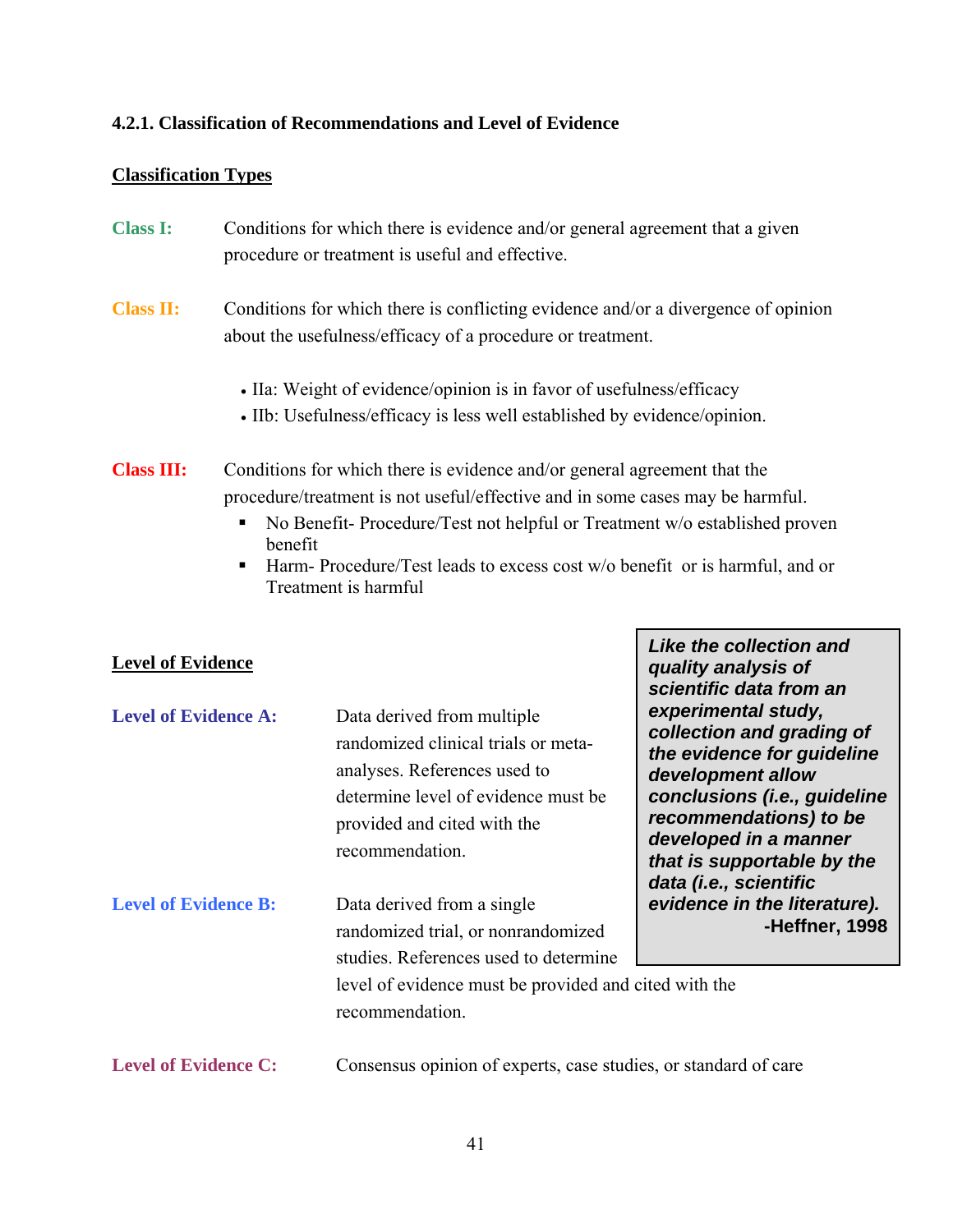### 4.2.1. Classification of Recommendations and Level of Evidence

**Classification Types**

**Class I:** Conditions for which there is evidence and/or general agreement that a given procedure or treatment is useful and effective.

**Class II:** Conditions for which there is conflicting evidence and/or a divergence of opinion about the usefulness/efficacy of a procedure or treatment.

- IIa: Weight of evidence/opinion is in favor of usefulness/efficacy
- IIb: Usefulness/efficacy is less well established by evidence/opinion.

**Class III:** Conditions for which there is evidence and/or general agreement that the procedure/treatment is not useful/effective and in some cases may be harmful.

- No Benefit- Procedure/Test not helpful or Treatment w/o established proven benefit
- Harm- Procedure/Test leads to excess cost w/o benefit or is harmful, and or Treatment is harmful

**Level of Evidence**

**Level of Evidence A:** Data derived from multiple randomized clinical trials or meta-analyses. References used to determine level of evidence must be provided and cited with the recommendation.

**Level of Evidence B:** Data derived from a single randomized trial, or nonrandomized studies. References used to determine level of evidence must be provided and cited with the recommendation.

**Level of Evidence C:** Consensus opinion of experts, case studies, or standard of care

> ***Like the collection and quality analysis of scientific data from an experimental study, collection and grading of the evidence for guideline development allow conclusions (i.e., guideline recommendations) to be developed in a manner that is supportable by the data (i.e., scientific evidence in the literature).***
>
> **-Heffner, 1998**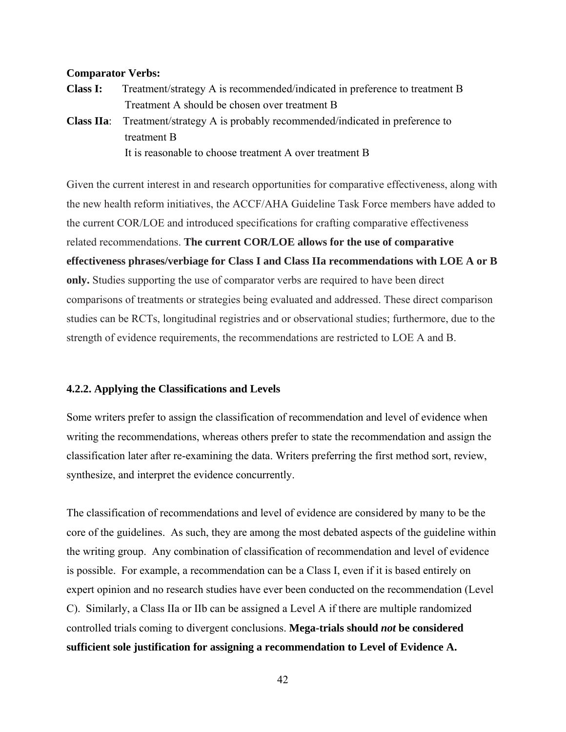**Comparator Verbs:**

**Class I:** Treatment/strategy A is recommended/indicated in preference to treatment B
Treatment A should be chosen over treatment B

**Class IIa**: Treatment/strategy A is probably recommended/indicated in preference to treatment B
It is reasonable to choose treatment A over treatment B

Given the current interest in and research opportunities for comparative effectiveness, along with the new health reform initiatives, the ACCF/AHA Guideline Task Force members have added to the current COR/LOE and introduced specifications for crafting comparative effectiveness related recommendations. **The current COR/LOE allows for the use of comparative effectiveness phrases/verbiage for Class I and Class IIa recommendations with LOE A or B only.** Studies supporting the use of comparator verbs are required to have been direct comparisons of treatments or strategies being evaluated and addressed. These direct comparison studies can be RCTs, longitudinal registries and or observational studies; furthermore, due to the strength of evidence requirements, the recommendations are restricted to LOE A and B.

### 4.2.2. Applying the Classifications and Levels

Some writers prefer to assign the classification of recommendation and level of evidence when writing the recommendations, whereas others prefer to state the recommendation and assign the classification later after re-examining the data. Writers preferring the first method sort, review, synthesize, and interpret the evidence concurrently.

The classification of recommendations and level of evidence are considered by many to be the core of the guidelines. As such, they are among the most debated aspects of the guideline within the writing group. Any combination of classification of recommendation and level of evidence is possible. For example, a recommendation can be a Class I, even if it is based entirely on expert opinion and no research studies have ever been conducted on the recommendation (Level C). Similarly, a Class IIa or IIb can be assigned a Level A if there are multiple randomized controlled trials coming to divergent conclusions. **Mega-trials should *not* be considered sufficient sole justification for assigning a recommendation to Level of Evidence A.**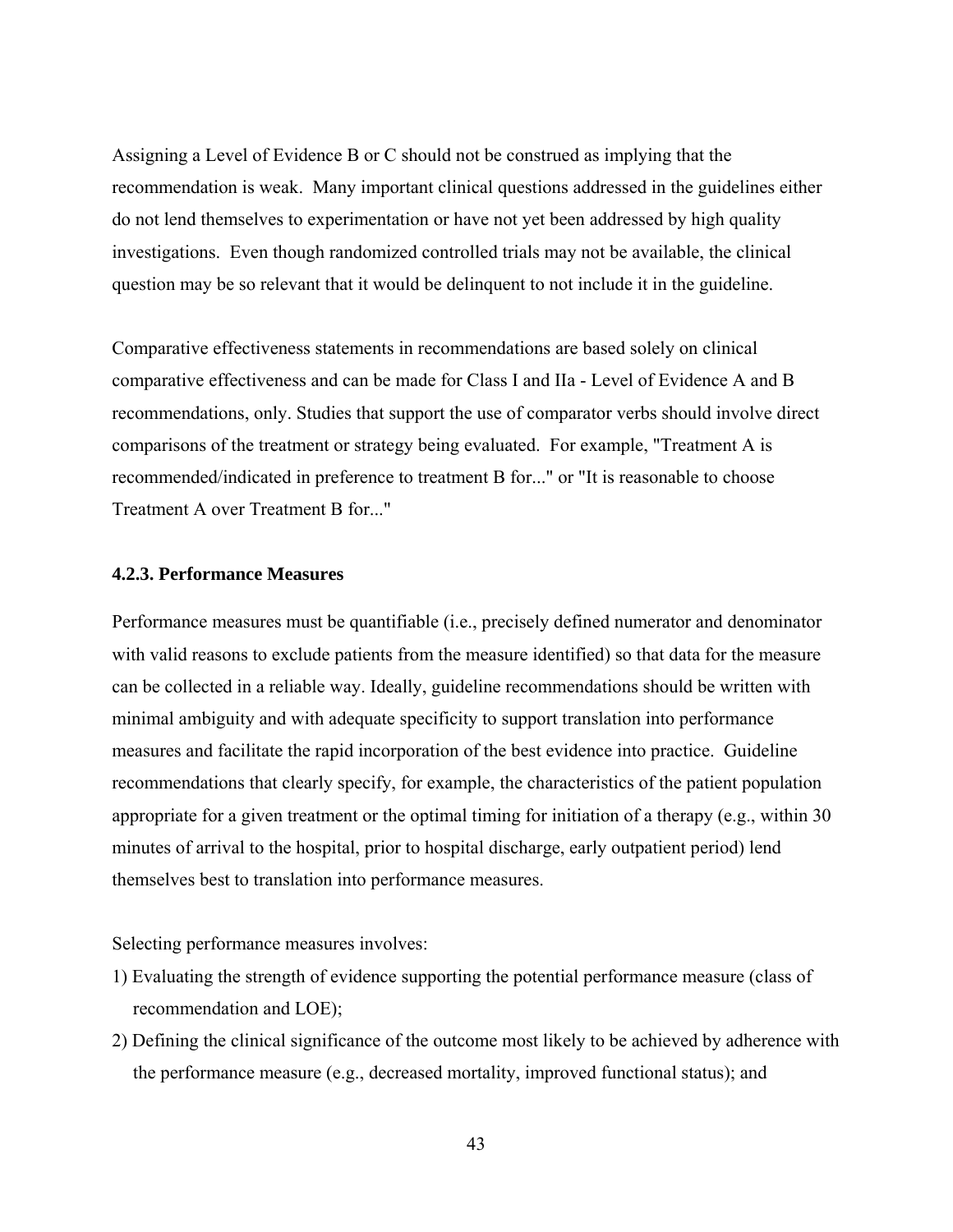Assigning a Level of Evidence B or C should not be construed as implying that the recommendation is weak. Many important clinical questions addressed in the guidelines either do not lend themselves to experimentation or have not yet been addressed by high quality investigations. Even though randomized controlled trials may not be available, the clinical question may be so relevant that it would be delinquent to not include it in the guideline.

Comparative effectiveness statements in recommendations are based solely on clinical comparative effectiveness and can be made for Class I and IIa - Level of Evidence A and B recommendations, only. Studies that support the use of comparator verbs should involve direct comparisons of the treatment or strategy being evaluated. For example, "Treatment A is recommended/indicated in preference to treatment B for..." or "It is reasonable to choose Treatment A over Treatment B for..."

### 4.2.3. Performance Measures

Performance measures must be quantifiable (i.e., precisely defined numerator and denominator with valid reasons to exclude patients from the measure identified) so that data for the measure can be collected in a reliable way. Ideally, guideline recommendations should be written with minimal ambiguity and with adequate specificity to support translation into performance measures and facilitate the rapid incorporation of the best evidence into practice. Guideline recommendations that clearly specify, for example, the characteristics of the patient population appropriate for a given treatment or the optimal timing for initiation of a therapy (e.g., within 30 minutes of arrival to the hospital, prior to hospital discharge, early outpatient period) lend themselves best to translation into performance measures.

Selecting performance measures involves:

1) Evaluating the strength of evidence supporting the potential performance measure (class of recommendation and LOE);
2) Defining the clinical significance of the outcome most likely to be achieved by adherence with the performance measure (e.g., decreased mortality, improved functional status); and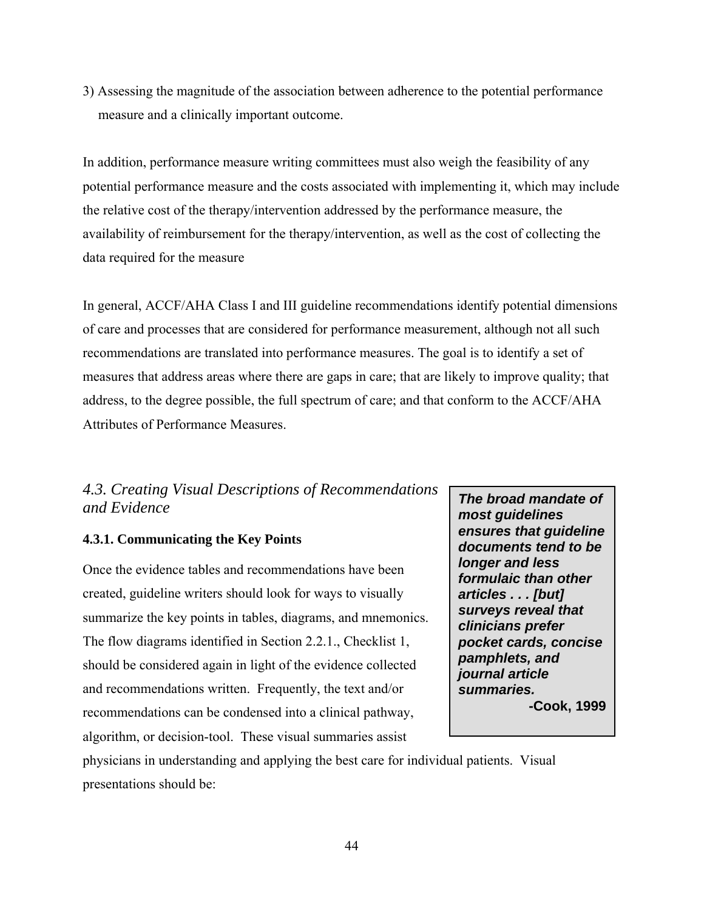3) Assessing the magnitude of the association between adherence to the potential performance measure and a clinically important outcome.

In addition, performance measure writing committees must also weigh the feasibility of any potential performance measure and the costs associated with implementing it, which may include the relative cost of the therapy/intervention addressed by the performance measure, the availability of reimbursement for the therapy/intervention, as well as the cost of collecting the data required for the measure

In general, ACCF/AHA Class I and III guideline recommendations identify potential dimensions of care and processes that are considered for performance measurement, although not all such recommendations are translated into performance measures. The goal is to identify a set of measures that address areas where there are gaps in care; that are likely to improve quality; that address, to the degree possible, the full spectrum of care; and that conform to the ACCF/AHA Attributes of Performance Measures.

## *4.3. Creating Visual Descriptions of Recommendations and Evidence*

### 4.3.1. Communicating the Key Points

> ***The broad mandate of most guidelines ensures that guideline documents tend to be longer and less formulaic than other articles . . . [but] surveys reveal that clinicians prefer pocket cards, concise pamphlets, and journal article summaries.***
>
> **-Cook, 1999**

Once the evidence tables and recommendations have been created, guideline writers should look for ways to visually summarize the key points in tables, diagrams, and mnemonics. The flow diagrams identified in Section 2.2.1., Checklist 1, should be considered again in light of the evidence collected and recommendations written. Frequently, the text and/or recommendations can be condensed into a clinical pathway, algorithm, or decision-tool. These visual summaries assist physicians in understanding and applying the best care for individual patients. Visual presentations should be: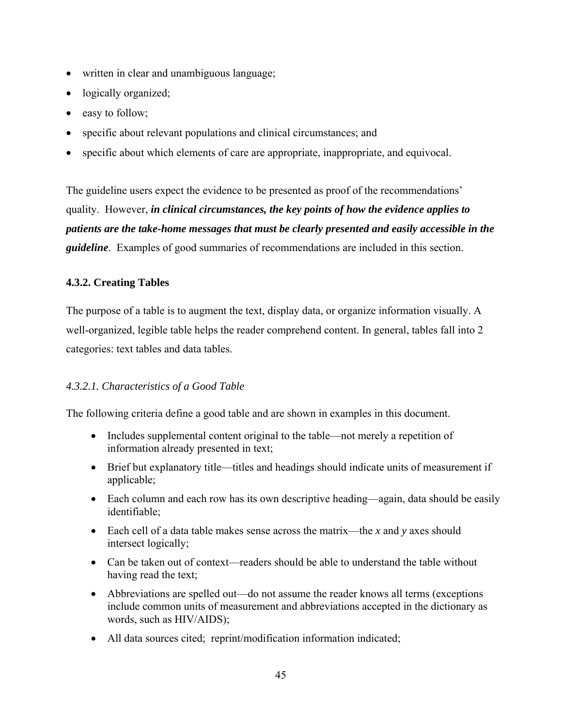- written in clear and unambiguous language;
- logically organized;
- easy to follow;
- specific about relevant populations and clinical circumstances; and
- specific about which elements of care are appropriate, inappropriate, and equivocal.

The guideline users expect the evidence to be presented as proof of the recommendations' quality. However, ***in clinical circumstances, the key points of how the evidence applies to patients are the take-home messages that must be clearly presented and easily accessible in the guideline***. Examples of good summaries of recommendations are included in this section.

### 4.3.2. Creating Tables

The purpose of a table is to augment the text, display data, or organize information visually. A well-organized, legible table helps the reader comprehend content. In general, tables fall into 2 categories: text tables and data tables.

#### *4.3.2.1. Characteristics of a Good Table*

The following criteria define a good table and are shown in examples in this document.

- Includes supplemental content original to the table—not merely a repetition of information already presented in text;
- Brief but explanatory title—titles and headings should indicate units of measurement if applicable;
- Each column and each row has its own descriptive heading—again, data should be easily identifiable;
- Each cell of a data table makes sense across the matrix—the *x* and *y* axes should intersect logically;
- Can be taken out of context—readers should be able to understand the table without having read the text;
- Abbreviations are spelled out—do not assume the reader knows all terms (exceptions include common units of measurement and abbreviations accepted in the dictionary as words, such as HIV/AIDS);
- All data sources cited; reprint/modification information indicated;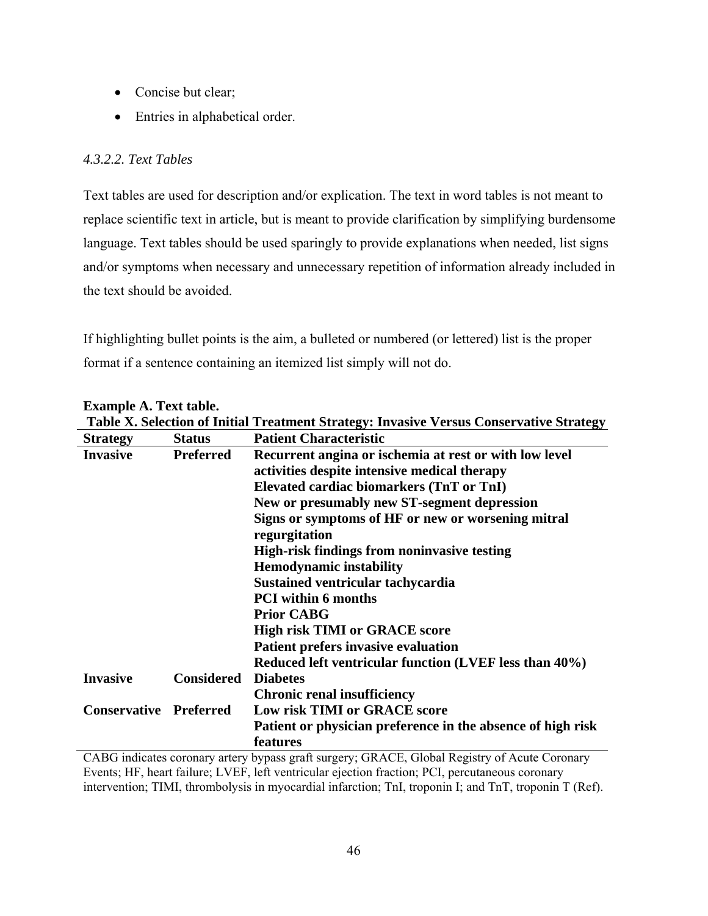- Concise but clear;
- Entries in alphabetical order.

#### *4.3.2.2. Text Tables*

Text tables are used for description and/or explication. The text in word tables is not meant to replace scientific text in article, but is meant to provide clarification by simplifying burdensome language. Text tables should be used sparingly to provide explanations when needed, list signs and/or symptoms when necessary and unnecessary repetition of information already included in the text should be avoided.

If highlighting bullet points is the aim, a bulleted or numbered (or lettered) list is the proper format if a sentence containing an itemized list simply will not do.

**Example A. Text table.**

**Table X. Selection of Initial Treatment Strategy: Invasive Versus Conservative Strategy**

| Strategy | Status | Patient Characteristic |
|---|---|---|
| **Invasive** | **Preferred** | **Recurrent angina or ischemia at rest or with low level activities despite intensive medical therapy** |
| | | **Elevated cardiac biomarkers (TnT or TnI)** |
| | | **New or presumably new ST-segment depression** |
| | | **Signs or symptoms of HF or new or worsening mitral regurgitation** |
| | | **High-risk findings from noninvasive testing** |
| | | **Hemodynamic instability** |
| | | **Sustained ventricular tachycardia** |
| | | **PCI within 6 months** |
| | | **Prior CABG** |
| | | **High risk TIMI or GRACE score** |
| | | **Patient prefers invasive evaluation** |
| | | **Reduced left ventricular function (LVEF less than 40%)** |
| **Invasive** | **Considered** | **Diabetes** |
| | | **Chronic renal insufficiency** |
| **Conservative** | **Preferred** | **Low risk TIMI or GRACE score** |
| | | **Patient or physician preference in the absence of high risk features** |

CABG indicates coronary artery bypass graft surgery; GRACE, Global Registry of Acute Coronary Events; HF, heart failure; LVEF, left ventricular ejection fraction; PCI, percutaneous coronary intervention; TIMI, thrombolysis in myocardial infarction; TnI, troponin I; and TnT, troponin T (Ref).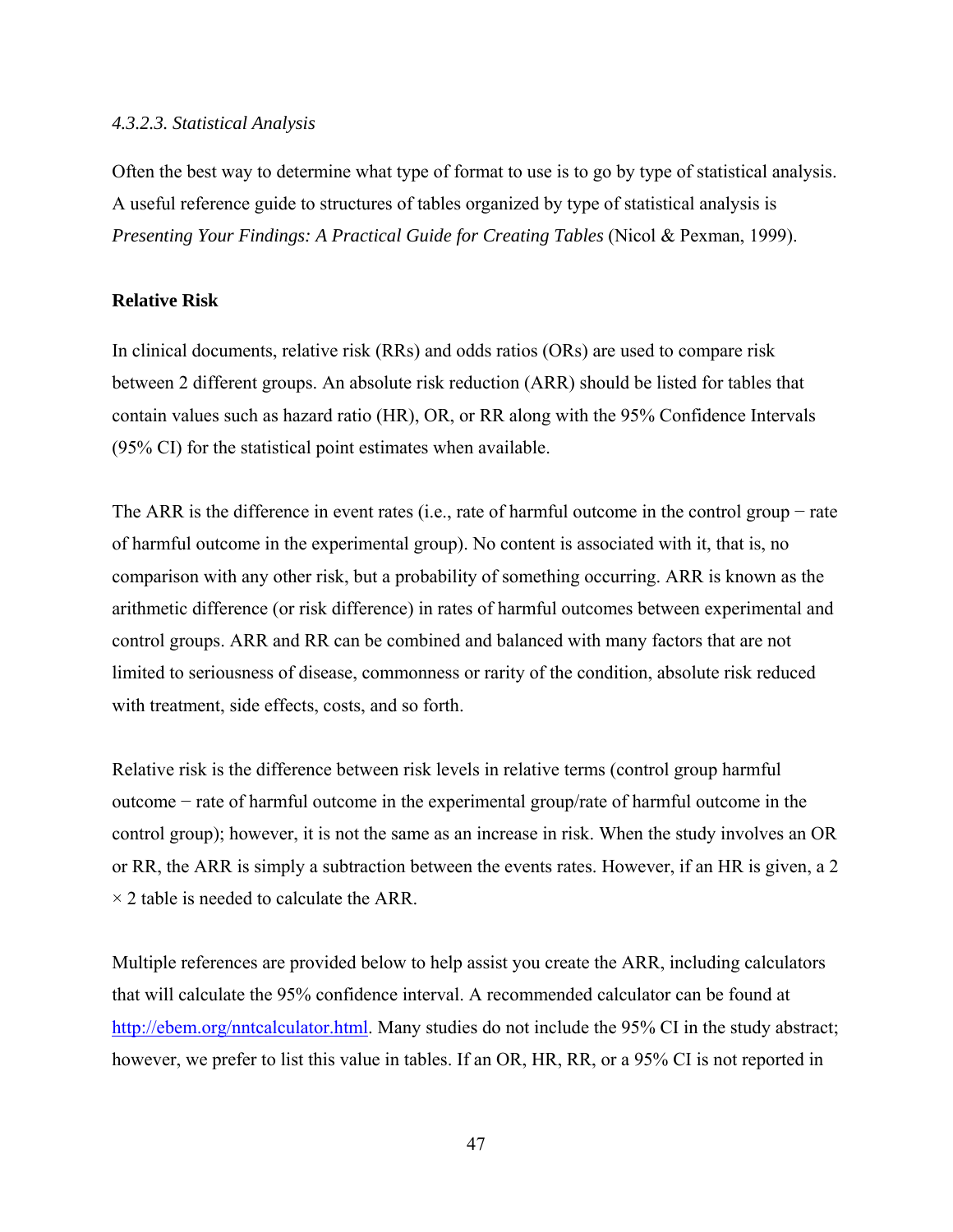*4.3.2.3. Statistical Analysis*

Often the best way to determine what type of format to use is to go by type of statistical analysis. A useful reference guide to structures of tables organized by type of statistical analysis is *Presenting Your Findings: A Practical Guide for Creating Tables* (Nicol & Pexman, 1999).

**Relative Risk**

In clinical documents, relative risk (RRs) and odds ratios (ORs) are used to compare risk between 2 different groups. An absolute risk reduction (ARR) should be listed for tables that contain values such as hazard ratio (HR), OR, or RR along with the 95% Confidence Intervals (95% CI) for the statistical point estimates when available.

The ARR is the difference in event rates (i.e., rate of harmful outcome in the control group − rate of harmful outcome in the experimental group). No content is associated with it, that is, no comparison with any other risk, but a probability of something occurring. ARR is known as the arithmetic difference (or risk difference) in rates of harmful outcomes between experimental and control groups. ARR and RR can be combined and balanced with many factors that are not limited to seriousness of disease, commonness or rarity of the condition, absolute risk reduced with treatment, side effects, costs, and so forth.

Relative risk is the difference between risk levels in relative terms (control group harmful outcome − rate of harmful outcome in the experimental group/rate of harmful outcome in the control group); however, it is not the same as an increase in risk. When the study involves an OR or RR, the ARR is simply a subtraction between the events rates. However, if an HR is given, a 2 × 2 table is needed to calculate the ARR.

Multiple references are provided below to help assist you create the ARR, including calculators that will calculate the 95% confidence interval. A recommended calculator can be found at http://ebem.org/nntcalculator.html. Many studies do not include the 95% CI in the study abstract; however, we prefer to list this value in tables. If an OR, HR, RR, or a 95% CI is not reported in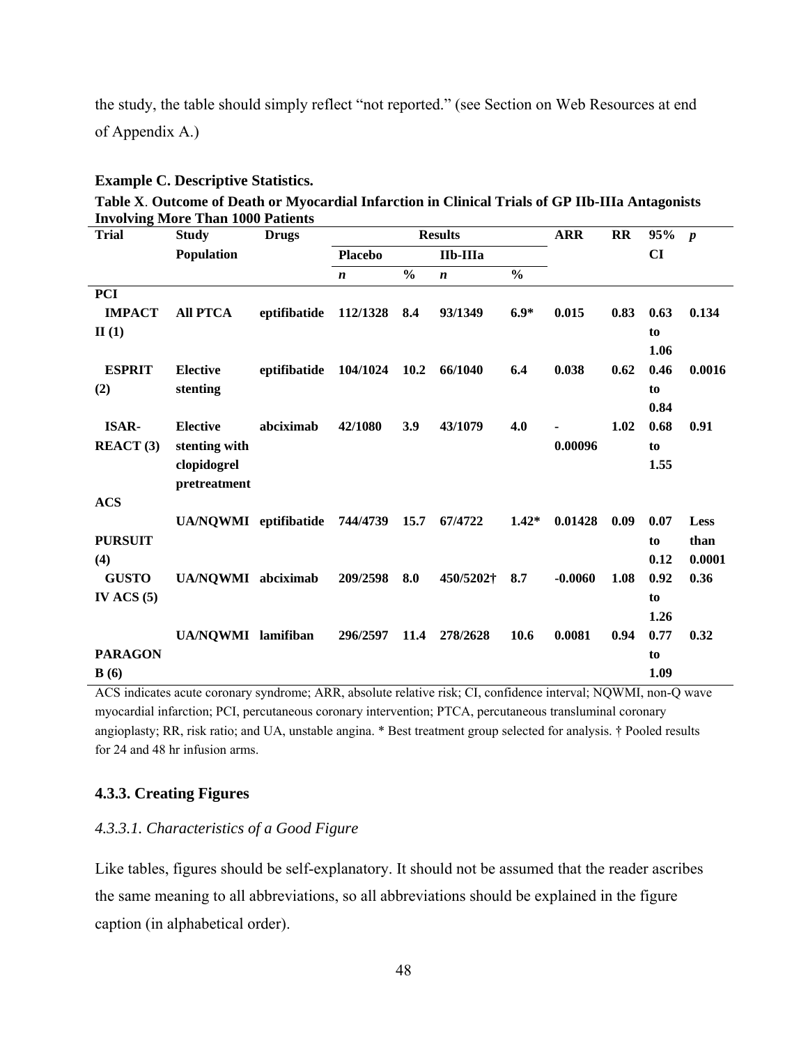the study, the table should simply reflect "not reported." (see Section on Web Resources at end of Appendix A.)

**Example C. Descriptive Statistics.**

**Table X**. **Outcome of Death or Myocardial Infarction in Clinical Trials of GP IIb-IIIa Antagonists Involving More Than 1000 Patients**

| Trial | Study Population | Drugs | Results | | | | ARR | RR | 95% CI | *p* |
|---|---|---|---|---|---|---|---|---|---|---|
| | | | Placebo | | IIb-IIIa | | | | | |
| | | | *n* | % | *n* | % | | | | |
| **PCI** | | | | | | | | | | |
| **IMPACT II (1)** | **All PTCA** | **eptifibatide** | **112/1328** | **8.4** | **93/1349** | **6.9*** | **0.015** | **0.83** | **0.63 to 1.06** | **0.134** |
| **ESPRIT (2)** | **Elective stenting** | **eptifibatide** | **104/1024** | **10.2** | **66/1040** | **6.4** | **0.038** | **0.62** | **0.46 to 0.84** | **0.0016** |
| **ISAR-REACT (3)** | **Elective stenting with clopidogrel pretreatment** | **abciximab** | **42/1080** | **3.9** | **43/1079** | **4.0** | **-0.00096** | **1.02** | **0.68 to 1.55** | **0.91** |
| **ACS** | | | | | | | | | | |
| **PURSUIT (4)** | **UA/NQWMI** | **eptifibatide** | **744/4739** | **15.7** | **67/4722** | **1.42*** | **0.01428** | **0.09** | **0.07 to 0.12** | **Less than 0.0001** |
| **GUSTO IV ACS (5)** | **UA/NQWMI** | **abciximab** | **209/2598** | **8.0** | **450/5202†** | **8.7** | **-0.0060** | **1.08** | **0.92 to 1.26** | **0.36** |
| **PARAGON B (6)** | **UA/NQWMI** | **lamifiban** | **296/2597** | **11.4** | **278/2628** | **10.6** | **0.0081** | **0.94** | **0.77 to 1.09** | **0.32** |

ACS indicates acute coronary syndrome; ARR, absolute relative risk; CI, confidence interval; NQWMI, non-Q wave myocardial infarction; PCI, percutaneous coronary intervention; PTCA, percutaneous transluminal coronary angioplasty; RR, risk ratio; and UA, unstable angina. * Best treatment group selected for analysis. † Pooled results for 24 and 48 hr infusion arms.

### 4.3.3. Creating Figures

#### *4.3.3.1. Characteristics of a Good Figure*

Like tables, figures should be self-explanatory. It should not be assumed that the reader ascribes the same meaning to all abbreviations, so all abbreviations should be explained in the figure caption (in alphabetical order).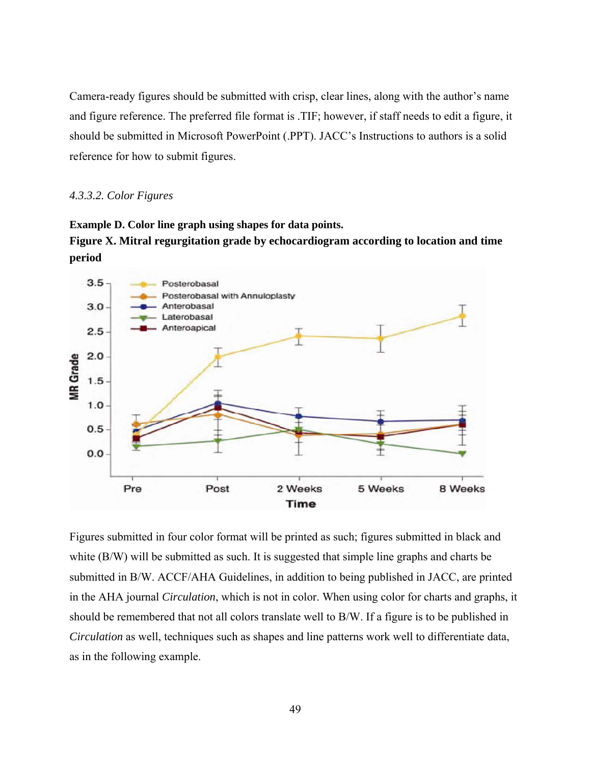Camera-ready figures should be submitted with crisp, clear lines, along with the author's name and figure reference. The preferred file format is .TIF; however, if staff needs to edit a figure, it should be submitted in Microsoft PowerPoint (.PPT). JACC's Instructions to authors is a solid reference for how to submit figures.

#### *4.3.3.2. Color Figures*

**Example D. Color line graph using shapes for data points.**

**Figure X. Mitral regurgitation grade by echocardiogram according to location and time period**

Figures submitted in four color format will be printed as such; figures submitted in black and white (B/W) will be submitted as such. It is suggested that simple line graphs and charts be submitted in B/W. ACCF/AHA Guidelines, in addition to being published in JACC, are printed in the AHA journal *Circulation*, which is not in color. When using color for charts and graphs, it should be remembered that not all colors translate well to B/W. If a figure is to be published in *Circulation* as well, techniques such as shapes and line patterns work well to differentiate data, as in the following example.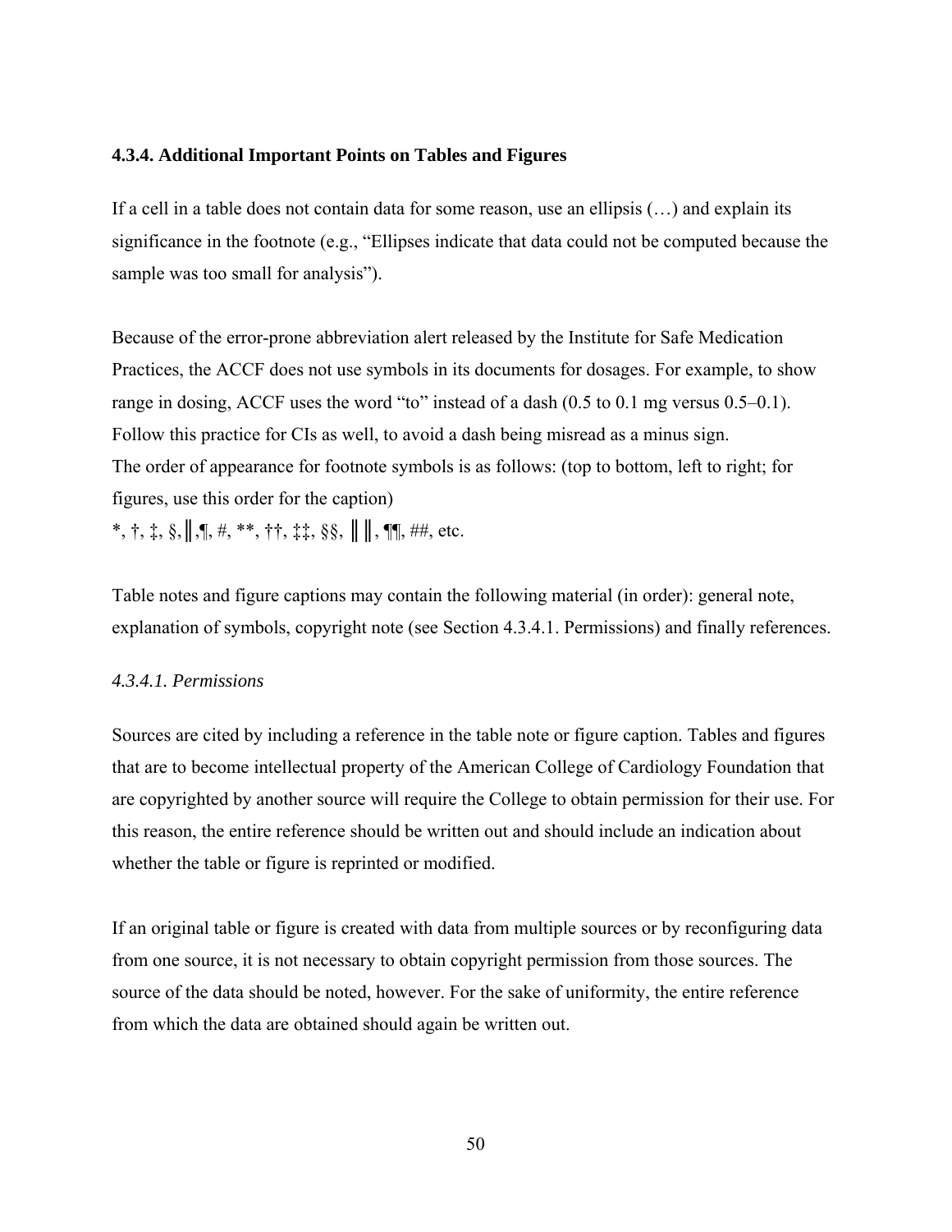### 4.3.4. Additional Important Points on Tables and Figures

If a cell in a table does not contain data for some reason, use an ellipsis (…) and explain its significance in the footnote (e.g., "Ellipses indicate that data could not be computed because the sample was too small for analysis").

Because of the error-prone abbreviation alert released by the Institute for Safe Medication Practices, the ACCF does not use symbols in its documents for dosages. For example, to show range in dosing, ACCF uses the word "to" instead of a dash (0.5 to 0.1 mg versus 0.5–0.1). Follow this practice for CIs as well, to avoid a dash being misread as a minus sign.
The order of appearance for footnote symbols is as follows: (top to bottom, left to right; for figures, use this order for the caption)
*, †, ‡, §,‖,¶, #, **, ††, ‡‡, §§, ‖‖, ¶¶, ##, etc.

Table notes and figure captions may contain the following material (in order): general note, explanation of symbols, copyright note (see Section 4.3.4.1. Permissions) and finally references.

#### *4.3.4.1. Permissions*

Sources are cited by including a reference in the table note or figure caption. Tables and figures that are to become intellectual property of the American College of Cardiology Foundation that are copyrighted by another source will require the College to obtain permission for their use. For this reason, the entire reference should be written out and should include an indication about whether the table or figure is reprinted or modified.

If an original table or figure is created with data from multiple sources or by reconfiguring data from one source, it is not necessary to obtain copyright permission from those sources. The source of the data should be noted, however. For the sake of uniformity, the entire reference from which the data are obtained should again be written out.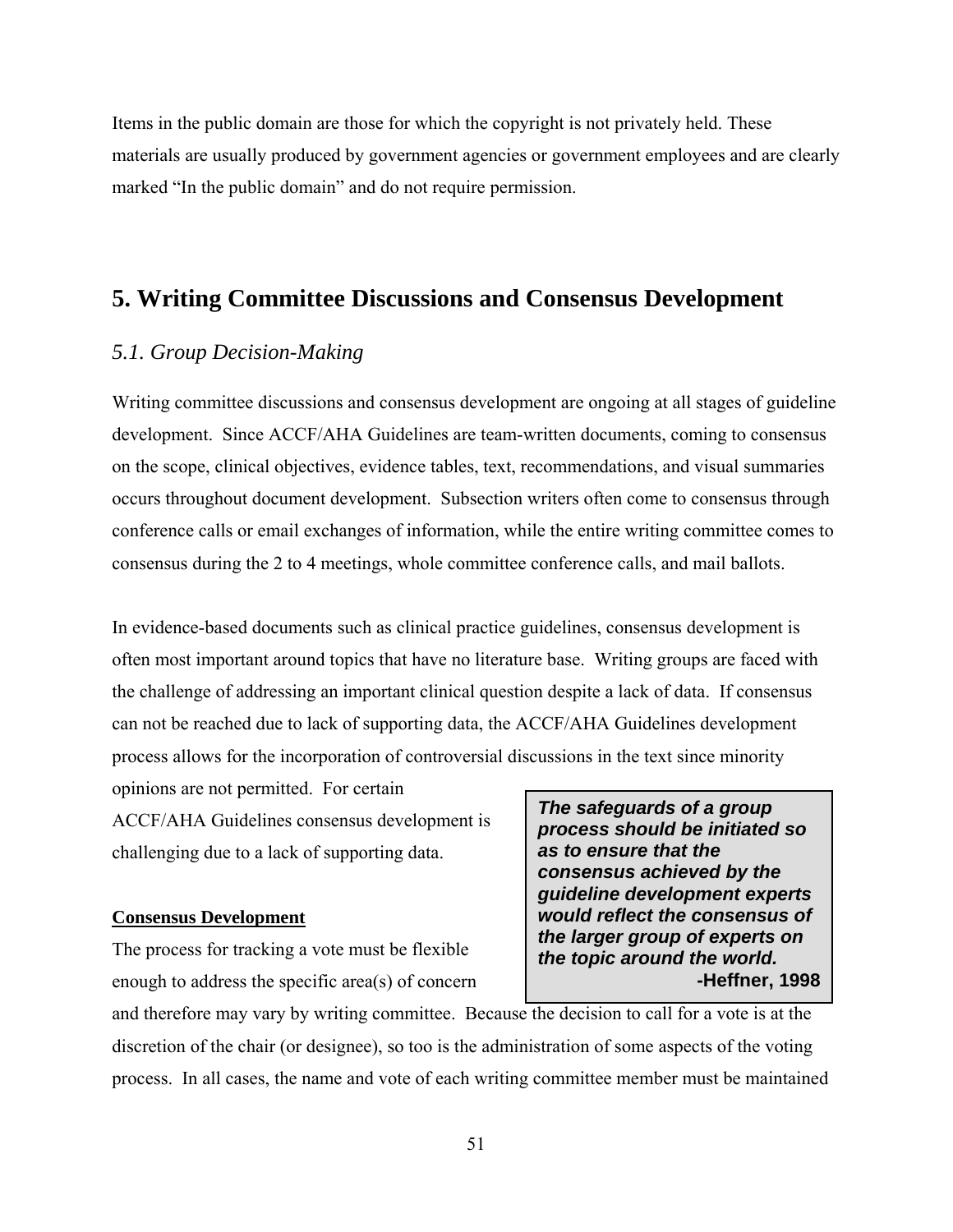Items in the public domain are those for which the copyright is not privately held. These materials are usually produced by government agencies or government employees and are clearly marked “In the public domain” and do not require permission.

# 5. Writing Committee Discussions and Consensus Development

## *5.1. Group Decision-Making*

Writing committee discussions and consensus development are ongoing at all stages of guideline development. Since ACCF/AHA Guidelines are team-written documents, coming to consensus on the scope, clinical objectives, evidence tables, text, recommendations, and visual summaries occurs throughout document development. Subsection writers often come to consensus through conference calls or email exchanges of information, while the entire writing committee comes to consensus during the 2 to 4 meetings, whole committee conference calls, and mail ballots.

In evidence-based documents such as clinical practice guidelines, consensus development is often most important around topics that have no literature base. Writing groups are faced with the challenge of addressing an important clinical question despite a lack of data. If consensus can not be reached due to lack of supporting data, the ACCF/AHA Guidelines development process allows for the incorporation of controversial discussions in the text since minority opinions are not permitted. For certain ACCF/AHA Guidelines consensus development is challenging due to a lack of supporting data.

> ***The safeguards of a group process should be initiated so as to ensure that the consensus achieved by the guideline development experts would reflect the consensus of the larger group of experts on the topic around the world.***
>
> **-Heffner, 1998**

**Consensus Development**

The process for tracking a vote must be flexible enough to address the specific area(s) of concern and therefore may vary by writing committee. Because the decision to call for a vote is at the discretion of the chair (or designee), so too is the administration of some aspects of the voting process. In all cases, the name and vote of each writing committee member must be maintained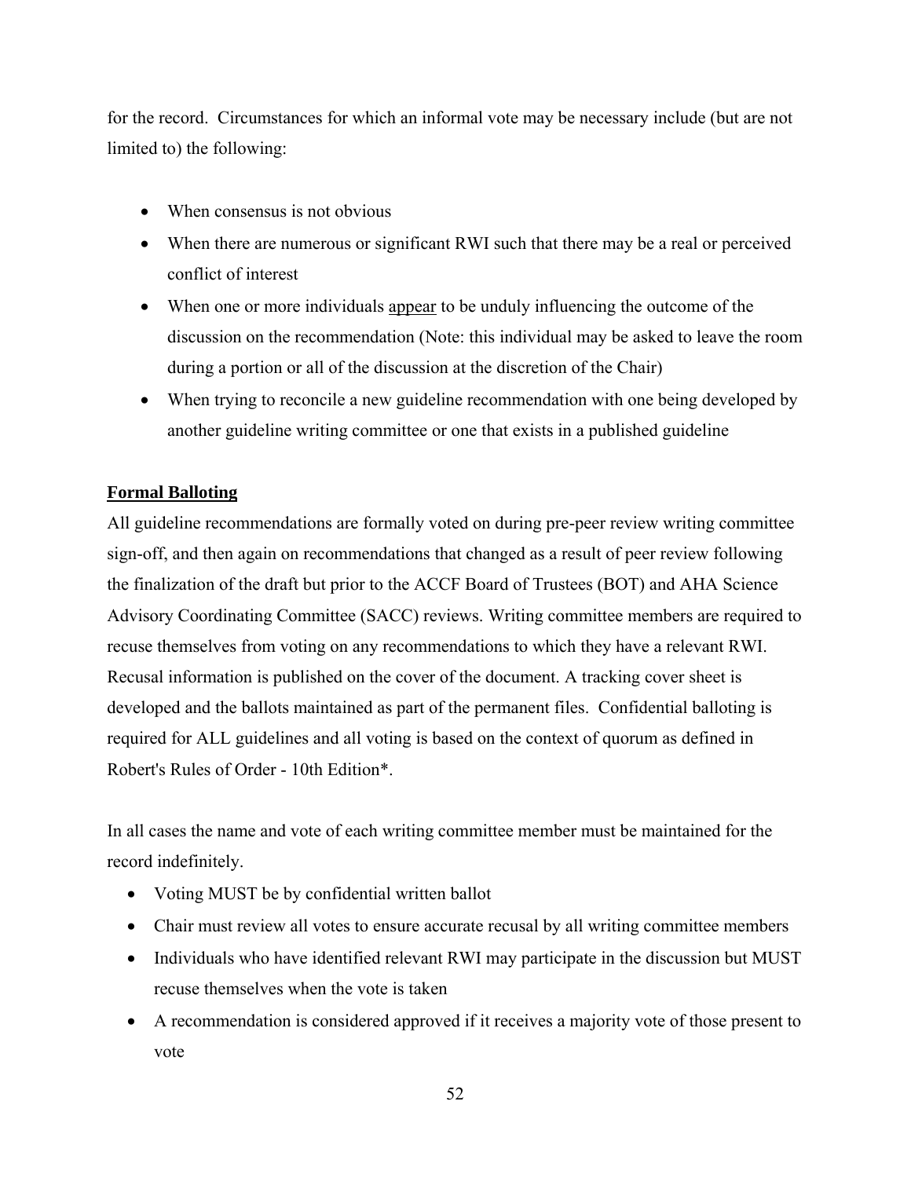for the record. Circumstances for which an informal vote may be necessary include (but are not limited to) the following:

- When consensus is not obvious
- When there are numerous or significant RWI such that there may be a real or perceived conflict of interest
- When one or more individuals <u>appear</u> to be unduly influencing the outcome of the discussion on the recommendation (Note: this individual may be asked to leave the room during a portion or all of the discussion at the discretion of the Chair)
- When trying to reconcile a new guideline recommendation with one being developed by another guideline writing committee or one that exists in a published guideline

**<u>Formal Balloting</u>**

All guideline recommendations are formally voted on during pre-peer review writing committee sign-off, and then again on recommendations that changed as a result of peer review following the finalization of the draft but prior to the ACCF Board of Trustees (BOT) and AHA Science Advisory Coordinating Committee (SACC) reviews. Writing committee members are required to recuse themselves from voting on any recommendations to which they have a relevant RWI. Recusal information is published on the cover of the document. A tracking cover sheet is developed and the ballots maintained as part of the permanent files. Confidential balloting is required for ALL guidelines and all voting is based on the context of quorum as defined in Robert's Rules of Order - 10th Edition*.

In all cases the name and vote of each writing committee member must be maintained for the record indefinitely.

- Voting MUST be by confidential written ballot
- Chair must review all votes to ensure accurate recusal by all writing committee members
- Individuals who have identified relevant RWI may participate in the discussion but MUST recuse themselves when the vote is taken
- A recommendation is considered approved if it receives a majority vote of those present to vote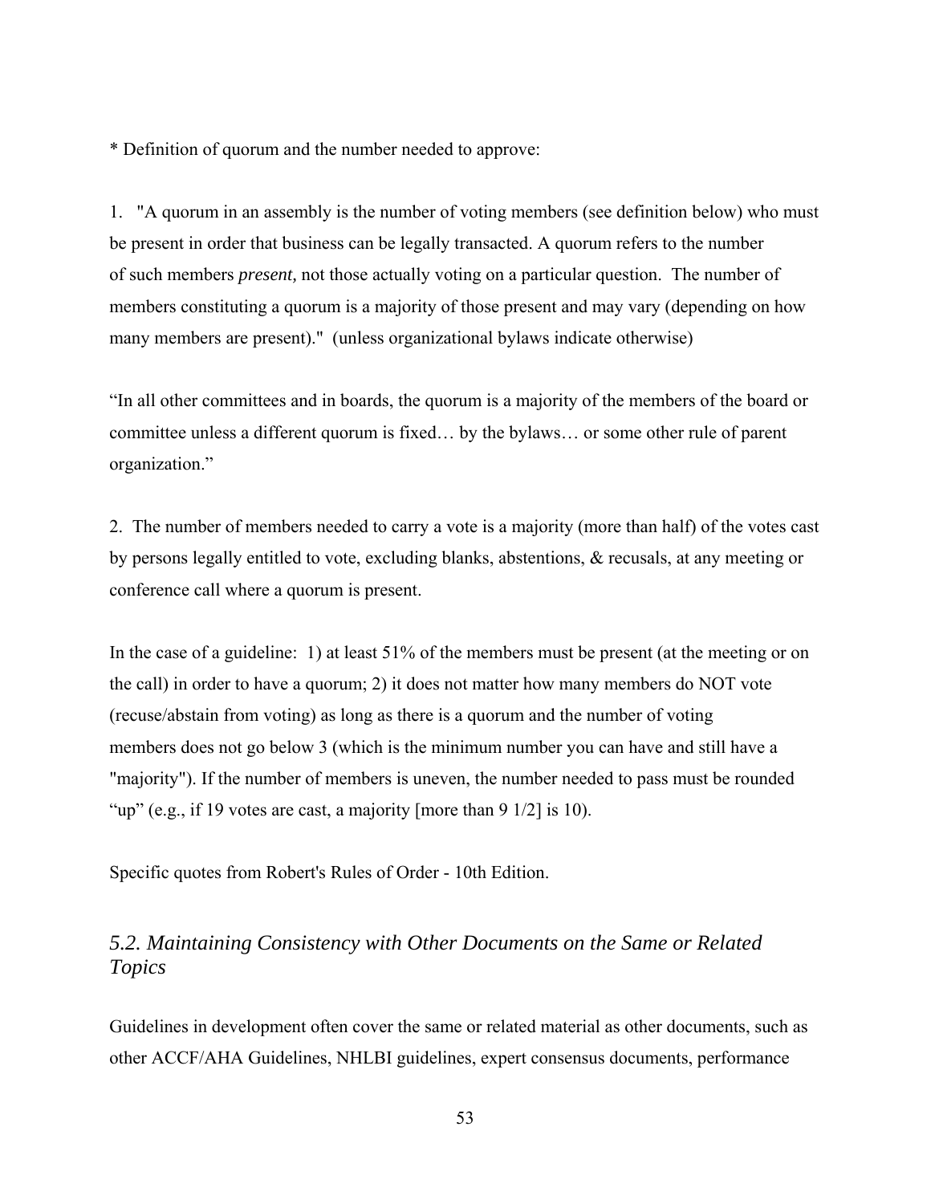* Definition of quorum and the number needed to approve:

1. "A quorum in an assembly is the number of voting members (see definition below) who must be present in order that business can be legally transacted. A quorum refers to the number of such members *present,* not those actually voting on a particular question. The number of members constituting a quorum is a majority of those present and may vary (depending on how many members are present)." (unless organizational bylaws indicate otherwise)

"In all other committees and in boards, the quorum is a majority of the members of the board or committee unless a different quorum is fixed… by the bylaws… or some other rule of parent organization."

2. The number of members needed to carry a vote is a majority (more than half) of the votes cast by persons legally entitled to vote, excluding blanks, abstentions, & recusals, at any meeting or conference call where a quorum is present.

In the case of a guideline: 1) at least 51% of the members must be present (at the meeting or on the call) in order to have a quorum; 2) it does not matter how many members do NOT vote (recuse/abstain from voting) as long as there is a quorum and the number of voting members does not go below 3 (which is the minimum number you can have and still have a "majority"). If the number of members is uneven, the number needed to pass must be rounded "up" (e.g., if 19 votes are cast, a majority [more than 9 1/2] is 10).

Specific quotes from Robert's Rules of Order - 10th Edition.

### *5.2. Maintaining Consistency with Other Documents on the Same or Related Topics*

Guidelines in development often cover the same or related material as other documents, such as other ACCF/AHA Guidelines, NHLBI guidelines, expert consensus documents, performance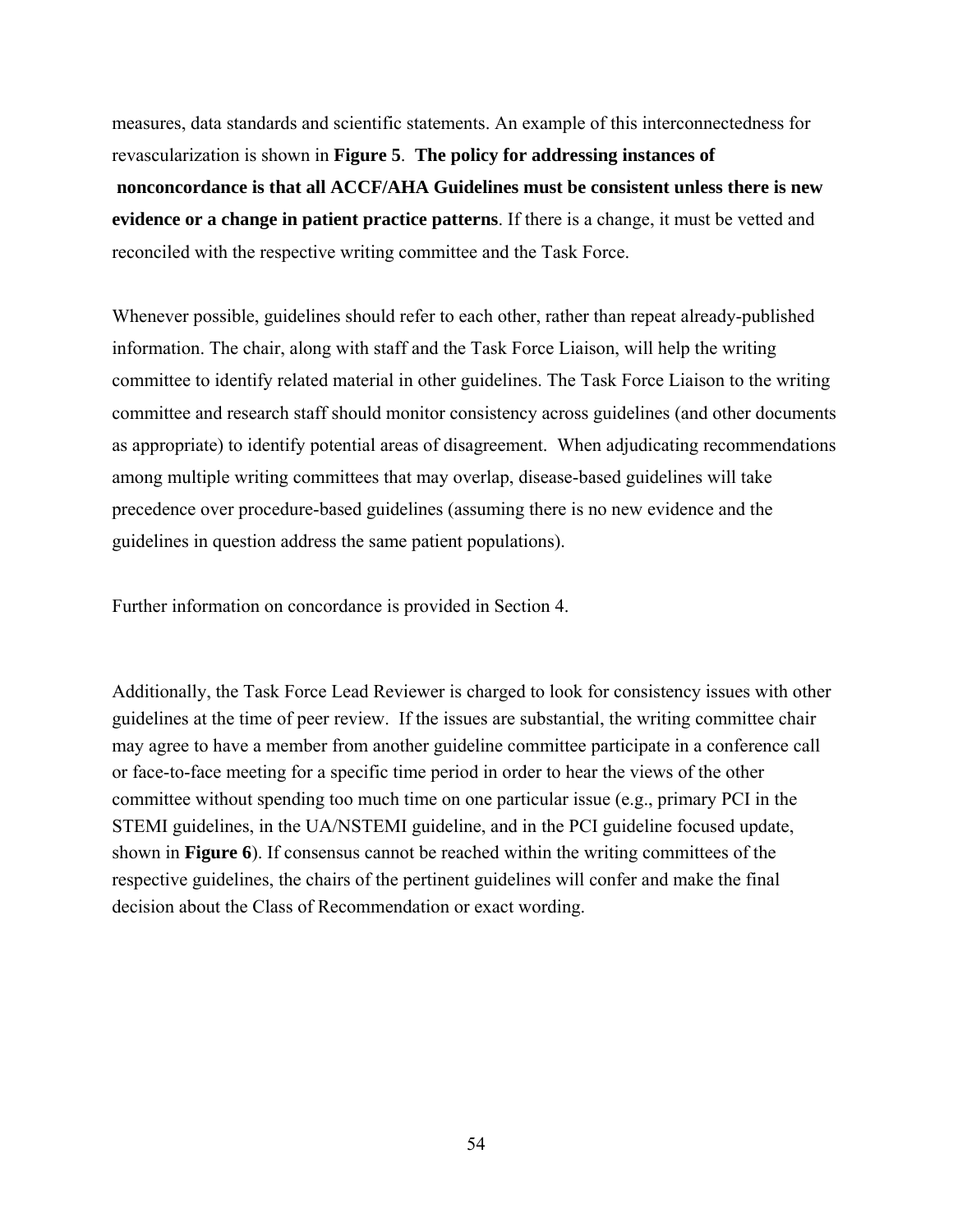measures, data standards and scientific statements. An example of this interconnectedness for revascularization is shown in **Figure 5**. **The policy for addressing instances of nonconcordance is that all ACCF/AHA Guidelines must be consistent unless there is new evidence or a change in patient practice patterns**. If there is a change, it must be vetted and reconciled with the respective writing committee and the Task Force.

Whenever possible, guidelines should refer to each other, rather than repeat already-published information. The chair, along with staff and the Task Force Liaison, will help the writing committee to identify related material in other guidelines. The Task Force Liaison to the writing committee and research staff should monitor consistency across guidelines (and other documents as appropriate) to identify potential areas of disagreement. When adjudicating recommendations among multiple writing committees that may overlap, disease-based guidelines will take precedence over procedure-based guidelines (assuming there is no new evidence and the guidelines in question address the same patient populations).

Further information on concordance is provided in Section 4.

Additionally, the Task Force Lead Reviewer is charged to look for consistency issues with other guidelines at the time of peer review. If the issues are substantial, the writing committee chair may agree to have a member from another guideline committee participate in a conference call or face-to-face meeting for a specific time period in order to hear the views of the other committee without spending too much time on one particular issue (e.g., primary PCI in the STEMI guidelines, in the UA/NSTEMI guideline, and in the PCI guideline focused update, shown in **Figure 6**). If consensus cannot be reached within the writing committees of the respective guidelines, the chairs of the pertinent guidelines will confer and make the final decision about the Class of Recommendation or exact wording.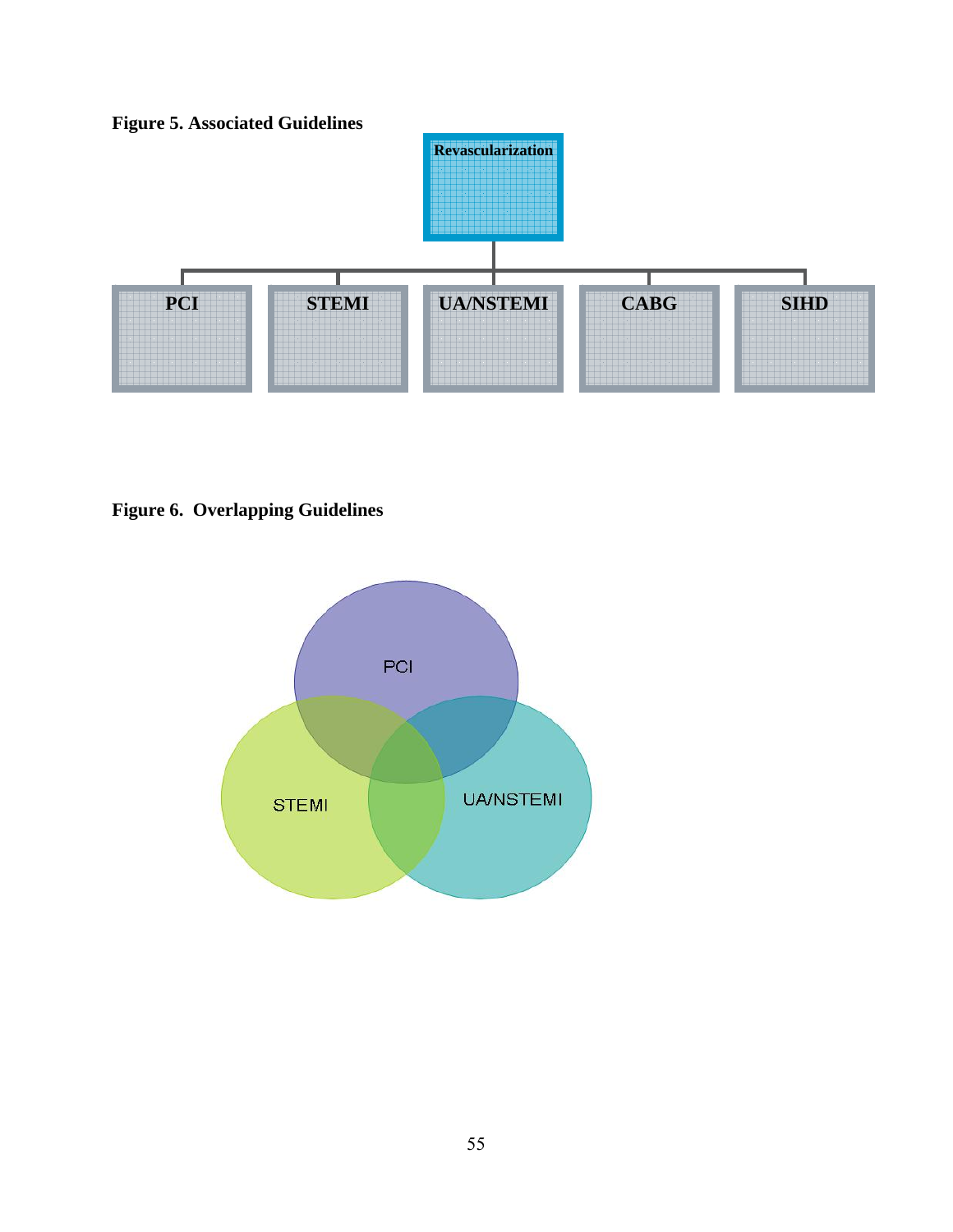**Figure 5. Associated Guidelines**

Revascularization

PCI

STEMI

UA/NSTEMI

CABG

SIHD

**Figure 6. Overlapping Guidelines**

PCI

STEMI

UA/NSTEMI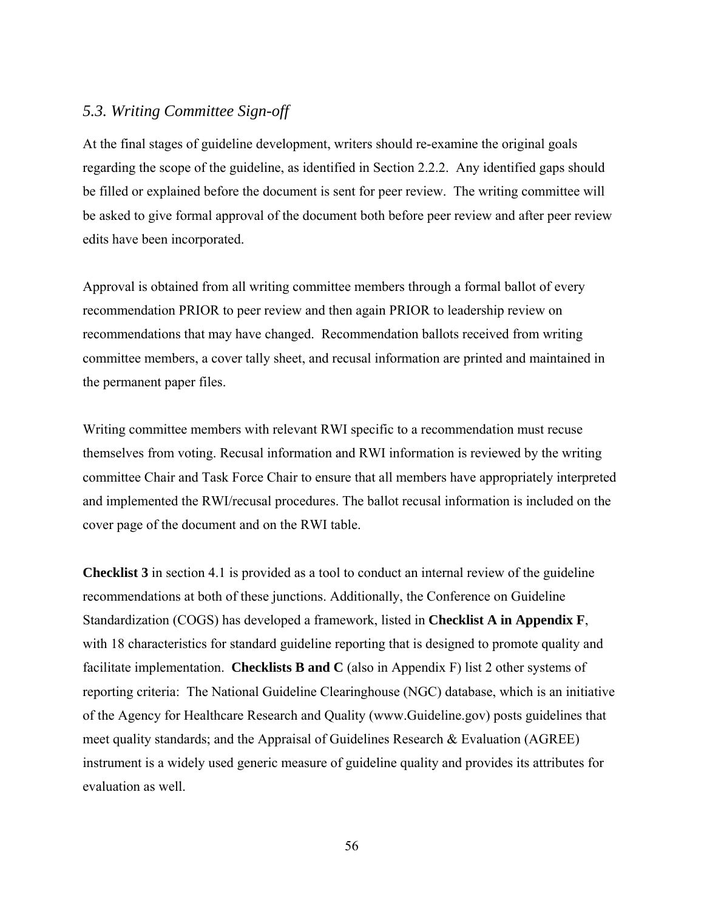### *5.3. Writing Committee Sign-off*

At the final stages of guideline development, writers should re-examine the original goals regarding the scope of the guideline, as identified in Section 2.2.2. Any identified gaps should be filled or explained before the document is sent for peer review. The writing committee will be asked to give formal approval of the document both before peer review and after peer review edits have been incorporated.

Approval is obtained from all writing committee members through a formal ballot of every recommendation PRIOR to peer review and then again PRIOR to leadership review on recommendations that may have changed. Recommendation ballots received from writing committee members, a cover tally sheet, and recusal information are printed and maintained in the permanent paper files.

Writing committee members with relevant RWI specific to a recommendation must recuse themselves from voting. Recusal information and RWI information is reviewed by the writing committee Chair and Task Force Chair to ensure that all members have appropriately interpreted and implemented the RWI/recusal procedures. The ballot recusal information is included on the cover page of the document and on the RWI table.

**Checklist 3** in section 4.1 is provided as a tool to conduct an internal review of the guideline recommendations at both of these junctions. Additionally, the Conference on Guideline Standardization (COGS) has developed a framework, listed in **Checklist A in Appendix F**, with 18 characteristics for standard guideline reporting that is designed to promote quality and facilitate implementation. **Checklists B and C** (also in Appendix F) list 2 other systems of reporting criteria: The National Guideline Clearinghouse (NGC) database, which is an initiative of the Agency for Healthcare Research and Quality (www.Guideline.gov) posts guidelines that meet quality standards; and the Appraisal of Guidelines Research & Evaluation (AGREE) instrument is a widely used generic measure of guideline quality and provides its attributes for evaluation as well.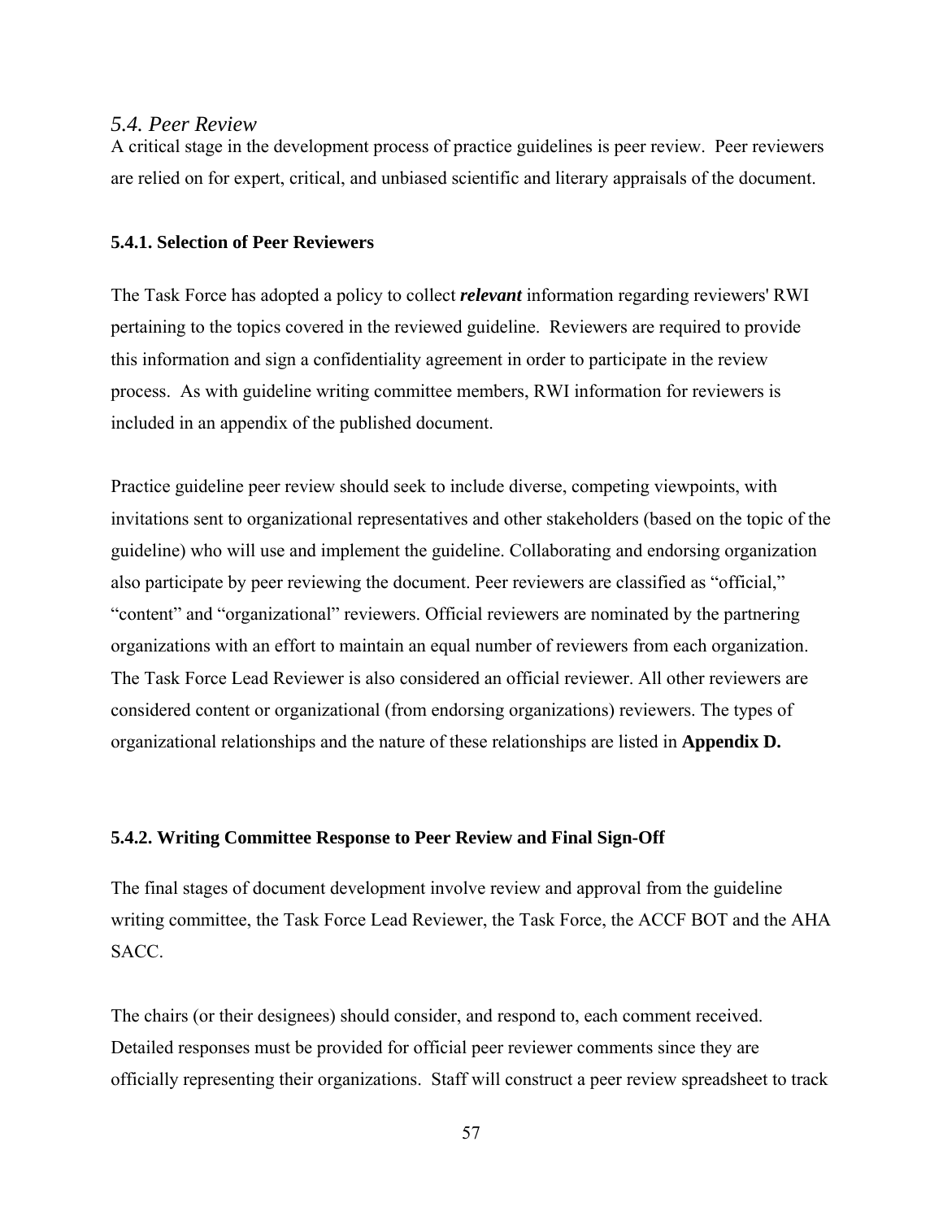## *5.4. Peer Review*

A critical stage in the development process of practice guidelines is peer review. Peer reviewers are relied on for expert, critical, and unbiased scientific and literary appraisals of the document.

### 5.4.1. Selection of Peer Reviewers

The Task Force has adopted a policy to collect ***relevant*** information regarding reviewers' RWI pertaining to the topics covered in the reviewed guideline. Reviewers are required to provide this information and sign a confidentiality agreement in order to participate in the review process. As with guideline writing committee members, RWI information for reviewers is included in an appendix of the published document.

Practice guideline peer review should seek to include diverse, competing viewpoints, with invitations sent to organizational representatives and other stakeholders (based on the topic of the guideline) who will use and implement the guideline. Collaborating and endorsing organization also participate by peer reviewing the document. Peer reviewers are classified as "official," "content" and "organizational" reviewers. Official reviewers are nominated by the partnering organizations with an effort to maintain an equal number of reviewers from each organization. The Task Force Lead Reviewer is also considered an official reviewer. All other reviewers are considered content or organizational (from endorsing organizations) reviewers. The types of organizational relationships and the nature of these relationships are listed in **Appendix D.**

### 5.4.2. Writing Committee Response to Peer Review and Final Sign-Off

The final stages of document development involve review and approval from the guideline writing committee, the Task Force Lead Reviewer, the Task Force, the ACCF BOT and the AHA SACC.

The chairs (or their designees) should consider, and respond to, each comment received. Detailed responses must be provided for official peer reviewer comments since they are officially representing their organizations. Staff will construct a peer review spreadsheet to track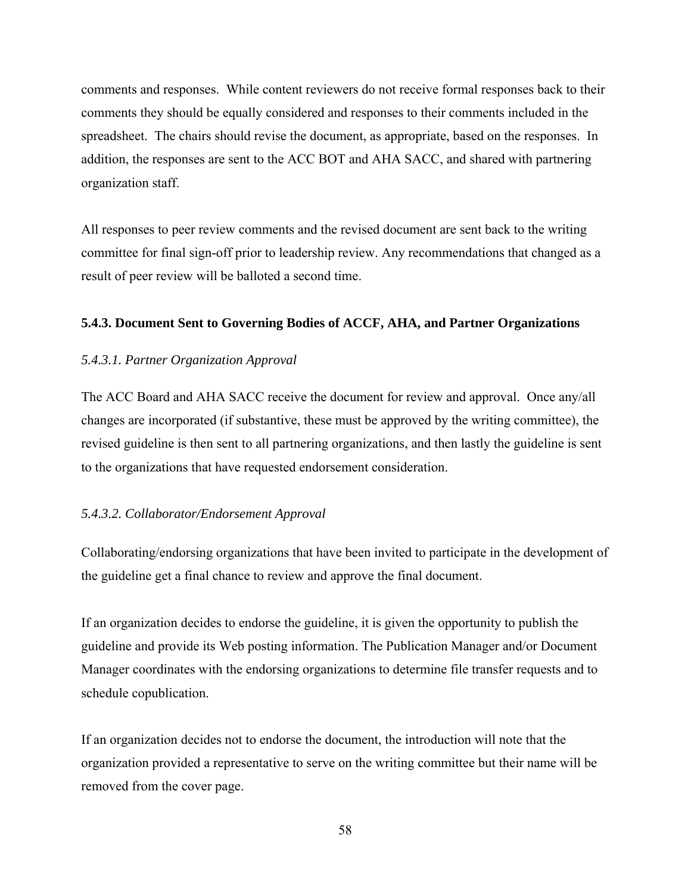comments and responses. While content reviewers do not receive formal responses back to their comments they should be equally considered and responses to their comments included in the spreadsheet. The chairs should revise the document, as appropriate, based on the responses. In addition, the responses are sent to the ACC BOT and AHA SACC, and shared with partnering organization staff.

All responses to peer review comments and the revised document are sent back to the writing committee for final sign-off prior to leadership review. Any recommendations that changed as a result of peer review will be balloted a second time.

### 5.4.3. Document Sent to Governing Bodies of ACCF, AHA, and Partner Organizations

#### *5.4.3.1. Partner Organization Approval*

The ACC Board and AHA SACC receive the document for review and approval. Once any/all changes are incorporated (if substantive, these must be approved by the writing committee), the revised guideline is then sent to all partnering organizations, and then lastly the guideline is sent to the organizations that have requested endorsement consideration.

#### *5.4.3.2. Collaborator/Endorsement Approval*

Collaborating/endorsing organizations that have been invited to participate in the development of the guideline get a final chance to review and approve the final document.

If an organization decides to endorse the guideline, it is given the opportunity to publish the guideline and provide its Web posting information. The Publication Manager and/or Document Manager coordinates with the endorsing organizations to determine file transfer requests and to schedule copublication.

If an organization decides not to endorse the document, the introduction will note that the organization provided a representative to serve on the writing committee but their name will be removed from the cover page.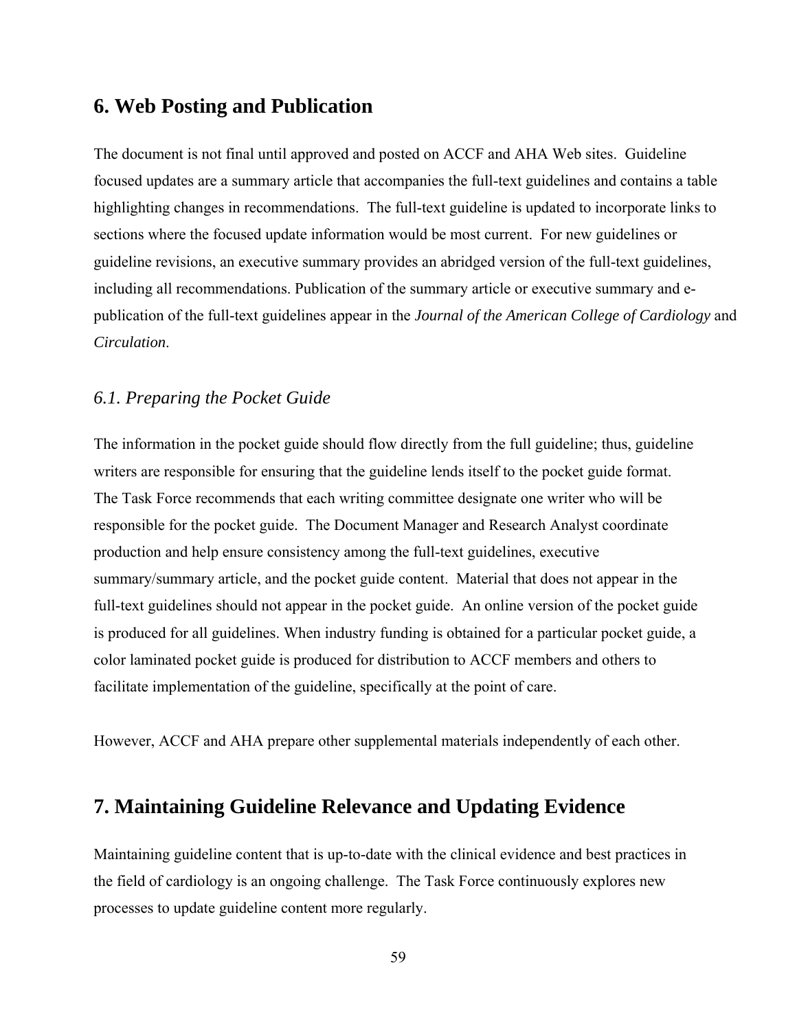## 6. Web Posting and Publication

The document is not final until approved and posted on ACCF and AHA Web sites. Guideline focused updates are a summary article that accompanies the full-text guidelines and contains a table highlighting changes in recommendations. The full-text guideline is updated to incorporate links to sections where the focused update information would be most current. For new guidelines or guideline revisions, an executive summary provides an abridged version of the full-text guidelines, including all recommendations. Publication of the summary article or executive summary and e-publication of the full-text guidelines appear in the *Journal of the American College of Cardiology* and *Circulation*.

### *6.1. Preparing the Pocket Guide*

The information in the pocket guide should flow directly from the full guideline; thus, guideline writers are responsible for ensuring that the guideline lends itself to the pocket guide format. The Task Force recommends that each writing committee designate one writer who will be responsible for the pocket guide. The Document Manager and Research Analyst coordinate production and help ensure consistency among the full-text guidelines, executive summary/summary article, and the pocket guide content. Material that does not appear in the full-text guidelines should not appear in the pocket guide. An online version of the pocket guide is produced for all guidelines. When industry funding is obtained for a particular pocket guide, a color laminated pocket guide is produced for distribution to ACCF members and others to facilitate implementation of the guideline, specifically at the point of care.

However, ACCF and AHA prepare other supplemental materials independently of each other.

## 7. Maintaining Guideline Relevance and Updating Evidence

Maintaining guideline content that is up-to-date with the clinical evidence and best practices in the field of cardiology is an ongoing challenge. The Task Force continuously explores new processes to update guideline content more regularly.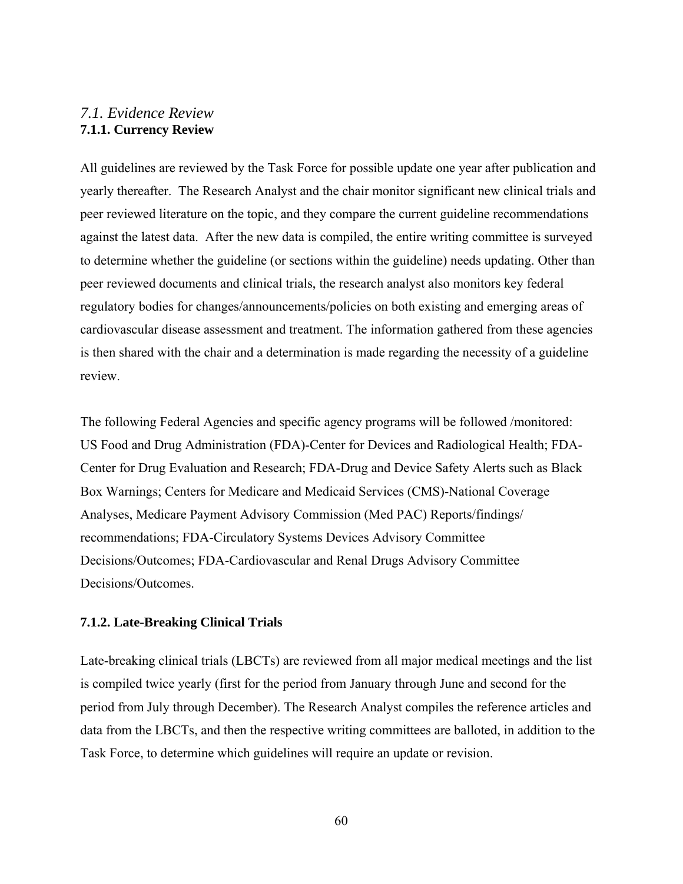## *7.1. Evidence Review*

### 7.1.1. Currency Review

All guidelines are reviewed by the Task Force for possible update one year after publication and yearly thereafter. The Research Analyst and the chair monitor significant new clinical trials and peer reviewed literature on the topic, and they compare the current guideline recommendations against the latest data. After the new data is compiled, the entire writing committee is surveyed to determine whether the guideline (or sections within the guideline) needs updating. Other than peer reviewed documents and clinical trials, the research analyst also monitors key federal regulatory bodies for changes/announcements/policies on both existing and emerging areas of cardiovascular disease assessment and treatment. The information gathered from these agencies is then shared with the chair and a determination is made regarding the necessity of a guideline review.

The following Federal Agencies and specific agency programs will be followed /monitored: US Food and Drug Administration (FDA)-Center for Devices and Radiological Health; FDA-Center for Drug Evaluation and Research; FDA-Drug and Device Safety Alerts such as Black Box Warnings; Centers for Medicare and Medicaid Services (CMS)-National Coverage Analyses, Medicare Payment Advisory Commission (Med PAC) Reports/findings/ recommendations; FDA-Circulatory Systems Devices Advisory Committee Decisions/Outcomes; FDA-Cardiovascular and Renal Drugs Advisory Committee Decisions/Outcomes.

### 7.1.2. Late-Breaking Clinical Trials

Late-breaking clinical trials (LBCTs) are reviewed from all major medical meetings and the list is compiled twice yearly (first for the period from January through June and second for the period from July through December). The Research Analyst compiles the reference articles and data from the LBCTs, and then the respective writing committees are balloted, in addition to the Task Force, to determine which guidelines will require an update or revision.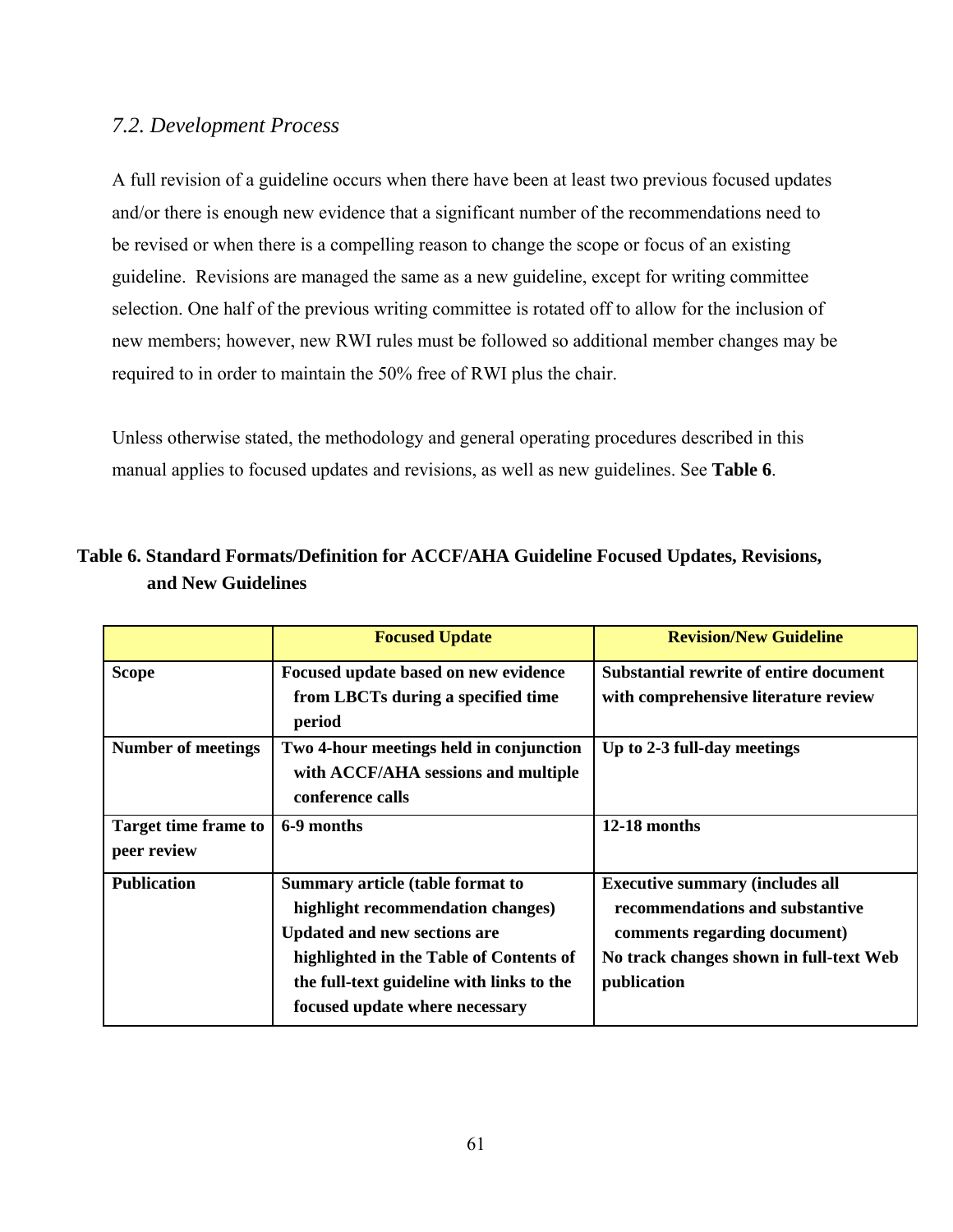### *7.2. Development Process*

A full revision of a guideline occurs when there have been at least two previous focused updates and/or there is enough new evidence that a significant number of the recommendations need to be revised or when there is a compelling reason to change the scope or focus of an existing guideline. Revisions are managed the same as a new guideline, except for writing committee selection. One half of the previous writing committee is rotated off to allow for the inclusion of new members; however, new RWI rules must be followed so additional member changes may be required to in order to maintain the 50% free of RWI plus the chair.

Unless otherwise stated, the methodology and general operating procedures described in this manual applies to focused updates and revisions, as well as new guidelines. See **Table 6**.

**Table 6. Standard Formats/Definition for ACCF/AHA Guideline Focused Updates, Revisions, and New Guidelines**

| | **Focused Update** | **Revision/New Guideline** |
|---|---|---|
| **Scope** | **Focused update based on new evidence from LBCTs during a specified time period** | **Substantial rewrite of entire document with comprehensive literature review** |
| **Number of meetings** | **Two 4-hour meetings held in conjunction with ACCF/AHA sessions and multiple conference calls** | **Up to 2-3 full-day meetings** |
| **Target time frame to peer review** | **6-9 months** | **12-18 months** |
| **Publication** | **Summary article (table format to highlight recommendation changes)**<br>**Updated and new sections are highlighted in the Table of Contents of the full-text guideline with links to the focused update where necessary** | **Executive summary (includes all recommendations and substantive comments regarding document)**<br>**No track changes shown in full-text Web publication** |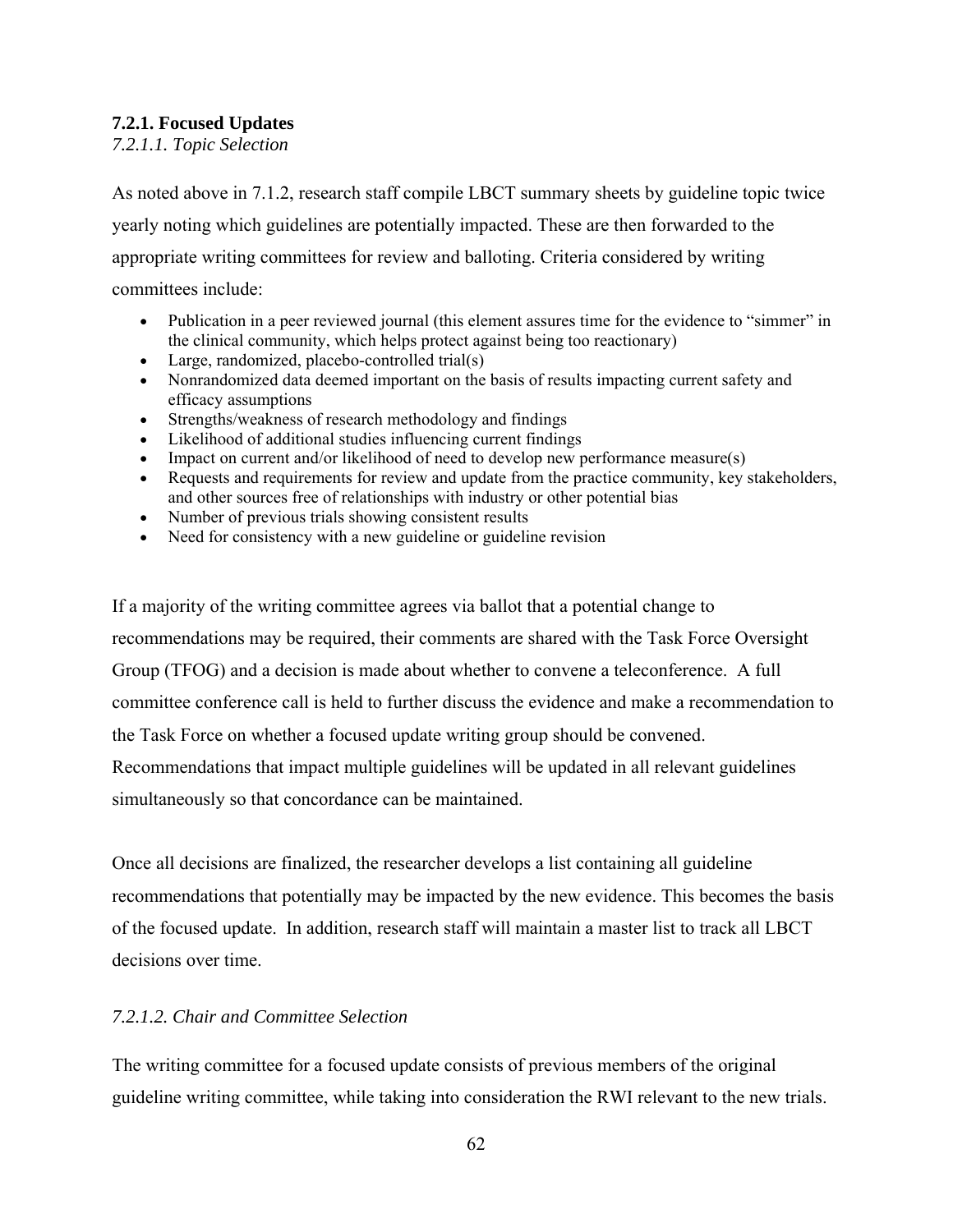### 7.2.1. Focused Updates

*7.2.1.1. Topic Selection*

As noted above in 7.1.2, research staff compile LBCT summary sheets by guideline topic twice yearly noting which guidelines are potentially impacted. These are then forwarded to the appropriate writing committees for review and balloting. Criteria considered by writing committees include:

- Publication in a peer reviewed journal (this element assures time for the evidence to "simmer" in the clinical community, which helps protect against being too reactionary)
- Large, randomized, placebo-controlled trial(s)
- Nonrandomized data deemed important on the basis of results impacting current safety and efficacy assumptions
- Strengths/weakness of research methodology and findings
- Likelihood of additional studies influencing current findings
- Impact on current and/or likelihood of need to develop new performance measure(s)
- Requests and requirements for review and update from the practice community, key stakeholders, and other sources free of relationships with industry or other potential bias
- Number of previous trials showing consistent results
- Need for consistency with a new guideline or guideline revision

If a majority of the writing committee agrees via ballot that a potential change to recommendations may be required, their comments are shared with the Task Force Oversight Group (TFOG) and a decision is made about whether to convene a teleconference. A full committee conference call is held to further discuss the evidence and make a recommendation to the Task Force on whether a focused update writing group should be convened. Recommendations that impact multiple guidelines will be updated in all relevant guidelines simultaneously so that concordance can be maintained.

Once all decisions are finalized, the researcher develops a list containing all guideline recommendations that potentially may be impacted by the new evidence. This becomes the basis of the focused update. In addition, research staff will maintain a master list to track all LBCT decisions over time.

*7.2.1.2. Chair and Committee Selection*

The writing committee for a focused update consists of previous members of the original guideline writing committee, while taking into consideration the RWI relevant to the new trials.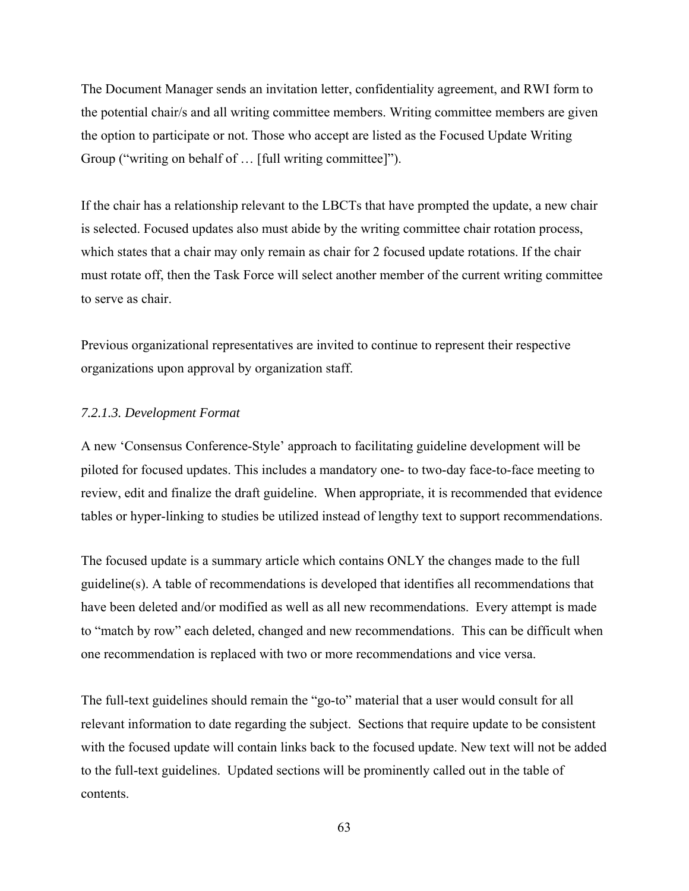The Document Manager sends an invitation letter, confidentiality agreement, and RWI form to the potential chair/s and all writing committee members. Writing committee members are given the option to participate or not. Those who accept are listed as the Focused Update Writing Group ("writing on behalf of … [full writing committee]").

If the chair has a relationship relevant to the LBCTs that have prompted the update, a new chair is selected. Focused updates also must abide by the writing committee chair rotation process, which states that a chair may only remain as chair for 2 focused update rotations. If the chair must rotate off, then the Task Force will select another member of the current writing committee to serve as chair.

Previous organizational representatives are invited to continue to represent their respective organizations upon approval by organization staff.

*7.2.1.3. Development Format*

A new 'Consensus Conference-Style' approach to facilitating guideline development will be piloted for focused updates. This includes a mandatory one- to two-day face-to-face meeting to review, edit and finalize the draft guideline. When appropriate, it is recommended that evidence tables or hyper-linking to studies be utilized instead of lengthy text to support recommendations.

The focused update is a summary article which contains ONLY the changes made to the full guideline(s). A table of recommendations is developed that identifies all recommendations that have been deleted and/or modified as well as all new recommendations. Every attempt is made to "match by row" each deleted, changed and new recommendations. This can be difficult when one recommendation is replaced with two or more recommendations and vice versa.

The full-text guidelines should remain the "go-to" material that a user would consult for all relevant information to date regarding the subject. Sections that require update to be consistent with the focused update will contain links back to the focused update. New text will not be added to the full-text guidelines. Updated sections will be prominently called out in the table of contents.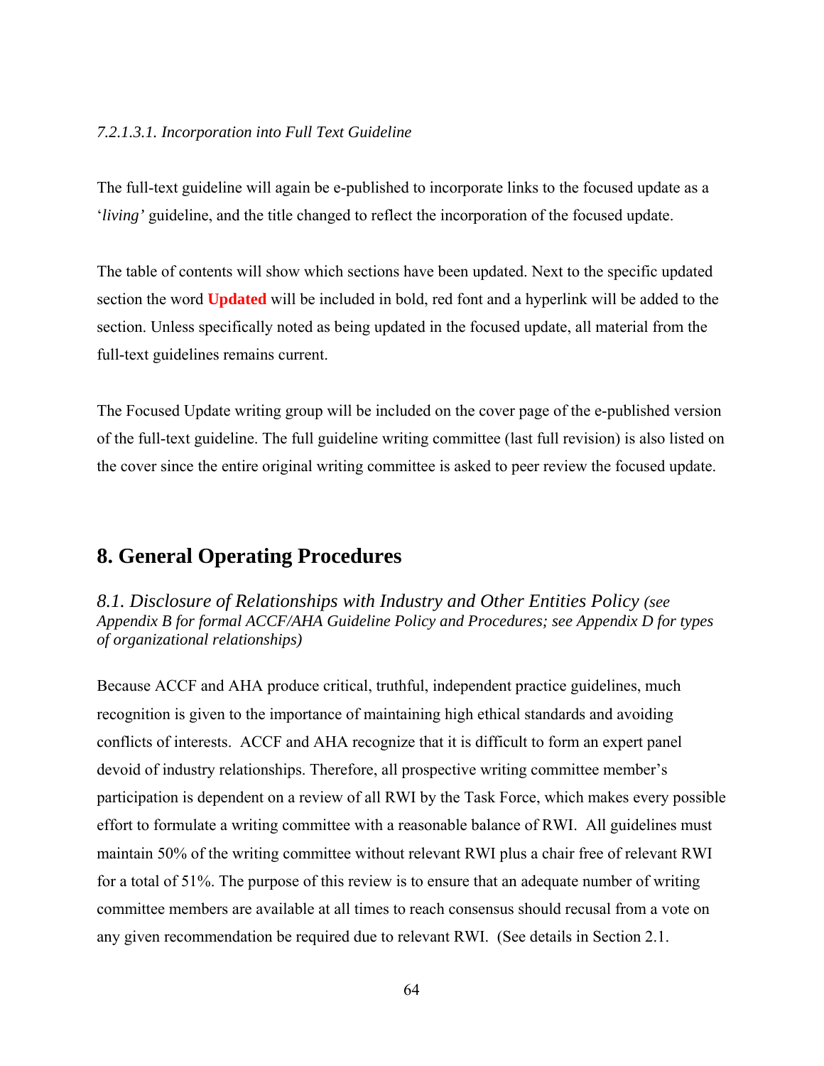*7.2.1.3.1. Incorporation into Full Text Guideline*

The full-text guideline will again be e-published to incorporate links to the focused update as a '*living'* guideline, and the title changed to reflect the incorporation of the focused update.

The table of contents will show which sections have been updated. Next to the specific updated section the word **Updated** will be included in bold, red font and a hyperlink will be added to the section. Unless specifically noted as being updated in the focused update, all material from the full-text guidelines remains current.

The Focused Update writing group will be included on the cover page of the e-published version of the full-text guideline. The full guideline writing committee (last full revision) is also listed on the cover since the entire original writing committee is asked to peer review the focused update.

# 8. General Operating Procedures

## *8.1. Disclosure of Relationships with Industry and Other Entities Policy (see Appendix B for formal ACCF/AHA Guideline Policy and Procedures; see Appendix D for types of organizational relationships)*

Because ACCF and AHA produce critical, truthful, independent practice guidelines, much recognition is given to the importance of maintaining high ethical standards and avoiding conflicts of interests. ACCF and AHA recognize that it is difficult to form an expert panel devoid of industry relationships. Therefore, all prospective writing committee member's participation is dependent on a review of all RWI by the Task Force, which makes every possible effort to formulate a writing committee with a reasonable balance of RWI. All guidelines must maintain 50% of the writing committee without relevant RWI plus a chair free of relevant RWI for a total of 51%. The purpose of this review is to ensure that an adequate number of writing committee members are available at all times to reach consensus should recusal from a vote on any given recommendation be required due to relevant RWI. (See details in Section 2.1.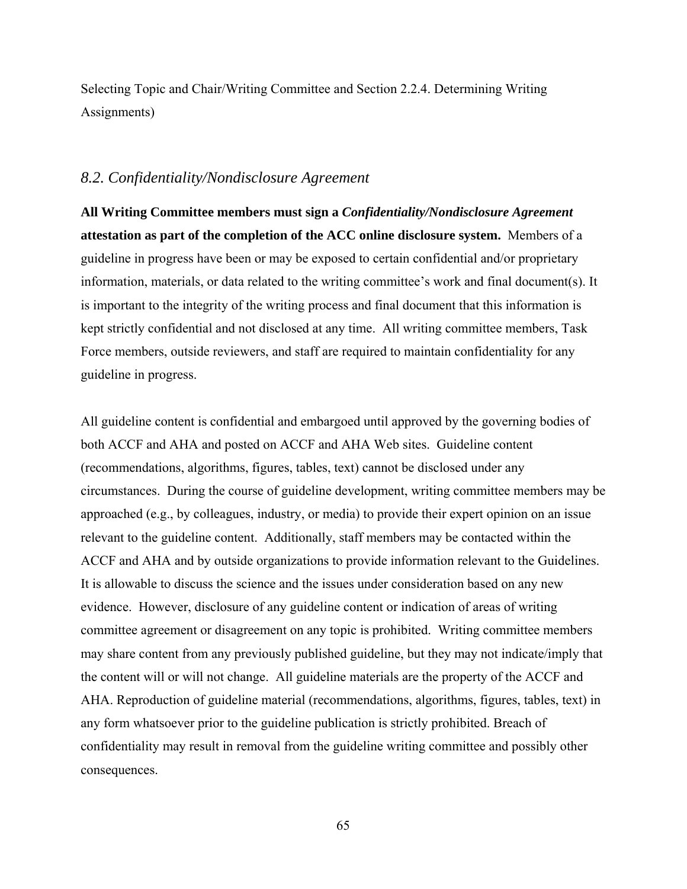Selecting Topic and Chair/Writing Committee and Section 2.2.4. Determining Writing Assignments)

### *8.2. Confidentiality/Nondisclosure Agreement*

**All Writing Committee members must sign a *Confidentiality/Nondisclosure Agreement* attestation as part of the completion of the ACC online disclosure system.** Members of a guideline in progress have been or may be exposed to certain confidential and/or proprietary information, materials, or data related to the writing committee's work and final document(s). It is important to the integrity of the writing process and final document that this information is kept strictly confidential and not disclosed at any time. All writing committee members, Task Force members, outside reviewers, and staff are required to maintain confidentiality for any guideline in progress.

All guideline content is confidential and embargoed until approved by the governing bodies of both ACCF and AHA and posted on ACCF and AHA Web sites. Guideline content (recommendations, algorithms, figures, tables, text) cannot be disclosed under any circumstances. During the course of guideline development, writing committee members may be approached (e.g., by colleagues, industry, or media) to provide their expert opinion on an issue relevant to the guideline content. Additionally, staff members may be contacted within the ACCF and AHA and by outside organizations to provide information relevant to the Guidelines. It is allowable to discuss the science and the issues under consideration based on any new evidence. However, disclosure of any guideline content or indication of areas of writing committee agreement or disagreement on any topic is prohibited. Writing committee members may share content from any previously published guideline, but they may not indicate/imply that the content will or will not change. All guideline materials are the property of the ACCF and AHA. Reproduction of guideline material (recommendations, algorithms, figures, tables, text) in any form whatsoever prior to the guideline publication is strictly prohibited. Breach of confidentiality may result in removal from the guideline writing committee and possibly other consequences.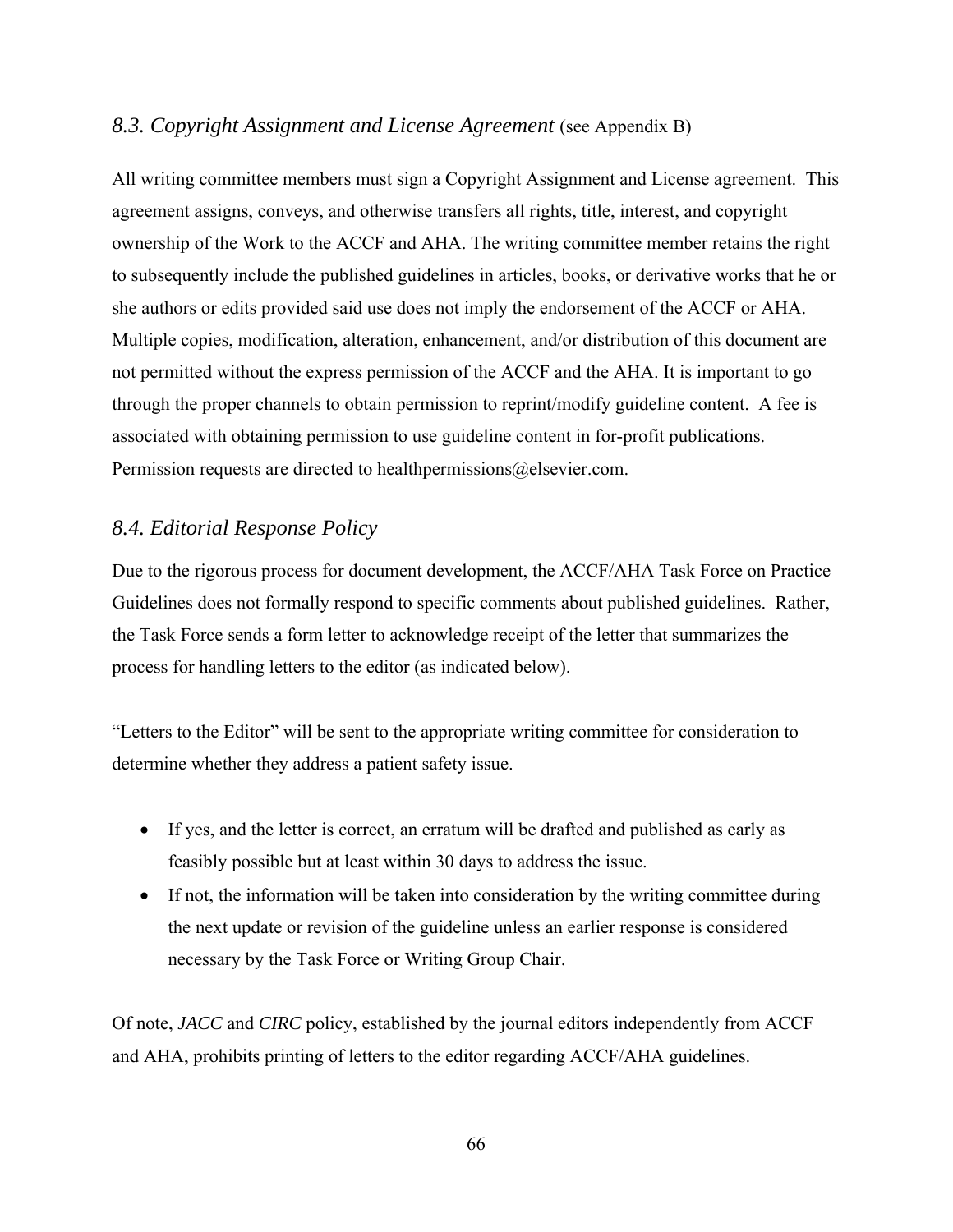### *8.3. Copyright Assignment and License Agreement* (see Appendix B)

All writing committee members must sign a Copyright Assignment and License agreement. This agreement assigns, conveys, and otherwise transfers all rights, title, interest, and copyright ownership of the Work to the ACCF and AHA. The writing committee member retains the right to subsequently include the published guidelines in articles, books, or derivative works that he or she authors or edits provided said use does not imply the endorsement of the ACCF or AHA. Multiple copies, modification, alteration, enhancement, and/or distribution of this document are not permitted without the express permission of the ACCF and the AHA. It is important to go through the proper channels to obtain permission to reprint/modify guideline content. A fee is associated with obtaining permission to use guideline content in for-profit publications. Permission requests are directed to healthpermissions@elsevier.com.

### *8.4. Editorial Response Policy*

Due to the rigorous process for document development, the ACCF/AHA Task Force on Practice Guidelines does not formally respond to specific comments about published guidelines. Rather, the Task Force sends a form letter to acknowledge receipt of the letter that summarizes the process for handling letters to the editor (as indicated below).

"Letters to the Editor" will be sent to the appropriate writing committee for consideration to determine whether they address a patient safety issue.

- If yes, and the letter is correct, an erratum will be drafted and published as early as feasibly possible but at least within 30 days to address the issue.
- If not, the information will be taken into consideration by the writing committee during the next update or revision of the guideline unless an earlier response is considered necessary by the Task Force or Writing Group Chair.

Of note, *JACC* and *CIRC* policy, established by the journal editors independently from ACCF and AHA, prohibits printing of letters to the editor regarding ACCF/AHA guidelines.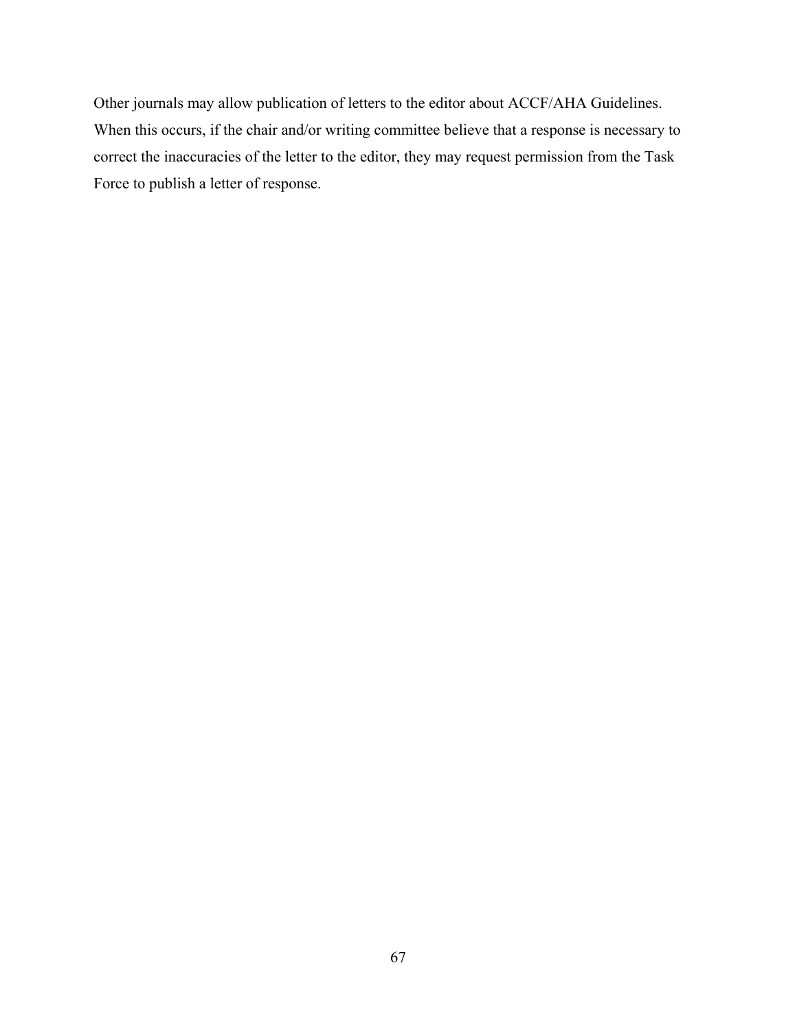Other journals may allow publication of letters to the editor about ACCF/AHA Guidelines. When this occurs, if the chair and/or writing committee believe that a response is necessary to correct the inaccuracies of the letter to the editor, they may request permission from the Task Force to publish a letter of response.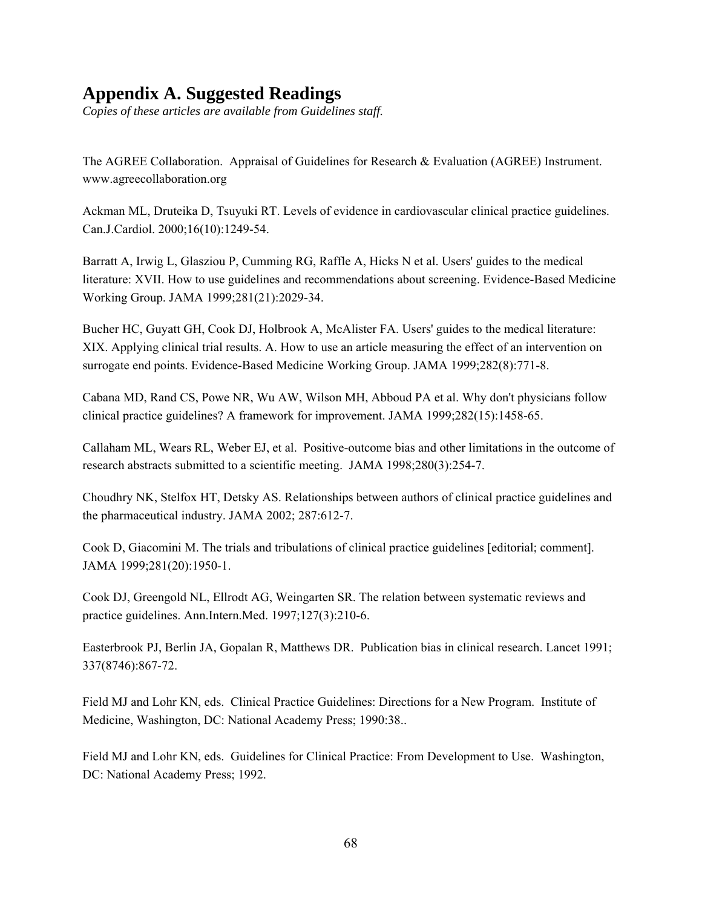## Appendix A. Suggested Readings

*Copies of these articles are available from Guidelines staff.*

The AGREE Collaboration. Appraisal of Guidelines for Research & Evaluation (AGREE) Instrument. www.agreecollaboration.org

Ackman ML, Druteika D, Tsuyuki RT. Levels of evidence in cardiovascular clinical practice guidelines. Can.J.Cardiol. 2000;16(10):1249-54.

Barratt A, Irwig L, Glasziou P, Cumming RG, Raffle A, Hicks N et al. Users' guides to the medical literature: XVII. How to use guidelines and recommendations about screening. Evidence-Based Medicine Working Group. JAMA 1999;281(21):2029-34.

Bucher HC, Guyatt GH, Cook DJ, Holbrook A, McAlister FA. Users' guides to the medical literature: XIX. Applying clinical trial results. A. How to use an article measuring the effect of an intervention on surrogate end points. Evidence-Based Medicine Working Group. JAMA 1999;282(8):771-8.

Cabana MD, Rand CS, Powe NR, Wu AW, Wilson MH, Abboud PA et al. Why don't physicians follow clinical practice guidelines? A framework for improvement. JAMA 1999;282(15):1458-65.

Callaham ML, Wears RL, Weber EJ, et al. Positive-outcome bias and other limitations in the outcome of research abstracts submitted to a scientific meeting. JAMA 1998;280(3):254-7.

Choudhry NK, Stelfox HT, Detsky AS. Relationships between authors of clinical practice guidelines and the pharmaceutical industry. JAMA 2002; 287:612-7.

Cook D, Giacomini M. The trials and tribulations of clinical practice guidelines [editorial; comment]. JAMA 1999;281(20):1950-1.

Cook DJ, Greengold NL, Ellrodt AG, Weingarten SR. The relation between systematic reviews and practice guidelines. Ann.Intern.Med. 1997;127(3):210-6.

Easterbrook PJ, Berlin JA, Gopalan R, Matthews DR. Publication bias in clinical research. Lancet 1991; 337(8746):867-72.

Field MJ and Lohr KN, eds. Clinical Practice Guidelines: Directions for a New Program. Institute of Medicine, Washington, DC: National Academy Press; 1990:38..

Field MJ and Lohr KN, eds. Guidelines for Clinical Practice: From Development to Use. Washington, DC: National Academy Press; 1992.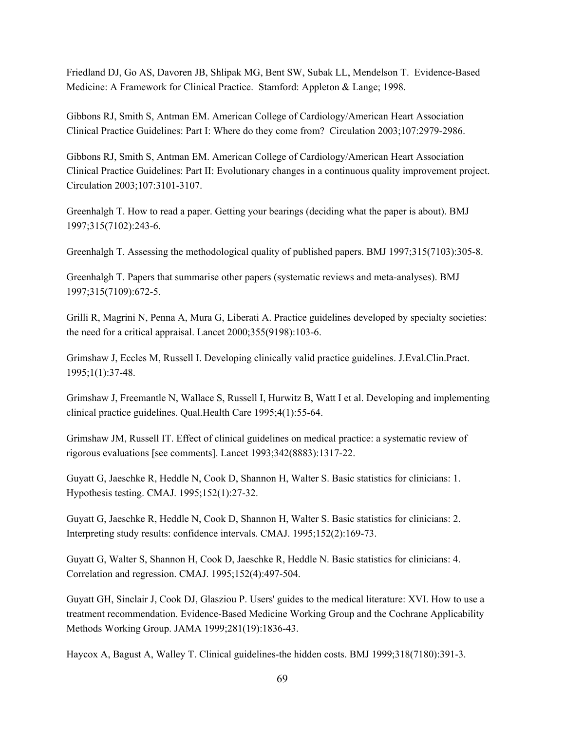Friedland DJ, Go AS, Davoren JB, Shlipak MG, Bent SW, Subak LL, Mendelson T. Evidence-Based Medicine: A Framework for Clinical Practice. Stamford: Appleton & Lange; 1998.

Gibbons RJ, Smith S, Antman EM. American College of Cardiology/American Heart Association Clinical Practice Guidelines: Part I: Where do they come from? Circulation 2003;107:2979-2986.

Gibbons RJ, Smith S, Antman EM. American College of Cardiology/American Heart Association Clinical Practice Guidelines: Part II: Evolutionary changes in a continuous quality improvement project. Circulation 2003;107:3101-3107.

Greenhalgh T. How to read a paper. Getting your bearings (deciding what the paper is about). BMJ 1997;315(7102):243-6.

Greenhalgh T. Assessing the methodological quality of published papers. BMJ 1997;315(7103):305-8.

Greenhalgh T. Papers that summarise other papers (systematic reviews and meta-analyses). BMJ 1997;315(7109):672-5.

Grilli R, Magrini N, Penna A, Mura G, Liberati A. Practice guidelines developed by specialty societies: the need for a critical appraisal. Lancet 2000;355(9198):103-6.

Grimshaw J, Eccles M, Russell I. Developing clinically valid practice guidelines. J.Eval.Clin.Pract. 1995;1(1):37-48.

Grimshaw J, Freemantle N, Wallace S, Russell I, Hurwitz B, Watt I et al. Developing and implementing clinical practice guidelines. Qual.Health Care 1995;4(1):55-64.

Grimshaw JM, Russell IT. Effect of clinical guidelines on medical practice: a systematic review of rigorous evaluations [see comments]. Lancet 1993;342(8883):1317-22.

Guyatt G, Jaeschke R, Heddle N, Cook D, Shannon H, Walter S. Basic statistics for clinicians: 1. Hypothesis testing. CMAJ. 1995;152(1):27-32.

Guyatt G, Jaeschke R, Heddle N, Cook D, Shannon H, Walter S. Basic statistics for clinicians: 2. Interpreting study results: confidence intervals. CMAJ. 1995;152(2):169-73.

Guyatt G, Walter S, Shannon H, Cook D, Jaeschke R, Heddle N. Basic statistics for clinicians: 4. Correlation and regression. CMAJ. 1995;152(4):497-504.

Guyatt GH, Sinclair J, Cook DJ, Glasziou P. Users' guides to the medical literature: XVI. How to use a treatment recommendation. Evidence-Based Medicine Working Group and the Cochrane Applicability Methods Working Group. JAMA 1999;281(19):1836-43.

Haycox A, Bagust A, Walley T. Clinical guidelines-the hidden costs. BMJ 1999;318(7180):391-3.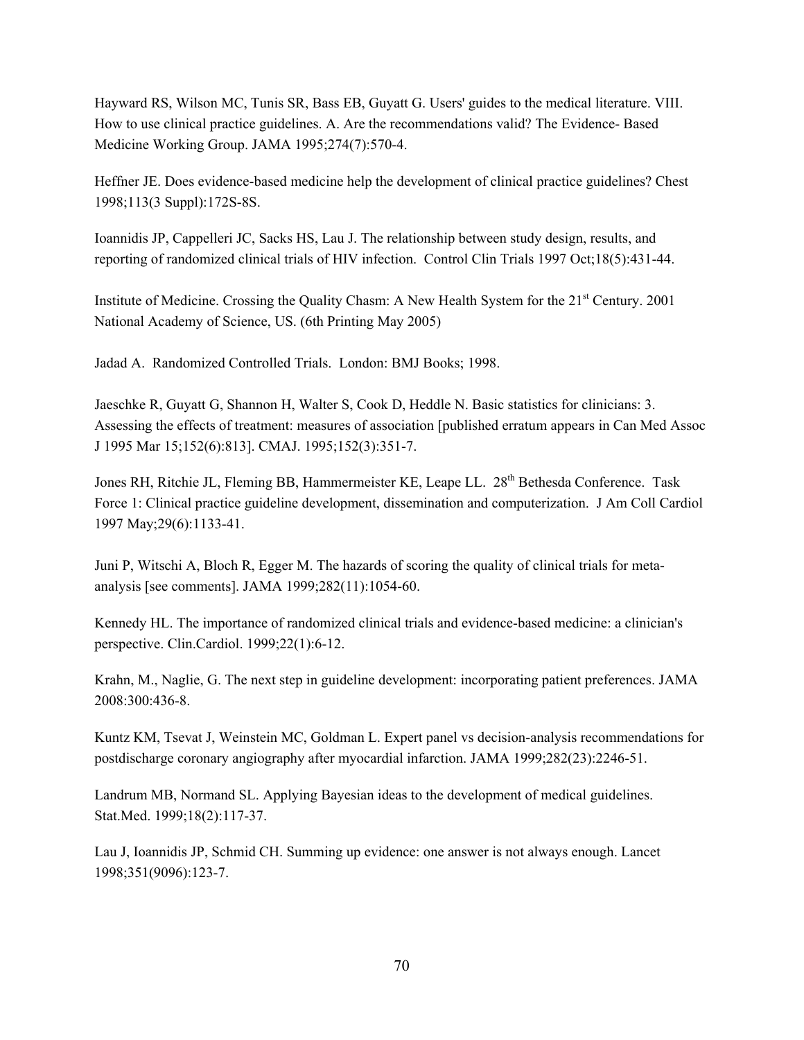Hayward RS, Wilson MC, Tunis SR, Bass EB, Guyatt G. Users' guides to the medical literature. VIII. How to use clinical practice guidelines. A. Are the recommendations valid? The Evidence- Based Medicine Working Group. JAMA 1995;274(7):570-4.

Heffner JE. Does evidence-based medicine help the development of clinical practice guidelines? Chest 1998;113(3 Suppl):172S-8S.

Ioannidis JP, Cappelleri JC, Sacks HS, Lau J. The relationship between study design, results, and reporting of randomized clinical trials of HIV infection. Control Clin Trials 1997 Oct;18(5):431-44.

Institute of Medicine. Crossing the Quality Chasm: A New Health System for the 21st Century. 2001 National Academy of Science, US. (6th Printing May 2005)

Jadad A. Randomized Controlled Trials. London: BMJ Books; 1998.

Jaeschke R, Guyatt G, Shannon H, Walter S, Cook D, Heddle N. Basic statistics for clinicians: 3. Assessing the effects of treatment: measures of association [published erratum appears in Can Med Assoc J 1995 Mar 15;152(6):813]. CMAJ. 1995;152(3):351-7.

Jones RH, Ritchie JL, Fleming BB, Hammermeister KE, Leape LL. 28th Bethesda Conference. Task Force 1: Clinical practice guideline development, dissemination and computerization. J Am Coll Cardiol 1997 May;29(6):1133-41.

Juni P, Witschi A, Bloch R, Egger M. The hazards of scoring the quality of clinical trials for meta-analysis [see comments]. JAMA 1999;282(11):1054-60.

Kennedy HL. The importance of randomized clinical trials and evidence-based medicine: a clinician's perspective. Clin.Cardiol. 1999;22(1):6-12.

Krahn, M., Naglie, G. The next step in guideline development: incorporating patient preferences. JAMA 2008:300:436-8.

Kuntz KM, Tsevat J, Weinstein MC, Goldman L. Expert panel vs decision-analysis recommendations for postdischarge coronary angiography after myocardial infarction. JAMA 1999;282(23):2246-51.

Landrum MB, Normand SL. Applying Bayesian ideas to the development of medical guidelines. Stat.Med. 1999;18(2):117-37.

Lau J, Ioannidis JP, Schmid CH. Summing up evidence: one answer is not always enough. Lancet 1998;351(9096):123-7.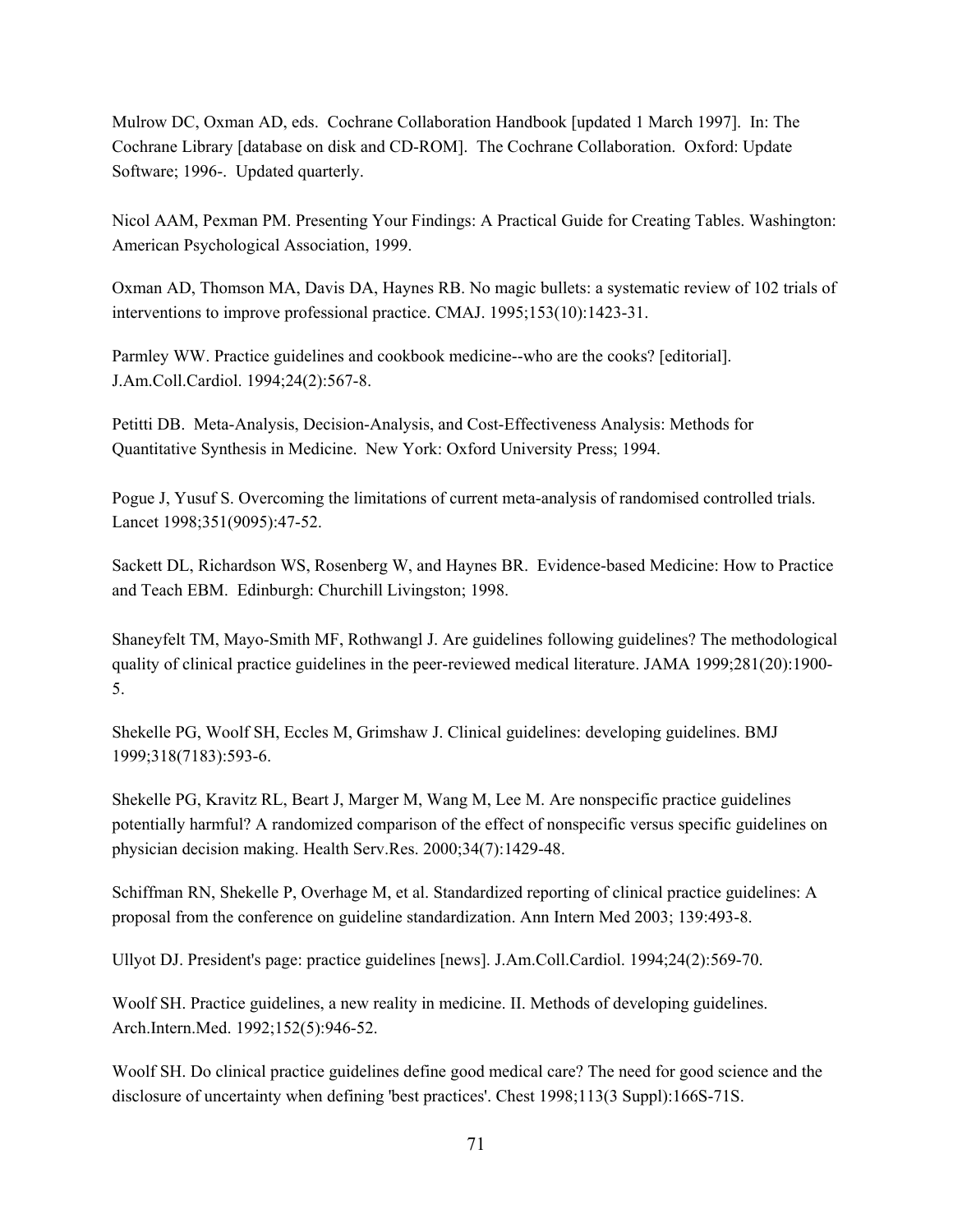Mulrow DC, Oxman AD, eds. Cochrane Collaboration Handbook [updated 1 March 1997]. In: The Cochrane Library [database on disk and CD-ROM]. The Cochrane Collaboration. Oxford: Update Software; 1996-. Updated quarterly.

Nicol AAM, Pexman PM. Presenting Your Findings: A Practical Guide for Creating Tables. Washington: American Psychological Association, 1999.

Oxman AD, Thomson MA, Davis DA, Haynes RB. No magic bullets: a systematic review of 102 trials of interventions to improve professional practice. CMAJ. 1995;153(10):1423-31.

Parmley WW. Practice guidelines and cookbook medicine--who are the cooks? [editorial]. J.Am.Coll.Cardiol. 1994;24(2):567-8.

Petitti DB. Meta-Analysis, Decision-Analysis, and Cost-Effectiveness Analysis: Methods for Quantitative Synthesis in Medicine. New York: Oxford University Press; 1994.

Pogue J, Yusuf S. Overcoming the limitations of current meta-analysis of randomised controlled trials. Lancet 1998;351(9095):47-52.

Sackett DL, Richardson WS, Rosenberg W, and Haynes BR. Evidence-based Medicine: How to Practice and Teach EBM. Edinburgh: Churchill Livingston; 1998.

Shaneyfelt TM, Mayo-Smith MF, Rothwangl J. Are guidelines following guidelines? The methodological quality of clinical practice guidelines in the peer-reviewed medical literature. JAMA 1999;281(20):1900-5.

Shekelle PG, Woolf SH, Eccles M, Grimshaw J. Clinical guidelines: developing guidelines. BMJ 1999;318(7183):593-6.

Shekelle PG, Kravitz RL, Beart J, Marger M, Wang M, Lee M. Are nonspecific practice guidelines potentially harmful? A randomized comparison of the effect of nonspecific versus specific guidelines on physician decision making. Health Serv.Res. 2000;34(7):1429-48.

Schiffman RN, Shekelle P, Overhage M, et al. Standardized reporting of clinical practice guidelines: A proposal from the conference on guideline standardization. Ann Intern Med 2003; 139:493-8.

Ullyot DJ. President's page: practice guidelines [news]. J.Am.Coll.Cardiol. 1994;24(2):569-70.

Woolf SH. Practice guidelines, a new reality in medicine. II. Methods of developing guidelines. Arch.Intern.Med. 1992;152(5):946-52.

Woolf SH. Do clinical practice guidelines define good medical care? The need for good science and the disclosure of uncertainty when defining 'best practices'. Chest 1998;113(3 Suppl):166S-71S.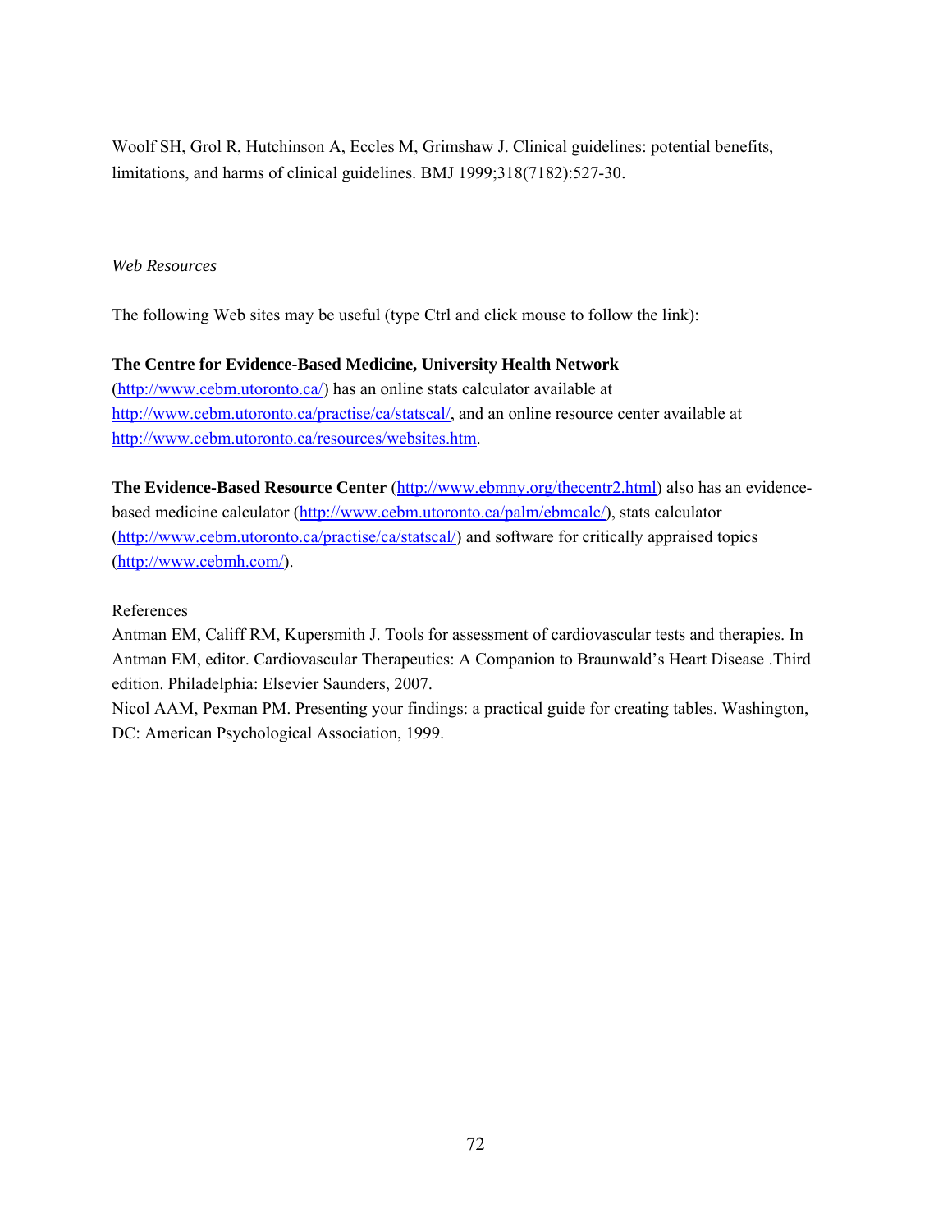Woolf SH, Grol R, Hutchinson A, Eccles M, Grimshaw J. Clinical guidelines: potential benefits, limitations, and harms of clinical guidelines. BMJ 1999;318(7182):527-30.

*Web Resources*

The following Web sites may be useful (type Ctrl and click mouse to follow the link):

**The Centre for Evidence-Based Medicine, University Health Network** (http://www.cebm.utoronto.ca/) has an online stats calculator available at http://www.cebm.utoronto.ca/practise/ca/statscal/, and an online resource center available at http://www.cebm.utoronto.ca/resources/websites.htm.

**The Evidence-Based Resource Center** (http://www.ebmny.org/thecentr2.html) also has an evidence-based medicine calculator (http://www.cebm.utoronto.ca/palm/ebmcalc/), stats calculator (http://www.cebm.utoronto.ca/practise/ca/statscal/) and software for critically appraised topics (http://www.cebmh.com/).

References

Antman EM, Califf RM, Kupersmith J. Tools for assessment of cardiovascular tests and therapies. In Antman EM, editor. Cardiovascular Therapeutics: A Companion to Braunwald's Heart Disease .Third edition. Philadelphia: Elsevier Saunders, 2007.

Nicol AAM, Pexman PM. Presenting your findings: a practical guide for creating tables. Washington, DC: American Psychological Association, 1999.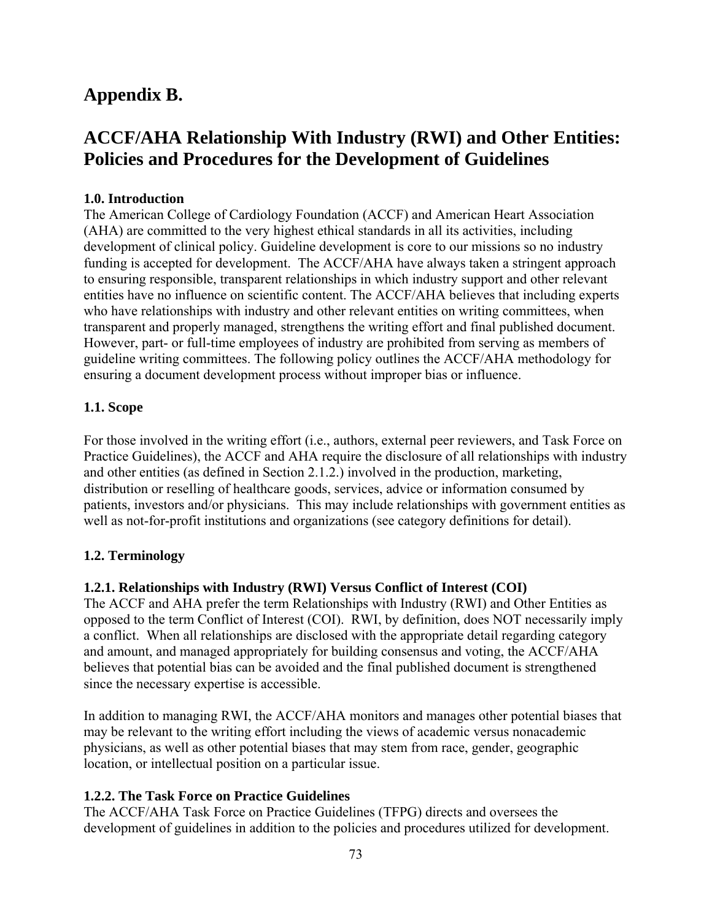# Appendix B.

# ACCF/AHA Relationship With Industry (RWI) and Other Entities: Policies and Procedures for the Development of Guidelines

### 1.0. Introduction

The American College of Cardiology Foundation (ACCF) and American Heart Association (AHA) are committed to the very highest ethical standards in all its activities, including development of clinical policy. Guideline development is core to our missions so no industry funding is accepted for development. The ACCF/AHA have always taken a stringent approach to ensuring responsible, transparent relationships in which industry support and other relevant entities have no influence on scientific content. The ACCF/AHA believes that including experts who have relationships with industry and other relevant entities on writing committees, when transparent and properly managed, strengthens the writing effort and final published document. However, part- or full-time employees of industry are prohibited from serving as members of guideline writing committees. The following policy outlines the ACCF/AHA methodology for ensuring a document development process without improper bias or influence.

### 1.1. Scope

For those involved in the writing effort (i.e., authors, external peer reviewers, and Task Force on Practice Guidelines), the ACCF and AHA require the disclosure of all relationships with industry and other entities (as defined in Section 2.1.2.) involved in the production, marketing, distribution or reselling of healthcare goods, services, advice or information consumed by patients, investors and/or physicians. This may include relationships with government entities as well as not-for-profit institutions and organizations (see category definitions for detail).

### 1.2. Terminology

#### 1.2.1. Relationships with Industry (RWI) Versus Conflict of Interest (COI)

The ACCF and AHA prefer the term Relationships with Industry (RWI) and Other Entities as opposed to the term Conflict of Interest (COI). RWI, by definition, does NOT necessarily imply a conflict. When all relationships are disclosed with the appropriate detail regarding category and amount, and managed appropriately for building consensus and voting, the ACCF/AHA believes that potential bias can be avoided and the final published document is strengthened since the necessary expertise is accessible.

In addition to managing RWI, the ACCF/AHA monitors and manages other potential biases that may be relevant to the writing effort including the views of academic versus nonacademic physicians, as well as other potential biases that may stem from race, gender, geographic location, or intellectual position on a particular issue.

#### 1.2.2. The Task Force on Practice Guidelines

The ACCF/AHA Task Force on Practice Guidelines (TFPG) directs and oversees the development of guidelines in addition to the policies and procedures utilized for development.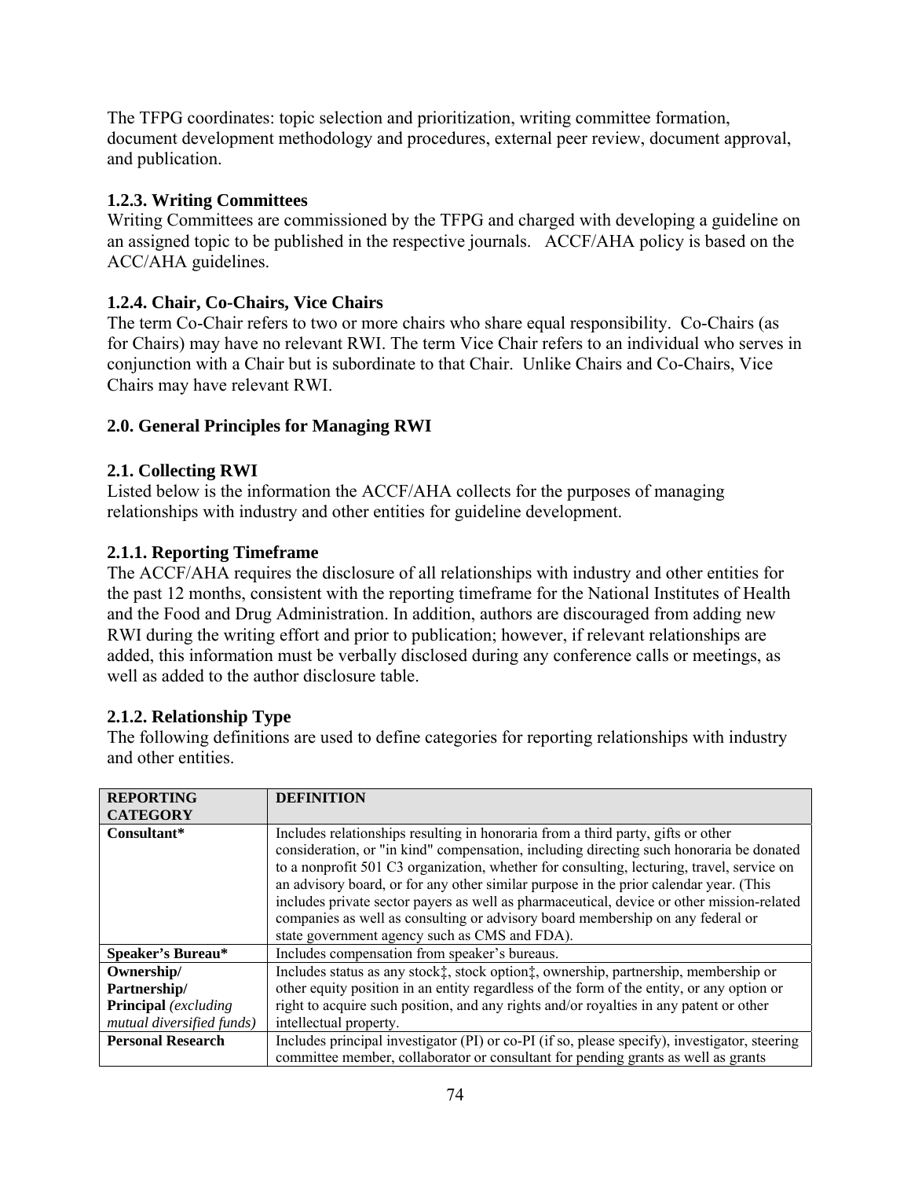The TFPG coordinates: topic selection and prioritization, writing committee formation, document development methodology and procedures, external peer review, document approval, and publication.

### 1.2.3. Writing Committees

Writing Committees are commissioned by the TFPG and charged with developing a guideline on an assigned topic to be published in the respective journals.   ACCF/AHA policy is based on the ACC/AHA guidelines.

### 1.2.4. Chair, Co-Chairs, Vice Chairs

The term Co-Chair refers to two or more chairs who share equal responsibility.  Co-Chairs (as for Chairs) may have no relevant RWI. The term Vice Chair refers to an individual who serves in conjunction with a Chair but is subordinate to that Chair.  Unlike Chairs and Co-Chairs, Vice Chairs may have relevant RWI.

## 2.0. General Principles for Managing RWI

### 2.1. Collecting RWI

Listed below is the information the ACCF/AHA collects for the purposes of managing relationships with industry and other entities for guideline development.

### 2.1.1. Reporting Timeframe

The ACCF/AHA requires the disclosure of all relationships with industry and other entities for the past 12 months, consistent with the reporting timeframe for the National Institutes of Health and the Food and Drug Administration. In addition, authors are discouraged from adding new RWI during the writing effort and prior to publication; however, if relevant relationships are added, this information must be verbally disclosed during any conference calls or meetings, as well as added to the author disclosure table.

### 2.1.2. Relationship Type

The following definitions are used to define categories for reporting relationships with industry and other entities.

| REPORTING CATEGORY | DEFINITION |
|---|---|
| **Consultant*** | Includes relationships resulting in honoraria from a third party, gifts or other consideration, or "in kind" compensation, including directing such honoraria be donated to a nonprofit 501 C3 organization, whether for consulting, lecturing, travel, service on an advisory board, or for any other similar purpose in the prior calendar year. (This includes private sector payers as well as pharmaceutical, device or other mission-related companies as well as consulting or advisory board membership on any federal or state government agency such as CMS and FDA). |
| **Speaker's Bureau*** | Includes compensation from speaker's bureaus. |
| **Ownership/ Partnership/ Principal** *(excluding mutual diversified funds)* | Includes status as any stock‡, stock option‡, ownership, partnership, membership or other equity position in an entity regardless of the form of the entity, or any option or right to acquire such position, and any rights and/or royalties in any patent or other intellectual property. |
| **Personal Research** | Includes principal investigator (PI) or co-PI (if so, please specify), investigator, steering committee member, collaborator or consultant for pending grants as well as grants |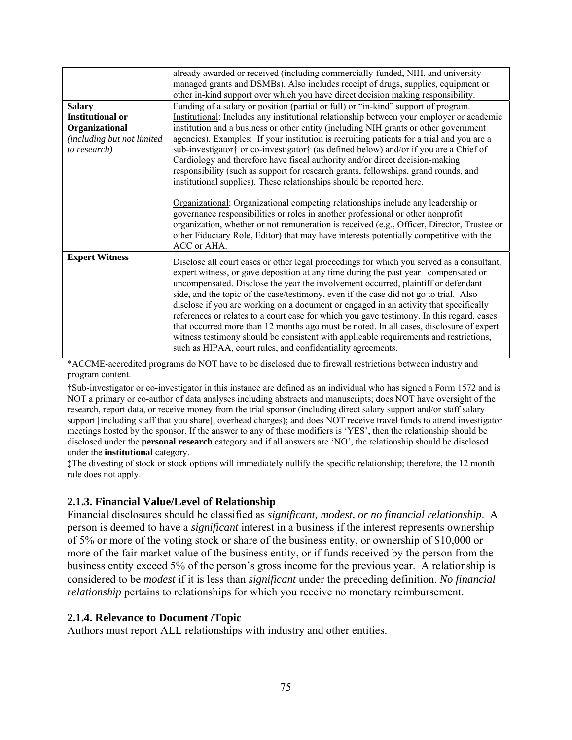| | |
|---|---|
| | already awarded or received (including commercially-funded, NIH, and university-managed grants and DSMBs). Also includes receipt of drugs, supplies, equipment or other in-kind support over which you have direct decision making responsibility. |
| **Salary** | Funding of a salary or position (partial or full) or "in-kind" support of program. |
| **Institutional or Organizational** *(including but not limited to research)* | Institutional: Includes any institutional relationship between your employer or academic institution and a business or other entity (including NIH grants or other government agencies). Examples: If your institution is recruiting patients for a trial and you are a sub-investigator† or co-investigator† (as defined below) and/or if you are a Chief of Cardiology and therefore have fiscal authority and/or direct decision-making responsibility (such as support for research grants, fellowships, grand rounds, and institutional supplies). These relationships should be reported here.<br><br>Organizational: Organizational competing relationships include any leadership or governance responsibilities or roles in another professional or other nonprofit organization, whether or not remuneration is received (e.g., Officer, Director, Trustee or other Fiduciary Role, Editor) that may have interests potentially competitive with the ACC or AHA. |
| **Expert Witness** | Disclose all court cases or other legal proceedings for which you served as a consultant, expert witness, or gave deposition at any time during the past year –compensated or uncompensated. Disclose the year the involvement occurred, plaintiff or defendant side, and the topic of the case/testimony, even if the case did not go to trial. Also disclose if you are working on a document or engaged in an activity that specifically references or relates to a court case for which you gave testimony. In this regard, cases that occurred more than 12 months ago must be noted. In all cases, disclosure of expert witness testimony should be consistent with applicable requirements and restrictions, such as HIPAA, court rules, and confidentiality agreements. |

*ACCME-accredited programs do NOT have to be disclosed due to firewall restrictions between industry and program content.

†Sub-investigator or co-investigator in this instance are defined as an individual who has signed a Form 1572 and is NOT a primary or co-author of data analyses including abstracts and manuscripts; does NOT have oversight of the research, report data, or receive money from the trial sponsor (including direct salary support and/or staff salary support [including staff that you share], overhead charges); and does NOT receive travel funds to attend investigator meetings hosted by the sponsor. If the answer to any of these modifiers is 'YES', then the relationship should be disclosed under the **personal research** category and if all answers are 'NO', the relationship should be disclosed under the **institutional** category.

‡The divesting of stock or stock options will immediately nullify the specific relationship; therefore, the 12 month rule does not apply.

### 2.1.3. Financial Value/Level of Relationship

Financial disclosures should be classified as *significant, modest, or no financial relationship*. A person is deemed to have a *significant* interest in a business if the interest represents ownership of 5% or more of the voting stock or share of the business entity, or ownership of $10,000 or more of the fair market value of the business entity, or if funds received by the person from the business entity exceed 5% of the person's gross income for the previous year. A relationship is considered to be *modest* if it is less than *significant* under the preceding definition. *No financial relationship* pertains to relationships for which you receive no monetary reimbursement.

### 2.1.4. Relevance to Document /Topic

Authors must report ALL relationships with industry and other entities.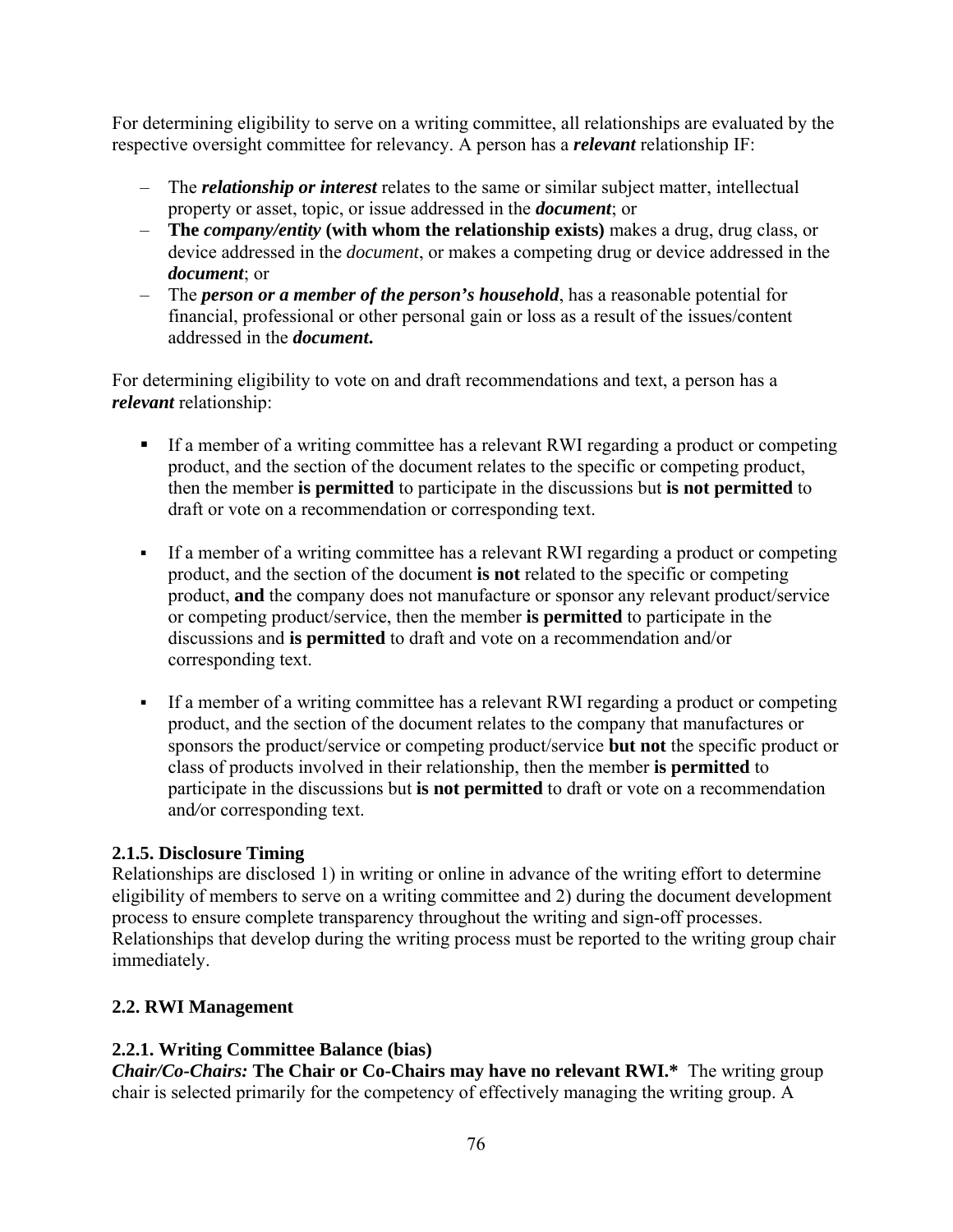For determining eligibility to serve on a writing committee, all relationships are evaluated by the respective oversight committee for relevancy. A person has a ***relevant*** relationship IF:

- The ***relationship or interest*** relates to the same or similar subject matter, intellectual property or asset, topic, or issue addressed in the ***document***; or
- **The *company/entity* (with whom the relationship exists)** makes a drug, drug class, or device addressed in the *document*, or makes a competing drug or device addressed in the ***document***; or
- The ***person or a member of the person's household***, has a reasonable potential for financial, professional or other personal gain or loss as a result of the issues/content addressed in the ***document*.**

For determining eligibility to vote on and draft recommendations and text, a person has a ***relevant*** relationship:

- If a member of a writing committee has a relevant RWI regarding a product or competing product, and the section of the document relates to the specific or competing product, then the member **is permitted** to participate in the discussions but **is not permitted** to draft or vote on a recommendation or corresponding text.
- If a member of a writing committee has a relevant RWI regarding a product or competing product, and the section of the document **is not** related to the specific or competing product, **and** the company does not manufacture or sponsor any relevant product/service or competing product/service, then the member **is permitted** to participate in the discussions and **is permitted** to draft and vote on a recommendation and/or corresponding text.
- If a member of a writing committee has a relevant RWI regarding a product or competing product, and the section of the document relates to the company that manufactures or sponsors the product/service or competing product/service **but not** the specific product or class of products involved in their relationship, then the member **is permitted** to participate in the discussions but **is not permitted** to draft or vote on a recommendation and/or corresponding text.

### 2.1.5. Disclosure Timing

Relationships are disclosed 1) in writing or online in advance of the writing effort to determine eligibility of members to serve on a writing committee and 2) during the document development process to ensure complete transparency throughout the writing and sign-off processes. Relationships that develop during the writing process must be reported to the writing group chair immediately.

## 2.2. RWI Management

### 2.2.1. Writing Committee Balance (bias)

***Chair/Co-Chairs:* The Chair or Co-Chairs may have no relevant RWI.*** The writing group chair is selected primarily for the competency of effectively managing the writing group. A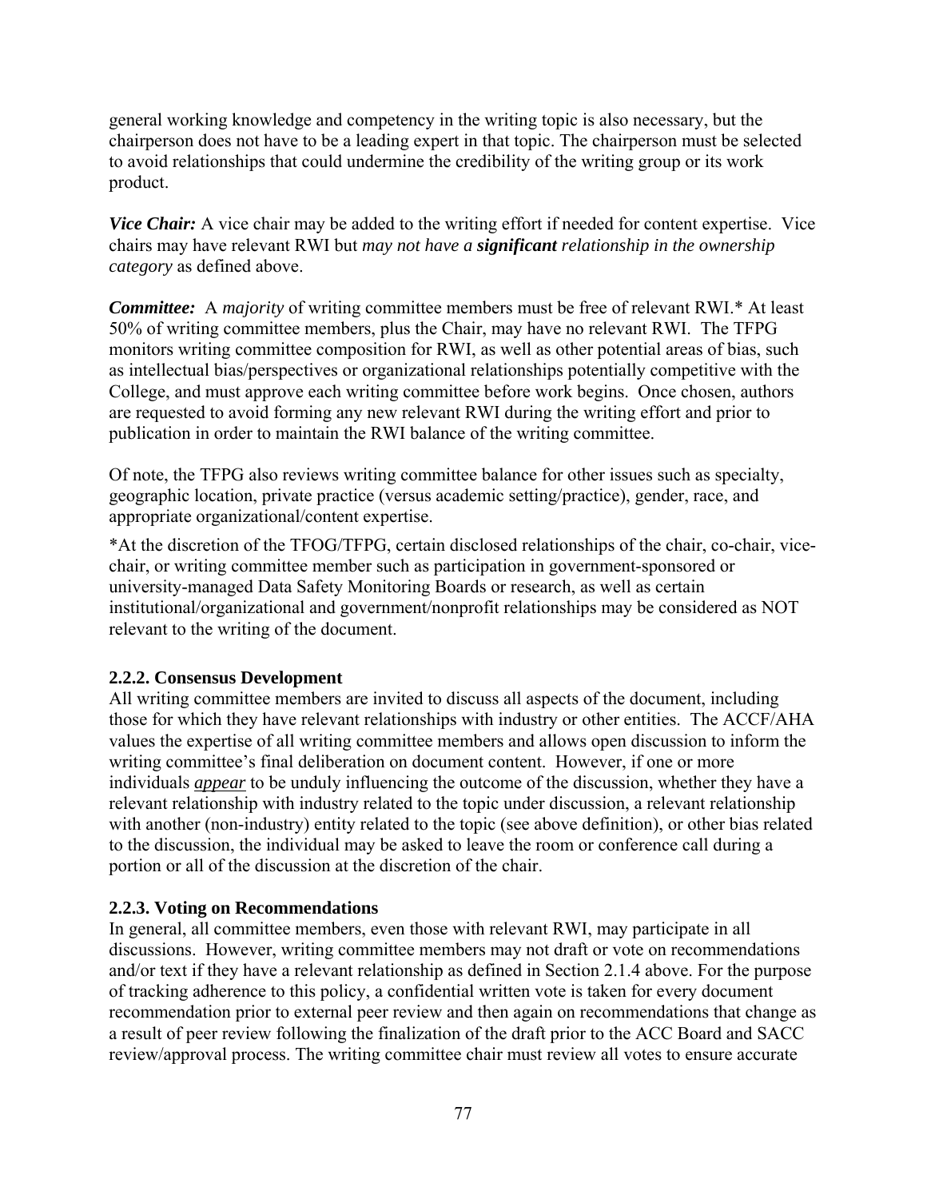general working knowledge and competency in the writing topic is also necessary, but the chairperson does not have to be a leading expert in that topic. The chairperson must be selected to avoid relationships that could undermine the credibility of the writing group or its work product.

***Vice Chair:*** A vice chair may be added to the writing effort if needed for content expertise. Vice chairs may have relevant RWI but *may not have a **significant** relationship in the ownership category* as defined above.

***Committee:*** A *majority* of writing committee members must be free of relevant RWI.* At least 50% of writing committee members, plus the Chair, may have no relevant RWI. The TFPG monitors writing committee composition for RWI, as well as other potential areas of bias, such as intellectual bias/perspectives or organizational relationships potentially competitive with the College, and must approve each writing committee before work begins. Once chosen, authors are requested to avoid forming any new relevant RWI during the writing effort and prior to publication in order to maintain the RWI balance of the writing committee.

Of note, the TFPG also reviews writing committee balance for other issues such as specialty, geographic location, private practice (versus academic setting/practice), gender, race, and appropriate organizational/content expertise.

*At the discretion of the TFOG/TFPG, certain disclosed relationships of the chair, co-chair, vice-chair, or writing committee member such as participation in government-sponsored or university-managed Data Safety Monitoring Boards or research, as well as certain institutional/organizational and government/nonprofit relationships may be considered as NOT relevant to the writing of the document.

### 2.2.2. Consensus Development

All writing committee members are invited to discuss all aspects of the document, including those for which they have relevant relationships with industry or other entities. The ACCF/AHA values the expertise of all writing committee members and allows open discussion to inform the writing committee's final deliberation on document content. However, if one or more individuals ***appear*** to be unduly influencing the outcome of the discussion, whether they have a relevant relationship with industry related to the topic under discussion, a relevant relationship with another (non-industry) entity related to the topic (see above definition), or other bias related to the discussion, the individual may be asked to leave the room or conference call during a portion or all of the discussion at the discretion of the chair.

### 2.2.3. Voting on Recommendations

In general, all committee members, even those with relevant RWI, may participate in all discussions. However, writing committee members may not draft or vote on recommendations and/or text if they have a relevant relationship as defined in Section 2.1.4 above. For the purpose of tracking adherence to this policy, a confidential written vote is taken for every document recommendation prior to external peer review and then again on recommendations that change as a result of peer review following the finalization of the draft prior to the ACC Board and SACC review/approval process. The writing committee chair must review all votes to ensure accurate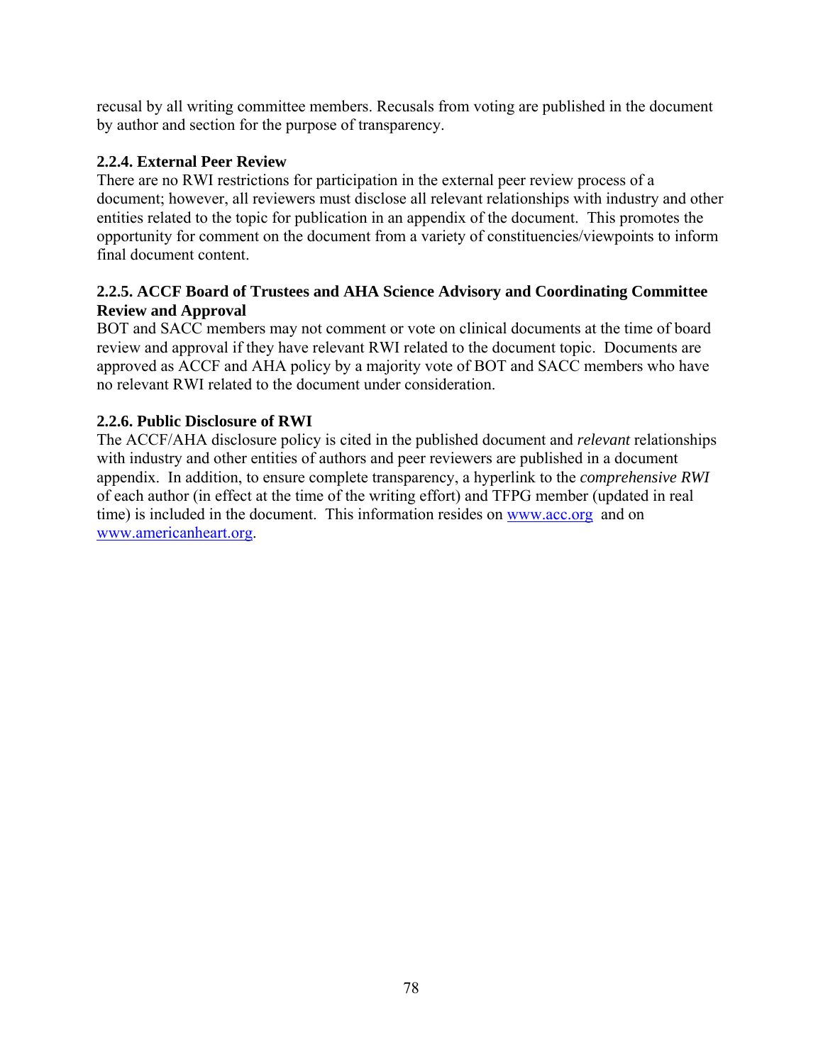recusal by all writing committee members. Recusals from voting are published in the document by author and section for the purpose of transparency.

### 2.2.4. External Peer Review

There are no RWI restrictions for participation in the external peer review process of a document; however, all reviewers must disclose all relevant relationships with industry and other entities related to the topic for publication in an appendix of the document. This promotes the opportunity for comment on the document from a variety of constituencies/viewpoints to inform final document content.

### 2.2.5. ACCF Board of Trustees and AHA Science Advisory and Coordinating Committee Review and Approval

BOT and SACC members may not comment or vote on clinical documents at the time of board review and approval if they have relevant RWI related to the document topic. Documents are approved as ACCF and AHA policy by a majority vote of BOT and SACC members who have no relevant RWI related to the document under consideration.

### 2.2.6. Public Disclosure of RWI

The ACCF/AHA disclosure policy is cited in the published document and *relevant* relationships with industry and other entities of authors and peer reviewers are published in a document appendix. In addition, to ensure complete transparency, a hyperlink to the *comprehensive RWI* of each author (in effect at the time of the writing effort) and TFPG member (updated in real time) is included in the document. This information resides on [www.acc.org](http://www.acc.org) and on [www.americanheart.org](http://www.americanheart.org).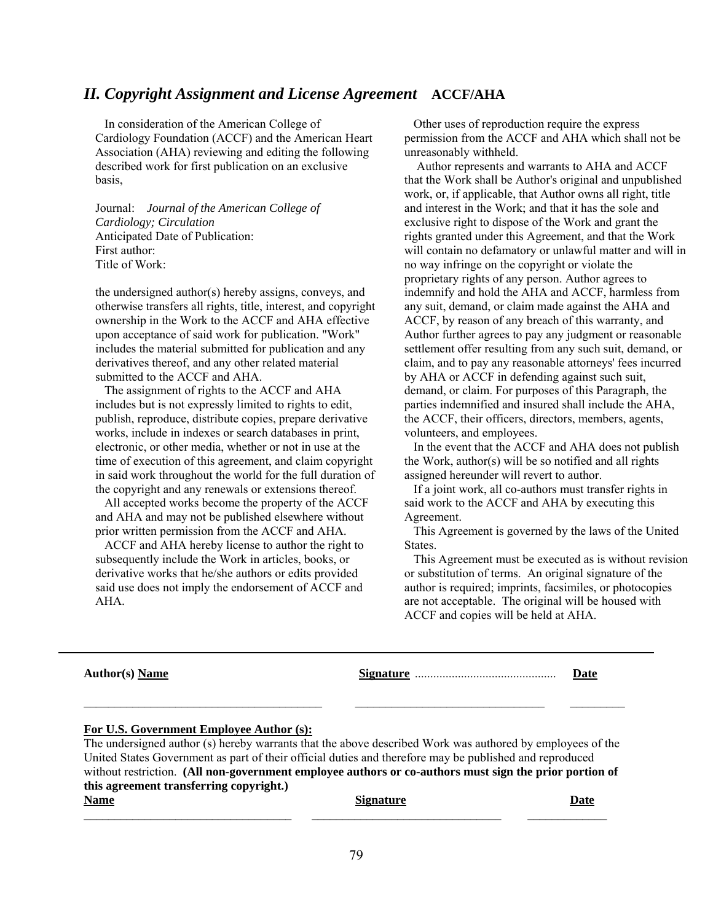## *II. Copyright Assignment and License Agreement* **ACCF/AHA**

In consideration of the American College of Cardiology Foundation (ACCF) and the American Heart Association (AHA) reviewing and editing the following described work for first publication on an exclusive basis,

Journal: *Journal of the American College of Cardiology; Circulation*
Anticipated Date of Publication:
First author:
Title of Work:

the undersigned author(s) hereby assigns, conveys, and otherwise transfers all rights, title, interest, and copyright ownership in the Work to the ACCF and AHA effective upon acceptance of said work for publication. "Work" includes the material submitted for publication and any derivatives thereof, and any other related material submitted to the ACCF and AHA.

The assignment of rights to the ACCF and AHA includes but is not expressly limited to rights to edit, publish, reproduce, distribute copies, prepare derivative works, include in indexes or search databases in print, electronic, or other media, whether or not in use at the time of execution of this agreement, and claim copyright in said work throughout the world for the full duration of the copyright and any renewals or extensions thereof.

All accepted works become the property of the ACCF and AHA and may not be published elsewhere without prior written permission from the ACCF and AHA.

ACCF and AHA hereby license to author the right to subsequently include the Work in articles, books, or derivative works that he/she authors or edits provided said use does not imply the endorsement of ACCF and AHA.

Other uses of reproduction require the express permission from the ACCF and AHA which shall not be unreasonably withheld.

Author represents and warrants to AHA and ACCF that the Work shall be Author's original and unpublished work, or, if applicable, that Author owns all right, title and interest in the Work; and that it has the sole and exclusive right to dispose of the Work and grant the rights granted under this Agreement, and that the Work will contain no defamatory or unlawful matter and will in no way infringe on the copyright or violate the proprietary rights of any person. Author agrees to indemnify and hold the AHA and ACCF, harmless from any suit, demand, or claim made against the AHA and ACCF, by reason of any breach of this warranty, and Author further agrees to pay any judgment or reasonable settlement offer resulting from any such suit, demand, or claim, and to pay any reasonable attorneys' fees incurred by AHA or ACCF in defending against such suit, demand, or claim. For purposes of this Paragraph, the parties indemnified and insured shall include the AHA, the ACCF, their officers, directors, members, agents, volunteers, and employees.

In the event that the ACCF and AHA does not publish the Work, author(s) will be so notified and all rights assigned hereunder will revert to author.

If a joint work, all co-authors must transfer rights in said work to the ACCF and AHA by executing this Agreement.

This Agreement is governed by the laws of the United States.

This Agreement must be executed as is without revision or substitution of terms. An original signature of the author is required; imprints, facsimiles, or photocopies are not acceptable. The original will be housed with ACCF and copies will be held at AHA.

---

**Author(s) Name** | **Signature** ............................................. | **Date**

\_\_\_\_\_\_\_\_\_\_\_\_\_\_\_\_\_\_\_\_\_\_\_\_\_\_\_\_\_\_\_\_\_\_\_\_\_\_\_ \_\_\_\_\_\_\_\_\_\_\_\_\_\_\_\_\_\_\_\_\_\_\_\_\_\_\_\_\_\_\_ \_\_\_\_\_\_\_\_\_

**For U.S. Government Employee Author (s):**

The undersigned author (s) hereby warrants that the above described Work was authored by employees of the United States Government as part of their official duties and therefore may be published and reproduced without restriction. **(All non-government employee authors or co-authors must sign the prior portion of this agreement transferring copyright.)**

**Name** | **Signature** | **Date**

\_\_\_\_\_\_\_\_\_\_\_\_\_\_\_\_\_\_\_\_\_\_\_\_\_\_\_\_\_\_\_\_\_\_\_ \_\_\_\_\_\_\_\_\_\_\_\_\_\_\_\_\_\_\_\_\_\_\_\_\_\_\_\_\_\_\_ \_\_\_\_\_\_\_\_\_\_\_\_\_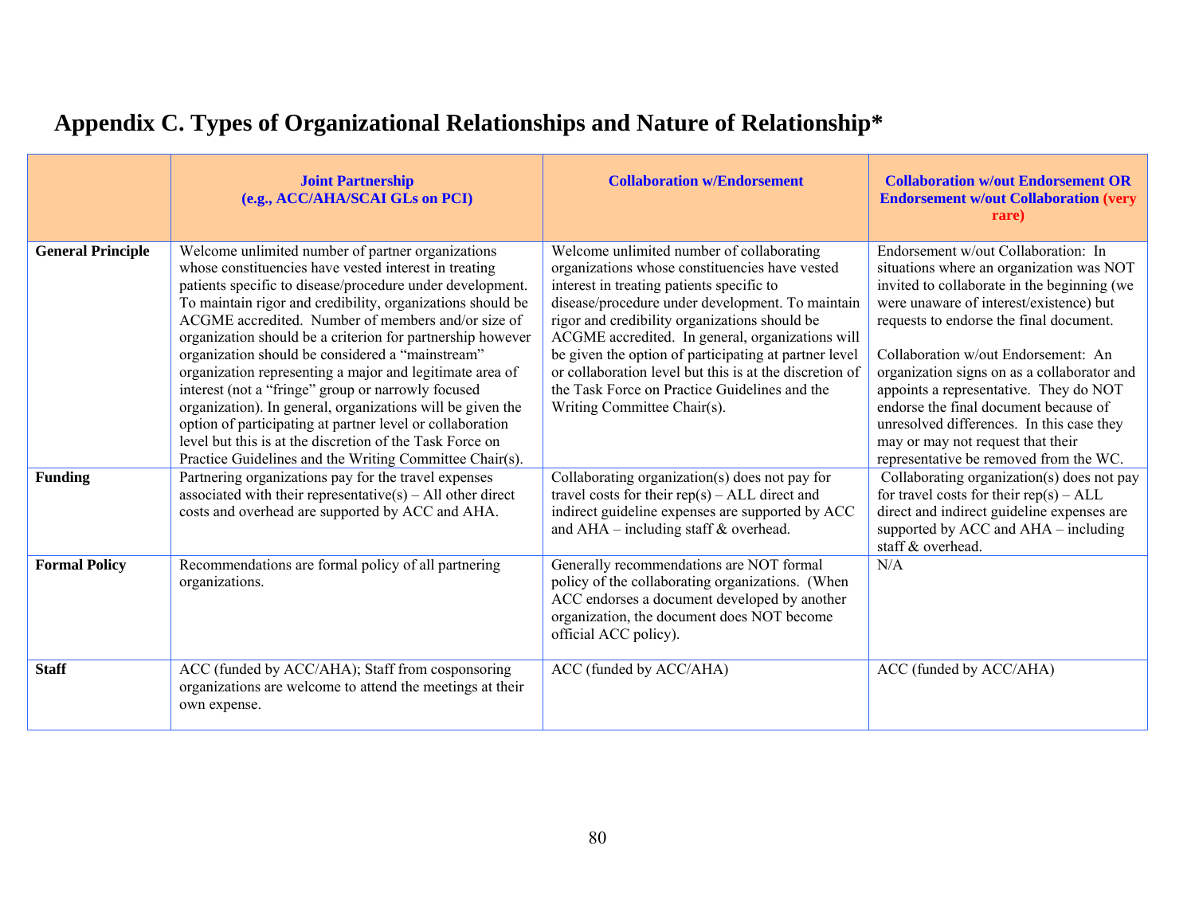# Appendix C. Types of Organizational Relationships and Nature of Relationship*

| | Joint Partnership (e.g., ACC/AHA/SCAI GLs on PCI) | Collaboration w/Endorsement | Collaboration w/out Endorsement OR Endorsement w/out Collaboration (very rare) |
|---|---|---|---|
| **General Principle** | Welcome unlimited number of partner organizations whose constituencies have vested interest in treating patients specific to disease/procedure under development. To maintain rigor and credibility, organizations should be ACGME accredited. Number of members and/or size of organization should be a criterion for partnership however organization should be considered a "mainstream" organization representing a major and legitimate area of interest (not a "fringe" group or narrowly focused organization). In general, organizations will be given the option of participating at partner level or collaboration level but this is at the discretion of the Task Force on Practice Guidelines and the Writing Committee Chair(s). | Welcome unlimited number of collaborating organizations whose constituencies have vested interest in treating patients specific to disease/procedure under development. To maintain rigor and credibility organizations should be ACGME accredited. In general, organizations will be given the option of participating at partner level or collaboration level but this is at the discretion of the Task Force on Practice Guidelines and the Writing Committee Chair(s). | Endorsement w/out Collaboration: In situations where an organization was NOT invited to collaborate in the beginning (we were unaware of interest/existence) but requests to endorse the final document.<br><br>Collaboration w/out Endorsement: An organization signs on as a collaborator and appoints a representative. They do NOT endorse the final document because of unresolved differences. In this case they may or may not request that their representative be removed from the WC. |
| **Funding** | Partnering organizations pay for the travel expenses associated with their representative(s) – All other direct costs and overhead are supported by ACC and AHA. | Collaborating organization(s) does not pay for travel costs for their rep(s) – ALL direct and indirect guideline expenses are supported by ACC and AHA – including staff & overhead. | Collaborating organization(s) does not pay for travel costs for their rep(s) – ALL direct and indirect guideline expenses are supported by ACC and AHA – including staff & overhead. |
| **Formal Policy** | Recommendations are formal policy of all partnering organizations. | Generally recommendations are NOT formal policy of the collaborating organizations. (When ACC endorses a document developed by another organization, the document does NOT become official ACC policy). | N/A |
| **Staff** | ACC (funded by ACC/AHA); Staff from cosponsoring organizations are welcome to attend the meetings at their own expense. | ACC (funded by ACC/AHA) | ACC (funded by ACC/AHA) |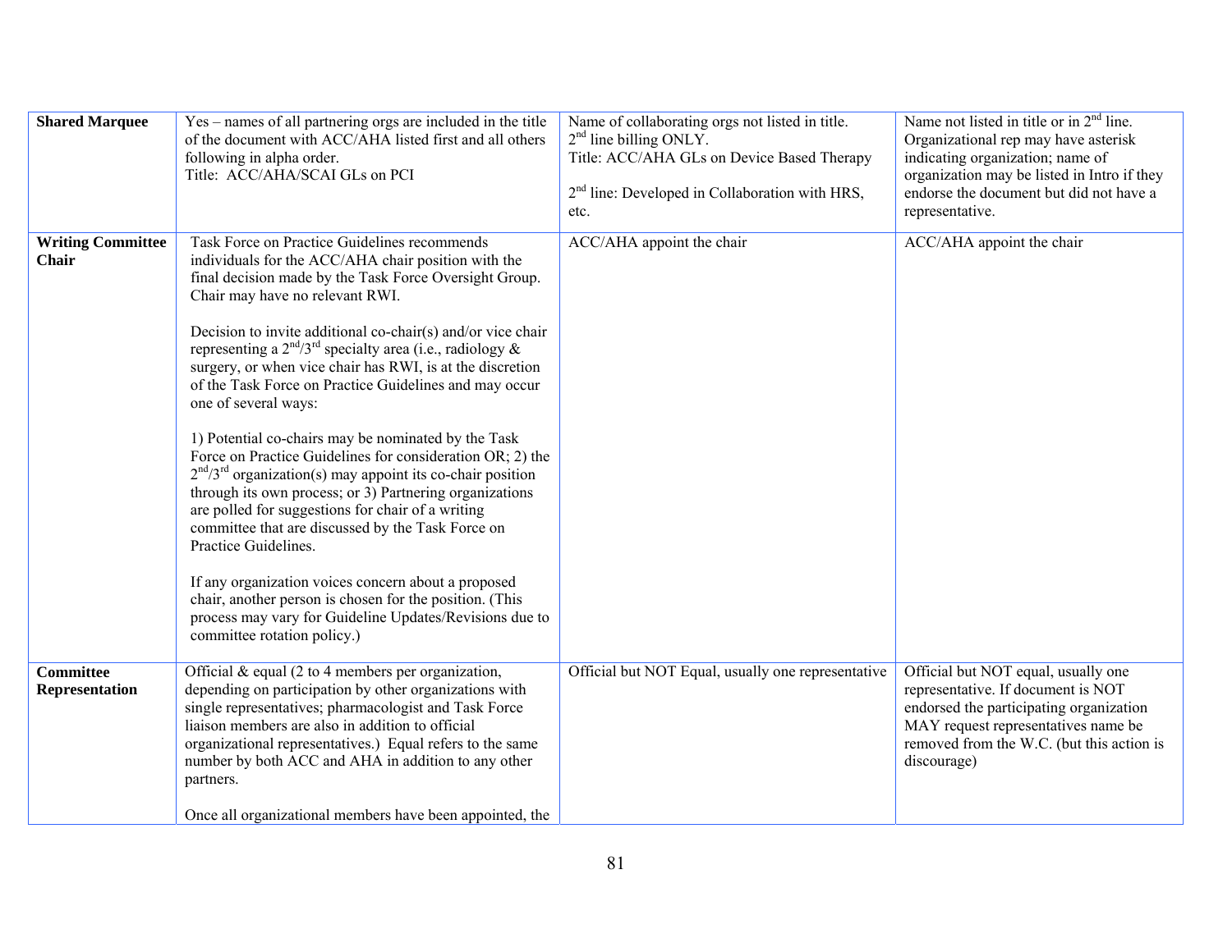| | | | |
|---|---|---|---|
| **Shared Marquee** | Yes – names of all partnering orgs are included in the title of the document with ACC/AHA listed first and all others following in alpha order.<br>Title: ACC/AHA/SCAI GLs on PCI | Name of collaborating orgs not listed in title.<br>2nd line billing ONLY.<br>Title: ACC/AHA GLs on Device Based Therapy<br><br>2nd line: Developed in Collaboration with HRS, etc. | Name not listed in title or in 2nd line. Organizational rep may have asterisk indicating organization; name of organization may be listed in Intro if they endorse the document but did not have a representative. |
| **Writing Committee Chair** | Task Force on Practice Guidelines recommends individuals for the ACC/AHA chair position with the final decision made by the Task Force Oversight Group. Chair may have no relevant RWI.<br><br>Decision to invite additional co-chair(s) and/or vice chair representing a 2nd/3rd specialty area (i.e., radiology & surgery, or when vice chair has RWI, is at the discretion of the Task Force on Practice Guidelines and may occur one of several ways:<br><br>1) Potential co-chairs may be nominated by the Task Force on Practice Guidelines for consideration OR; 2) the 2nd/3rd organization(s) may appoint its co-chair position through its own process; or 3) Partnering organizations are polled for suggestions for chair of a writing committee that are discussed by the Task Force on Practice Guidelines.<br><br>If any organization voices concern about a proposed chair, another person is chosen for the position. (This process may vary for Guideline Updates/Revisions due to committee rotation policy.) | ACC/AHA appoint the chair | ACC/AHA appoint the chair |
| **Committee Representation** | Official & equal (2 to 4 members per organization, depending on participation by other organizations with single representatives; pharmacologist and Task Force liaison members are also in addition to official organizational representatives.) Equal refers to the same number by both ACC and AHA in addition to any other partners.<br><br>Once all organizational members have been appointed, the | Official but NOT Equal, usually one representative | Official but NOT equal, usually one representative. If document is NOT endorsed the participating organization MAY request representatives name be removed from the W.C. (but this action is discourage) |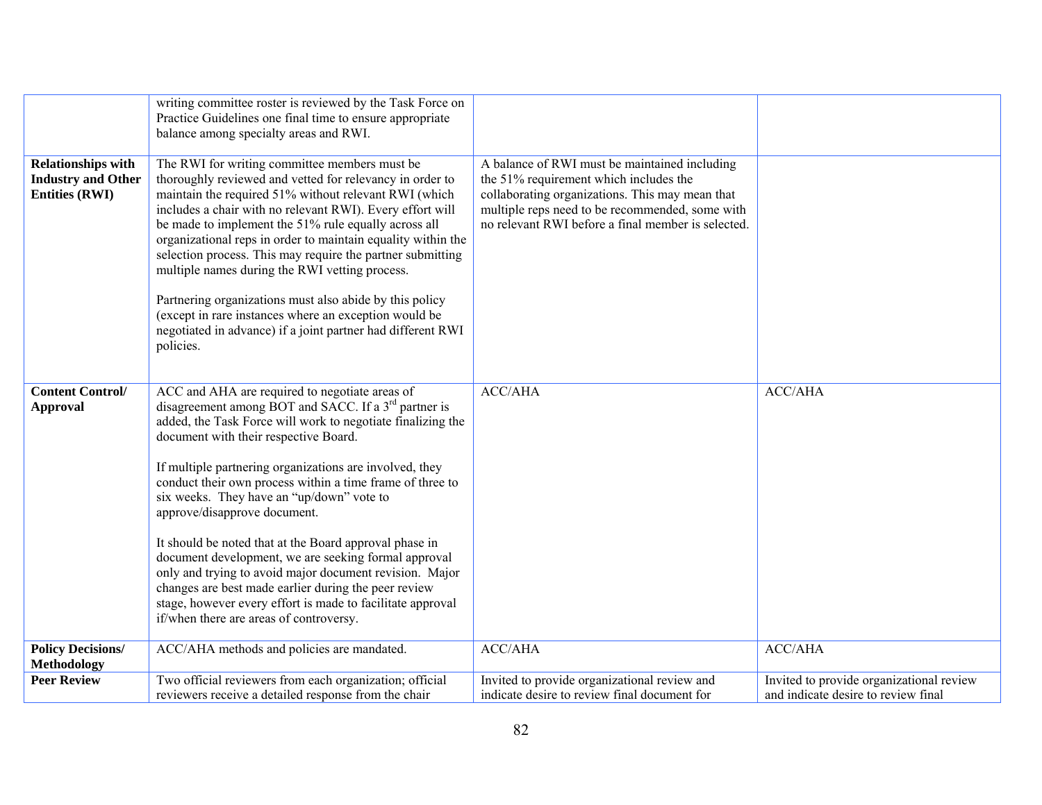| | | | |
|---|---|---|---|
| | writing committee roster is reviewed by the Task Force on Practice Guidelines one final time to ensure appropriate balance among specialty areas and RWI. | | |
| **Relationships with Industry and Other Entities (RWI)** | The RWI for writing committee members must be thoroughly reviewed and vetted for relevancy in order to maintain the required 51% without relevant RWI (which includes a chair with no relevant RWI). Every effort will be made to implement the 51% rule equally across all organizational reps in order to maintain equality within the selection process. This may require the partner submitting multiple names during the RWI vetting process.<br><br>Partnering organizations must also abide by this policy (except in rare instances where an exception would be negotiated in advance) if a joint partner had different RWI policies. | A balance of RWI must be maintained including the 51% requirement which includes the collaborating organizations. This may mean that multiple reps need to be recommended, some with no relevant RWI before a final member is selected. | |
| **Content Control/ Approval** | ACC and AHA are required to negotiate areas of disagreement among BOT and SACC. If a 3rd partner is added, the Task Force will work to negotiate finalizing the document with their respective Board.<br><br>If multiple partnering organizations are involved, they conduct their own process within a time frame of three to six weeks. They have an "up/down" vote to approve/disapprove document.<br><br>It should be noted that at the Board approval phase in document development, we are seeking formal approval only and trying to avoid major document revision. Major changes are best made earlier during the peer review stage, however every effort is made to facilitate approval if/when there are areas of controversy. | ACC/AHA | ACC/AHA |
| **Policy Decisions/ Methodology** | ACC/AHA methods and policies are mandated. | ACC/AHA | ACC/AHA |
| **Peer Review** | Two official reviewers from each organization; official reviewers receive a detailed response from the chair | Invited to provide organizational review and indicate desire to review final document for | Invited to provide organizational review and indicate desire to review final |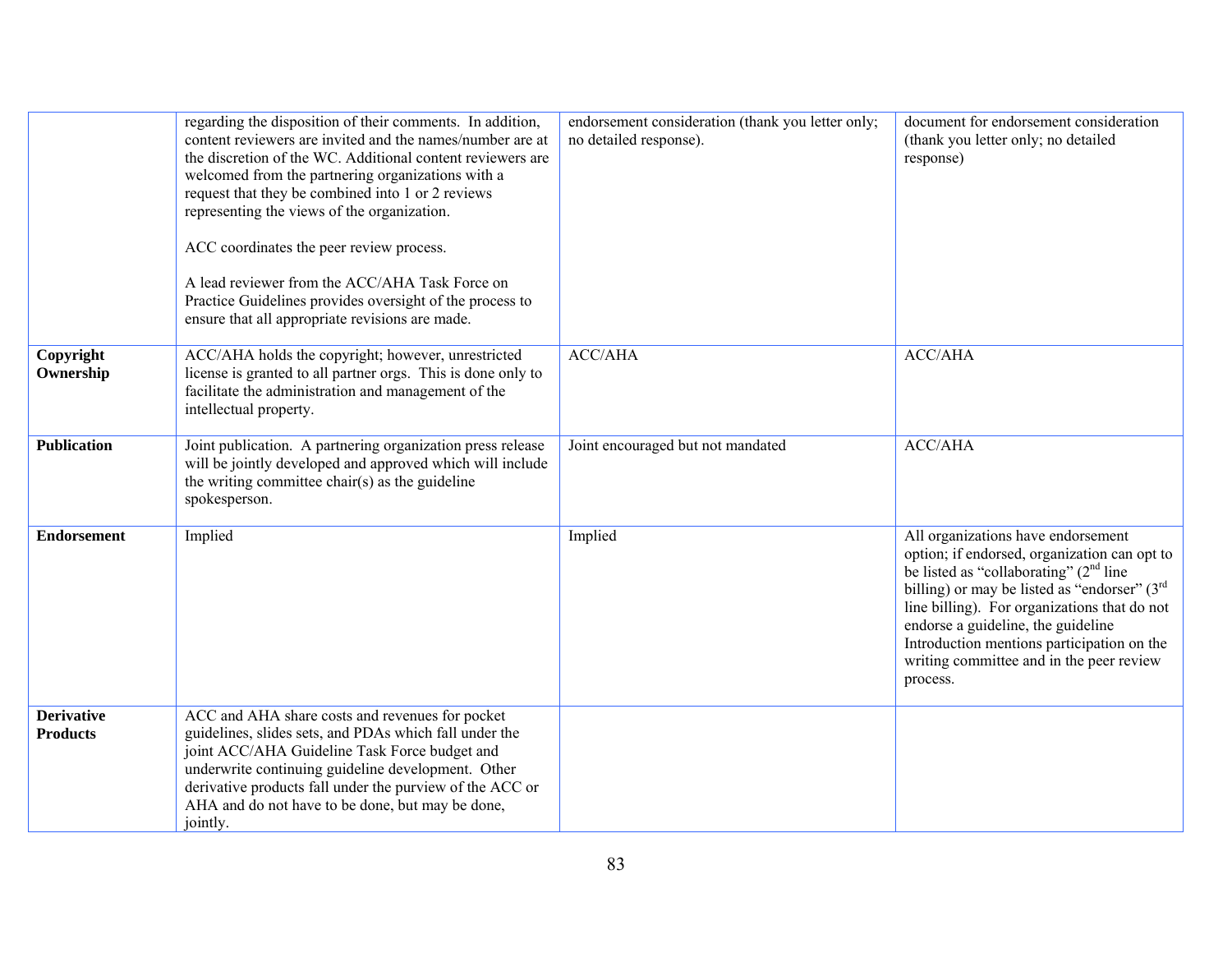| | | | |
|---|---|---|---|
| | regarding the disposition of their comments. In addition, content reviewers are invited and the names/number are at the discretion of the WC. Additional content reviewers are welcomed from the partnering organizations with a request that they be combined into 1 or 2 reviews representing the views of the organization.<br><br>ACC coordinates the peer review process.<br><br>A lead reviewer from the ACC/AHA Task Force on Practice Guidelines provides oversight of the process to ensure that all appropriate revisions are made. | endorsement consideration (thank you letter only; no detailed response). | document for endorsement consideration (thank you letter only; no detailed response) |
| **Copyright Ownership** | ACC/AHA holds the copyright; however, unrestricted license is granted to all partner orgs. This is done only to facilitate the administration and management of the intellectual property. | ACC/AHA | ACC/AHA |
| **Publication** | Joint publication. A partnering organization press release will be jointly developed and approved which will include the writing committee chair(s) as the guideline spokesperson. | Joint encouraged but not mandated | ACC/AHA |
| **Endorsement** | Implied | Implied | All organizations have endorsement option; if endorsed, organization can opt to be listed as "collaborating" (2nd line billing) or may be listed as "endorser" (3rd line billing). For organizations that do not endorse a guideline, the guideline Introduction mentions participation on the writing committee and in the peer review process. |
| **Derivative Products** | ACC and AHA share costs and revenues for pocket guidelines, slides sets, and PDAs which fall under the joint ACC/AHA Guideline Task Force budget and underwrite continuing guideline development. Other derivative products fall under the purview of the ACC or AHA and do not have to be done, but may be done, jointly. | | |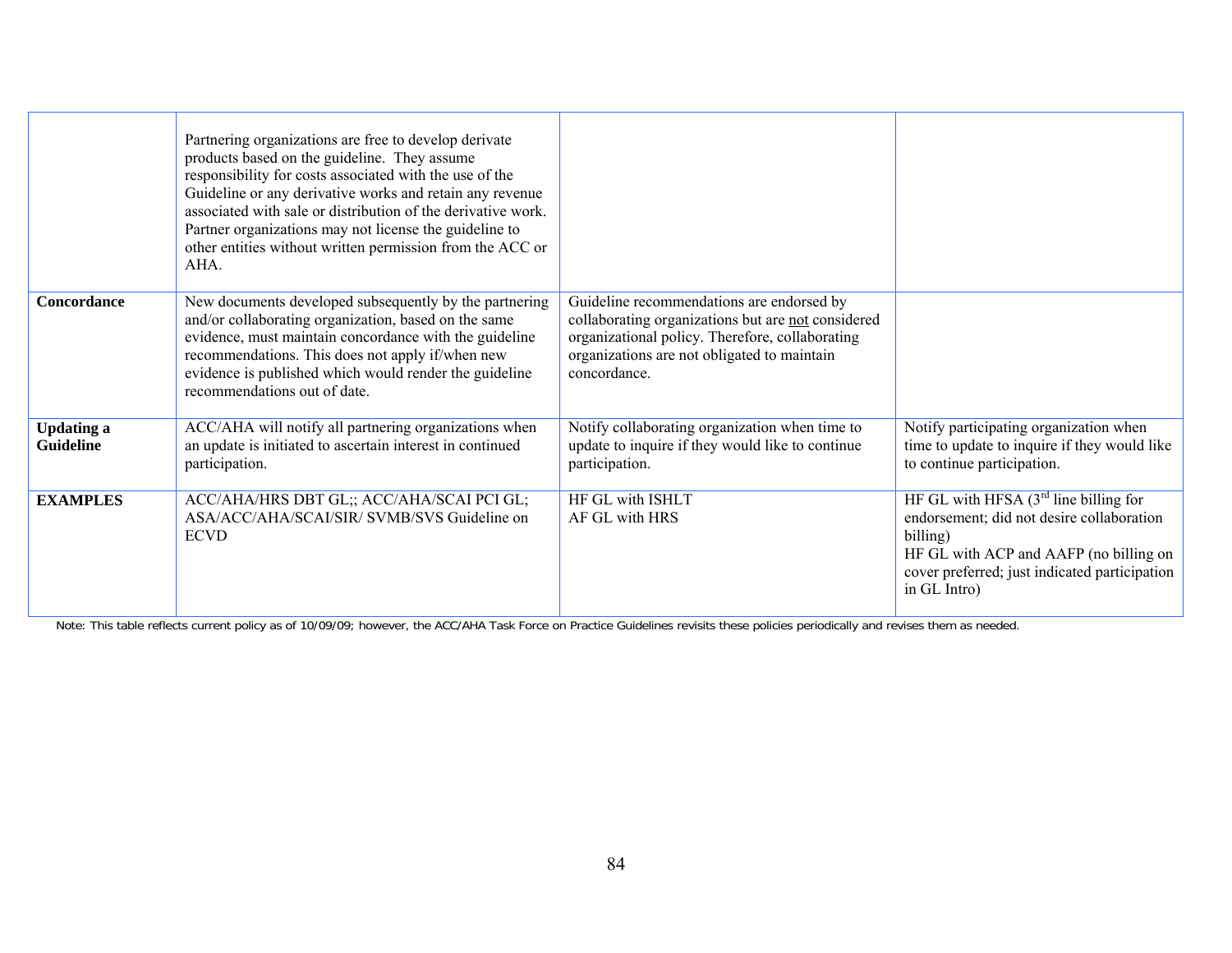| | | | |
|---|---|---|---|
| | Partnering organizations are free to develop derivate products based on the guideline. They assume responsibility for costs associated with the use of the Guideline or any derivative works and retain any revenue associated with sale or distribution of the derivative work. Partner organizations may not license the guideline to other entities without written permission from the ACC or AHA. | | |
| **Concordance** | New documents developed subsequently by the partnering and/or collaborating organization, based on the same evidence, must maintain concordance with the guideline recommendations. This does not apply if/when new evidence is published which would render the guideline recommendations out of date. | Guideline recommendations are endorsed by collaborating organizations but are <u>not</u> considered organizational policy. Therefore, collaborating organizations are not obligated to maintain concordance. | |
| **Updating a Guideline** | ACC/AHA will notify all partnering organizations when an update is initiated to ascertain interest in continued participation. | Notify collaborating organization when time to update to inquire if they would like to continue participation. | Notify participating organization when time to update to inquire if they would like to continue participation. |
| **EXAMPLES** | ACC/AHA/HRS DBT GL;; ACC/AHA/SCAI PCI GL; ASA/ACC/AHA/SCAI/SIR/ SVMB/SVS Guideline on ECVD | HF GL with ISHLT<br>AF GL with HRS | HF GL with HFSA (3rd line billing for endorsement; did not desire collaboration billing)<br>HF GL with ACP and AAFP (no billing on cover preferred; just indicated participation in GL Intro) |

Note: This table reflects current policy as of 10/09/09; however, the ACC/AHA Task Force on Practice Guidelines revisits these policies periodically and revises them as needed.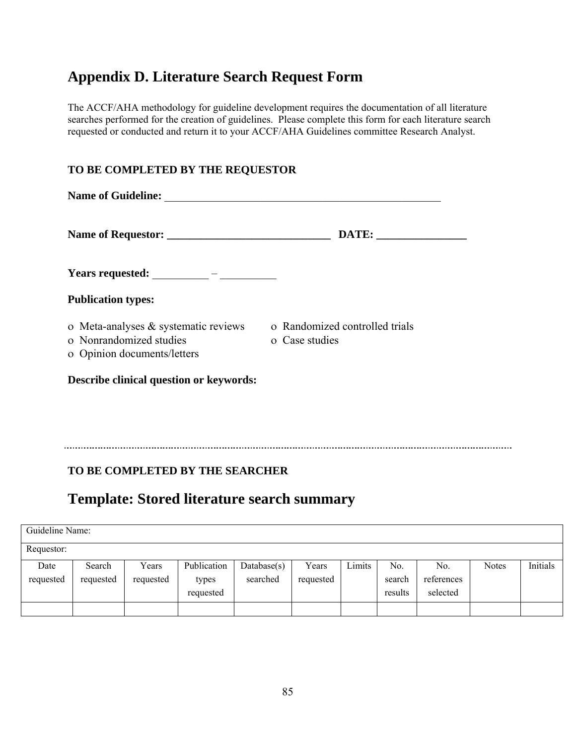# Appendix D. Literature Search Request Form

The ACCF/AHA methodology for guideline development requires the documentation of all literature searches performed for the creation of guidelines. Please complete this form for each literature search requested or conducted and return it to your ACCF/AHA Guidelines committee Research Analyst.

**TO BE COMPLETED BY THE REQUESTOR**

**Name of Guideline:** ____________________________________________________

**Name of Requestor:** ______________________________ **DATE:** ________________

**Years requested:** __________ – __________

**Publication types:**

- o Meta-analyses & systematic reviews
- o Randomized controlled trials
- o Nonrandomized studies
- o Case studies
- o Opinion documents/letters

**Describe clinical question or keywords:**

---

**TO BE COMPLETED BY THE SEARCHER**

## Template: Stored literature search summary

| Guideline Name: | | | | | | | | | | |
|---|---|---|---|---|---|---|---|---|---|---|
| Requestor: | | | | | | | | | | |
| Date requested | Search requested | Years requested | Publication types requested | Database(s) searched | Years requested | Limits | No. search results | No. references selected | Notes | Initials |
| | | | | | | | | | | |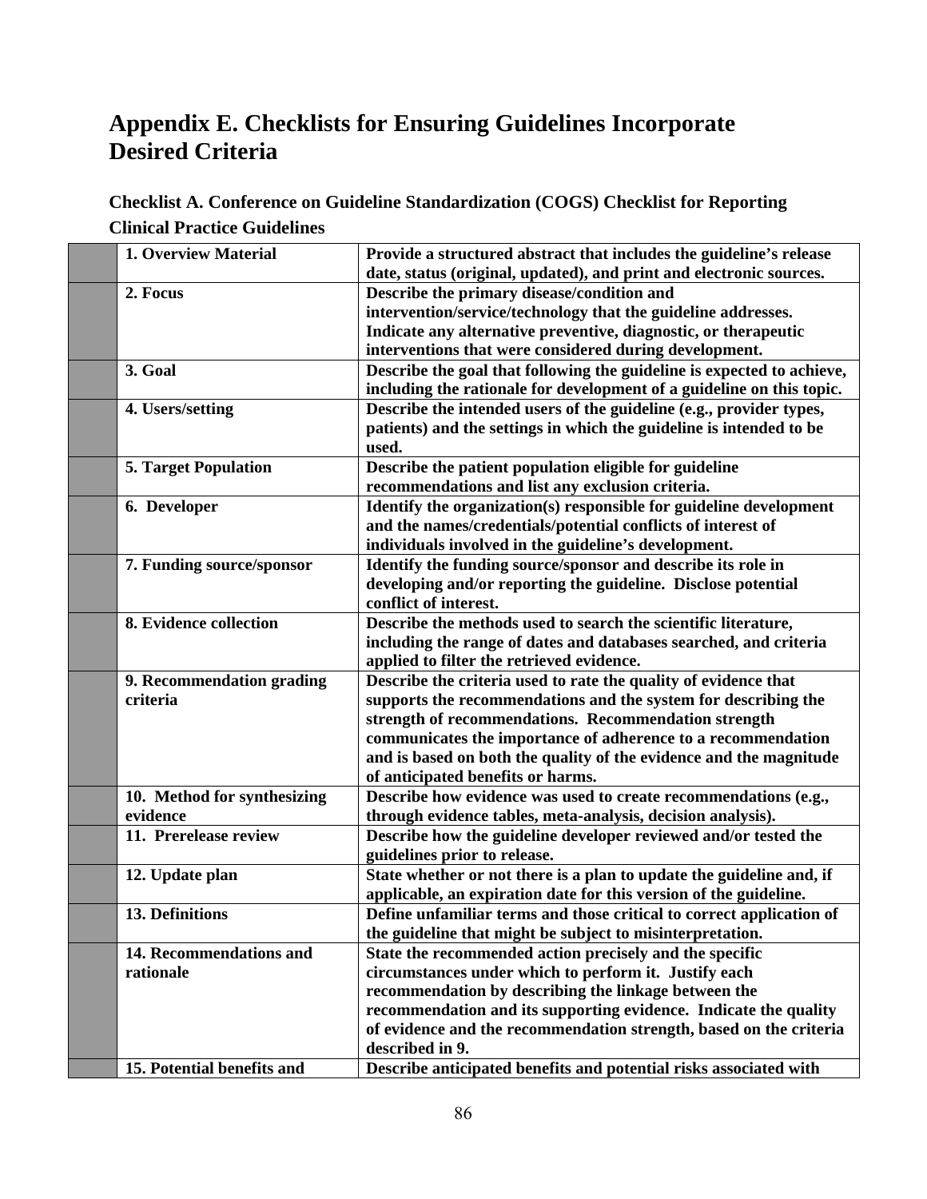# Appendix E. Checklists for Ensuring Guidelines Incorporate Desired Criteria

### Checklist A. Conference on Guideline Standardization (COGS) Checklist for Reporting Clinical Practice Guidelines

| | | |
|---|---|---|
| | **1. Overview Material** | **Provide a structured abstract that includes the guideline's release date, status (original, updated), and print and electronic sources.** |
| | **2. Focus** | **Describe the primary disease/condition and intervention/service/technology that the guideline addresses. Indicate any alternative preventive, diagnostic, or therapeutic interventions that were considered during development.** |
| | **3. Goal** | **Describe the goal that following the guideline is expected to achieve, including the rationale for development of a guideline on this topic.** |
| | **4. Users/setting** | **Describe the intended users of the guideline (e.g., provider types, patients) and the settings in which the guideline is intended to be used.** |
| | **5. Target Population** | **Describe the patient population eligible for guideline recommendations and list any exclusion criteria.** |
| | **6. Developer** | **Identify the organization(s) responsible for guideline development and the names/credentials/potential conflicts of interest of individuals involved in the guideline's development.** |
| | **7. Funding source/sponsor** | **Identify the funding source/sponsor and describe its role in developing and/or reporting the guideline. Disclose potential conflict of interest.** |
| | **8. Evidence collection** | **Describe the methods used to search the scientific literature, including the range of dates and databases searched, and criteria applied to filter the retrieved evidence.** |
| | **9. Recommendation grading criteria** | **Describe the criteria used to rate the quality of evidence that supports the recommendations and the system for describing the strength of recommendations. Recommendation strength communicates the importance of adherence to a recommendation and is based on both the quality of the evidence and the magnitude of anticipated benefits or harms.** |
| | **10. Method for synthesizing evidence** | **Describe how evidence was used to create recommendations (e.g., through evidence tables, meta-analysis, decision analysis).** |
| | **11. Prerelease review** | **Describe how the guideline developer reviewed and/or tested the guidelines prior to release.** |
| | **12. Update plan** | **State whether or not there is a plan to update the guideline and, if applicable, an expiration date for this version of the guideline.** |
| | **13. Definitions** | **Define unfamiliar terms and those critical to correct application of the guideline that might be subject to misinterpretation.** |
| | **14. Recommendations and rationale** | **State the recommended action precisely and the specific circumstances under which to perform it. Justify each recommendation by describing the linkage between the recommendation and its supporting evidence. Indicate the quality of evidence and the recommendation strength, based on the criteria described in 9.** |
| | **15. Potential benefits and** | **Describe anticipated benefits and potential risks associated with** |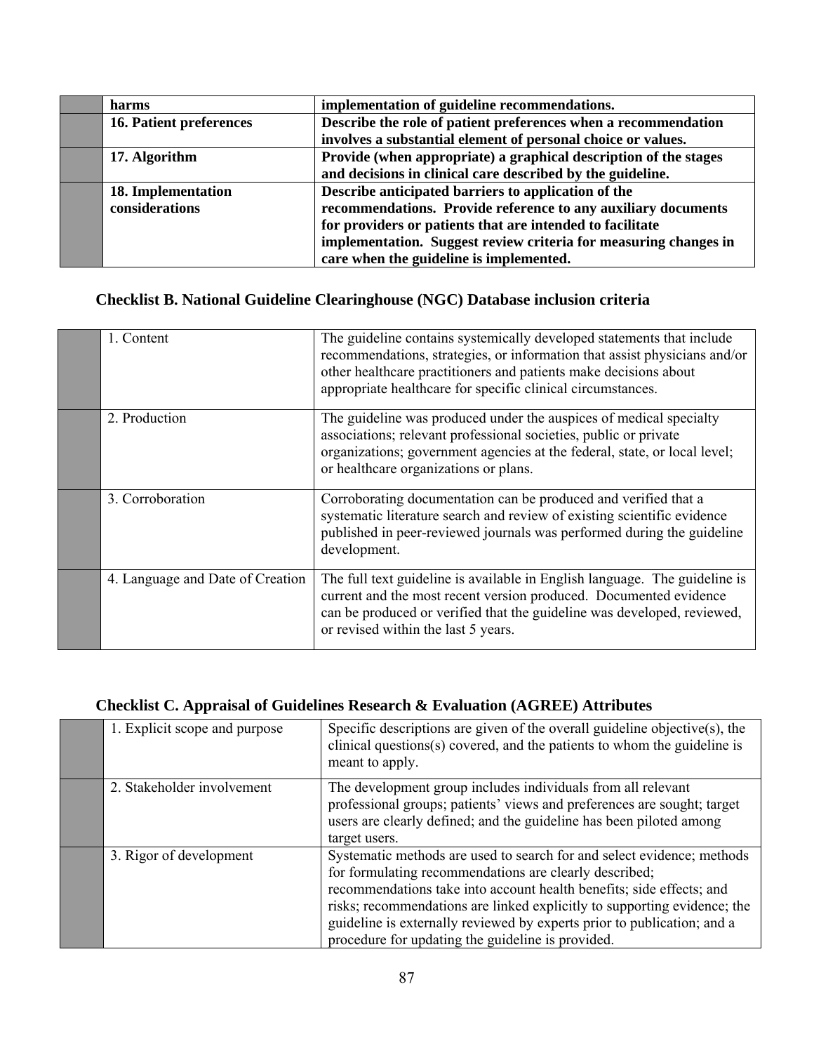| | | |
|---|---|---|
| | **harms** | **implementation of guideline recommendations.** |
| | **16. Patient preferences** | **Describe the role of patient preferences when a recommendation involves a substantial element of personal choice or values.** |
| | **17. Algorithm** | **Provide (when appropriate) a graphical description of the stages and decisions in clinical care described by the guideline.** |
| | **18. Implementation considerations** | **Describe anticipated barriers to application of the recommendations. Provide reference to any auxiliary documents for providers or patients that are intended to facilitate implementation. Suggest review criteria for measuring changes in care when the guideline is implemented.** |

### Checklist B. National Guideline Clearinghouse (NGC) Database inclusion criteria

| | | |
|---|---|---|
| | 1. Content | The guideline contains systemically developed statements that include recommendations, strategies, or information that assist physicians and/or other healthcare practitioners and patients make decisions about appropriate healthcare for specific clinical circumstances. |
| | 2. Production | The guideline was produced under the auspices of medical specialty associations; relevant professional societies, public or private organizations; government agencies at the federal, state, or local level; or healthcare organizations or plans. |
| | 3. Corroboration | Corroborating documentation can be produced and verified that a systematic literature search and review of existing scientific evidence published in peer-reviewed journals was performed during the guideline development. |
| | 4. Language and Date of Creation | The full text guideline is available in English language. The guideline is current and the most recent version produced. Documented evidence can be produced or verified that the guideline was developed, reviewed, or revised within the last 5 years. |

### Checklist C. Appraisal of Guidelines Research & Evaluation (AGREE) Attributes

| | | |
|---|---|---|
| | 1. Explicit scope and purpose | Specific descriptions are given of the overall guideline objective(s), the clinical questions(s) covered, and the patients to whom the guideline is meant to apply. |
| | 2. Stakeholder involvement | The development group includes individuals from all relevant professional groups; patients' views and preferences are sought; target users are clearly defined; and the guideline has been piloted among target users. |
| | 3. Rigor of development | Systematic methods are used to search for and select evidence; methods for formulating recommendations are clearly described; recommendations take into account health benefits; side effects; and risks; recommendations are linked explicitly to supporting evidence; the guideline is externally reviewed by experts prior to publication; and a procedure for updating the guideline is provided. |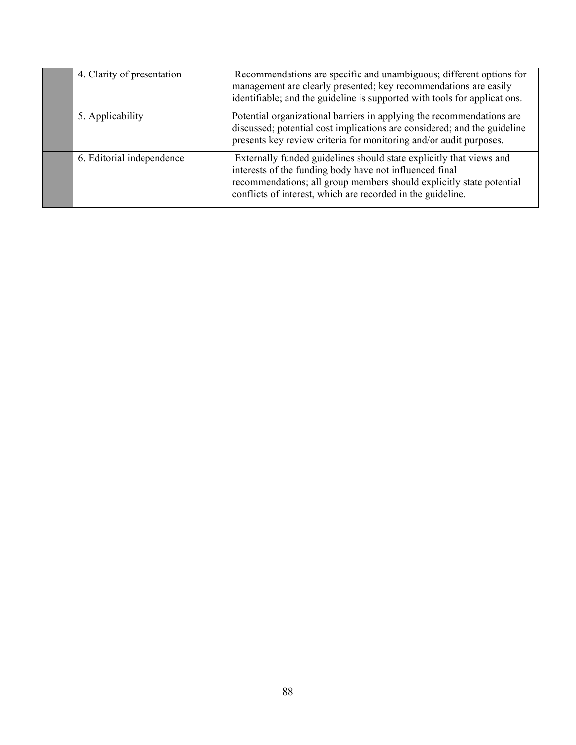| | | |
|---|---|---|
| | 4. Clarity of presentation | Recommendations are specific and unambiguous; different options for management are clearly presented; key recommendations are easily identifiable; and the guideline is supported with tools for applications. |
| | 5. Applicability | Potential organizational barriers in applying the recommendations are discussed; potential cost implications are considered; and the guideline presents key review criteria for monitoring and/or audit purposes. |
| | 6. Editorial independence | Externally funded guidelines should state explicitly that views and interests of the funding body have not influenced final recommendations; all group members should explicitly state potential conflicts of interest, which are recorded in the guideline. |